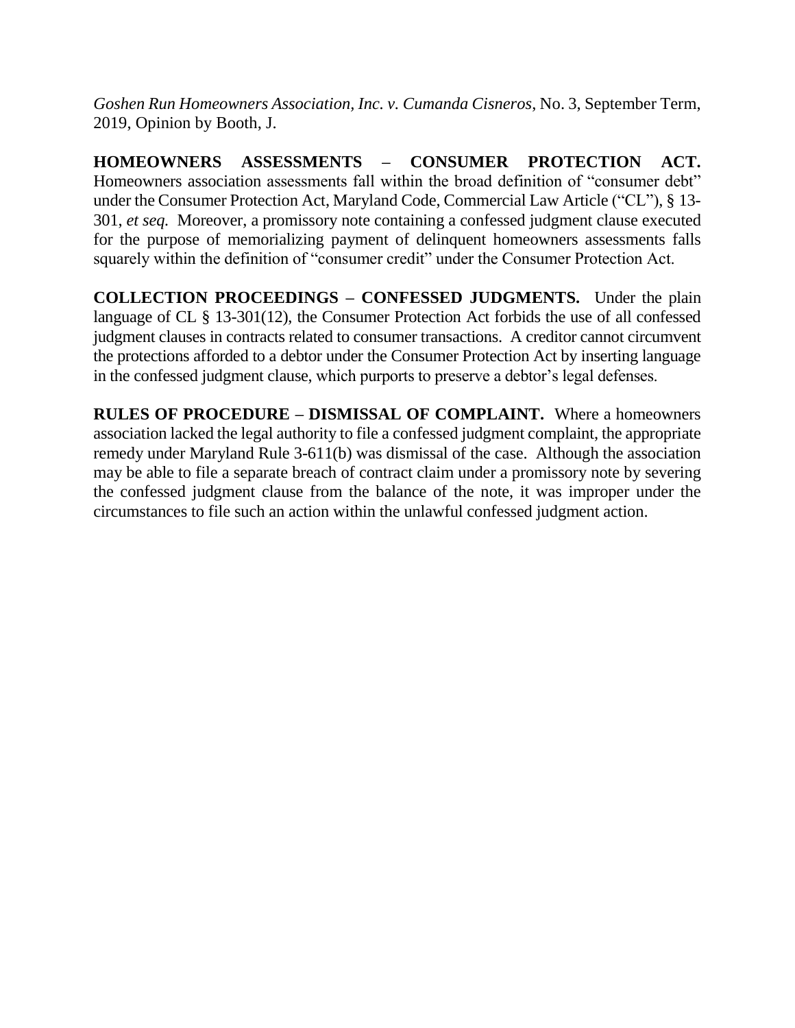*Goshen Run Homeowners Association, Inc. v. Cumanda Cisneros*, No. 3, September Term, 2019, Opinion by Booth, J.

**HOMEOWNERS ASSESSMENTS – CONSUMER PROTECTION ACT.** Homeowners association assessments fall within the broad definition of "consumer debt" under the Consumer Protection Act, Maryland Code, Commercial Law Article ("CL"), § 13-301, *et seq.* Moreover, a promissory note containing a confessed judgment clause executed for the purpose of memorializing payment of delinquent homeowners assessments falls squarely within the definition of "consumer credit" under the Consumer Protection Act.

**COLLECTION PROCEEDINGS – CONFESSED JUDGMENTS.** Under the plain language of CL § 13-301(12), the Consumer Protection Act forbids the use of all confessed judgment clauses in contracts related to consumer transactions. A creditor cannot circumvent the protections afforded to a debtor under the Consumer Protection Act by inserting language in the confessed judgment clause, which purports to preserve a debtor's legal defenses.

**RULES OF PROCEDURE – DISMISSAL OF COMPLAINT.** Where a homeowners association lacked the legal authority to file a confessed judgment complaint, the appropriate remedy under Maryland Rule 3-611(b) was dismissal of the case. Although the association may be able to file a separate breach of contract claim under a promissory note by severing the confessed judgment clause from the balance of the note, it was improper under the circumstances to file such an action within the unlawful confessed judgment action.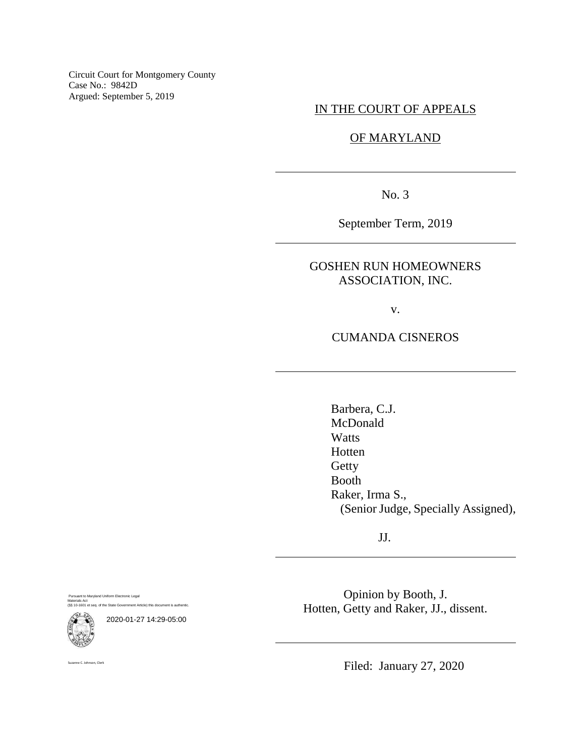Circuit Court for Montgomery County
Case No.: 9842D
Argued: September 5, 2019

IN THE COURT OF APPEALS

OF MARYLAND

No. 3

September Term, 2019

GOSHEN RUN HOMEOWNERS ASSOCIATION, INC.

v.

CUMANDA CISNEROS

Barbera, C.J.
McDonald
Watts
Hotten
Getty
Booth
Raker, Irma S.,
(Senior Judge, Specially Assigned),

JJ.

Opinion by Booth, J.
Hotten, Getty and Raker, JJ., dissent.

Filed: January 27, 2020

Pursuant to Maryland Uniform Electronic Legal Materials Act
(§§ 10-1601 et seq. of the State Government Article) this document is authentic.

2020-01-27 14:29-05:00

Suzanne C. Johnson, Clerk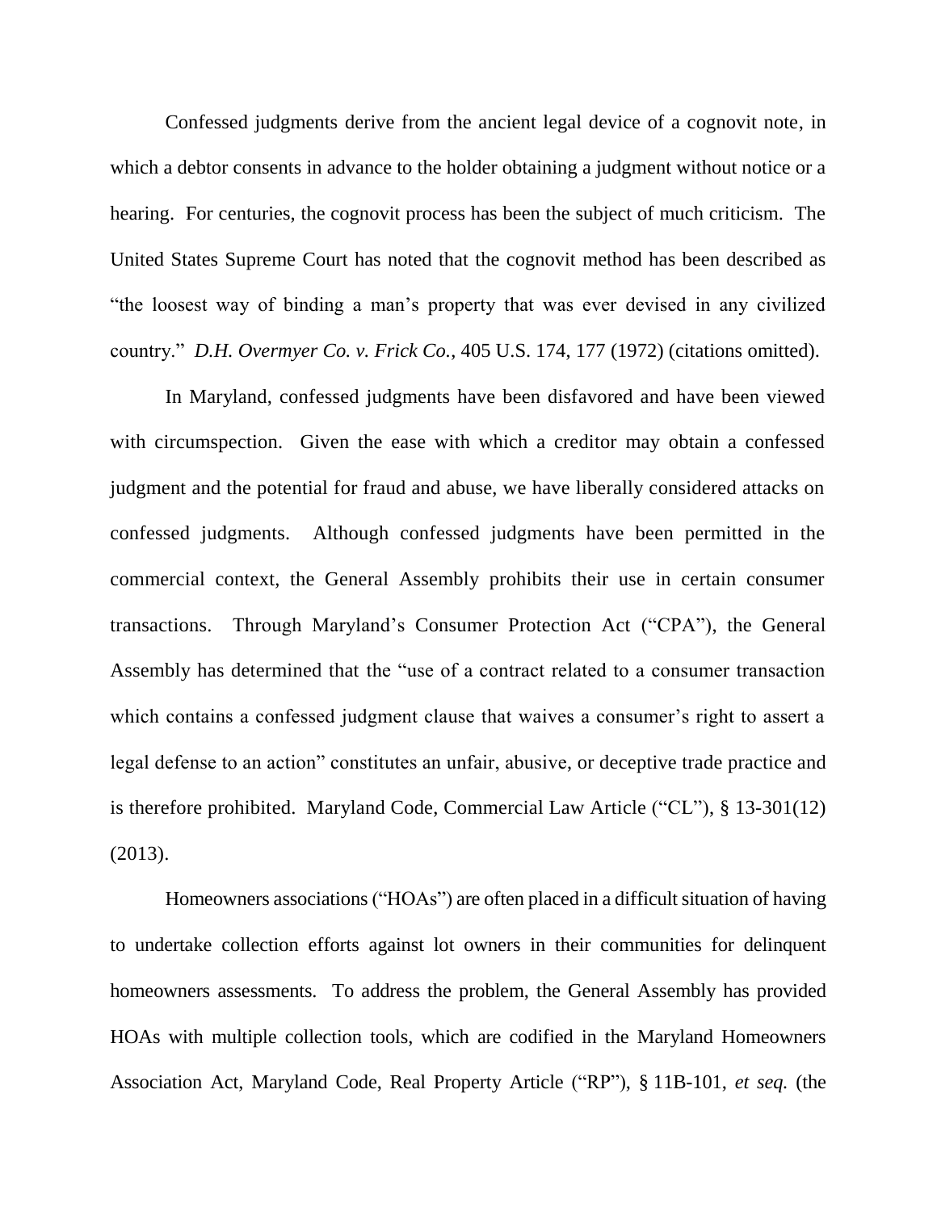Confessed judgments derive from the ancient legal device of a cognovit note, in which a debtor consents in advance to the holder obtaining a judgment without notice or a hearing. For centuries, the cognovit process has been the subject of much criticism. The United States Supreme Court has noted that the cognovit method has been described as "the loosest way of binding a man's property that was ever devised in any civilized country." *D.H. Overmyer Co. v. Frick Co.*, 405 U.S. 174, 177 (1972) (citations omitted).

In Maryland, confessed judgments have been disfavored and have been viewed with circumspection. Given the ease with which a creditor may obtain a confessed judgment and the potential for fraud and abuse, we have liberally considered attacks on confessed judgments. Although confessed judgments have been permitted in the commercial context, the General Assembly prohibits their use in certain consumer transactions. Through Maryland's Consumer Protection Act ("CPA"), the General Assembly has determined that the "use of a contract related to a consumer transaction which contains a confessed judgment clause that waives a consumer's right to assert a legal defense to an action" constitutes an unfair, abusive, or deceptive trade practice and is therefore prohibited. Maryland Code, Commercial Law Article ("CL"), § 13-301(12) (2013).

Homeowners associations ("HOAs") are often placed in a difficult situation of having to undertake collection efforts against lot owners in their communities for delinquent homeowners assessments. To address the problem, the General Assembly has provided HOAs with multiple collection tools, which are codified in the Maryland Homeowners Association Act, Maryland Code, Real Property Article ("RP"), § 11B-101, *et seq.* (the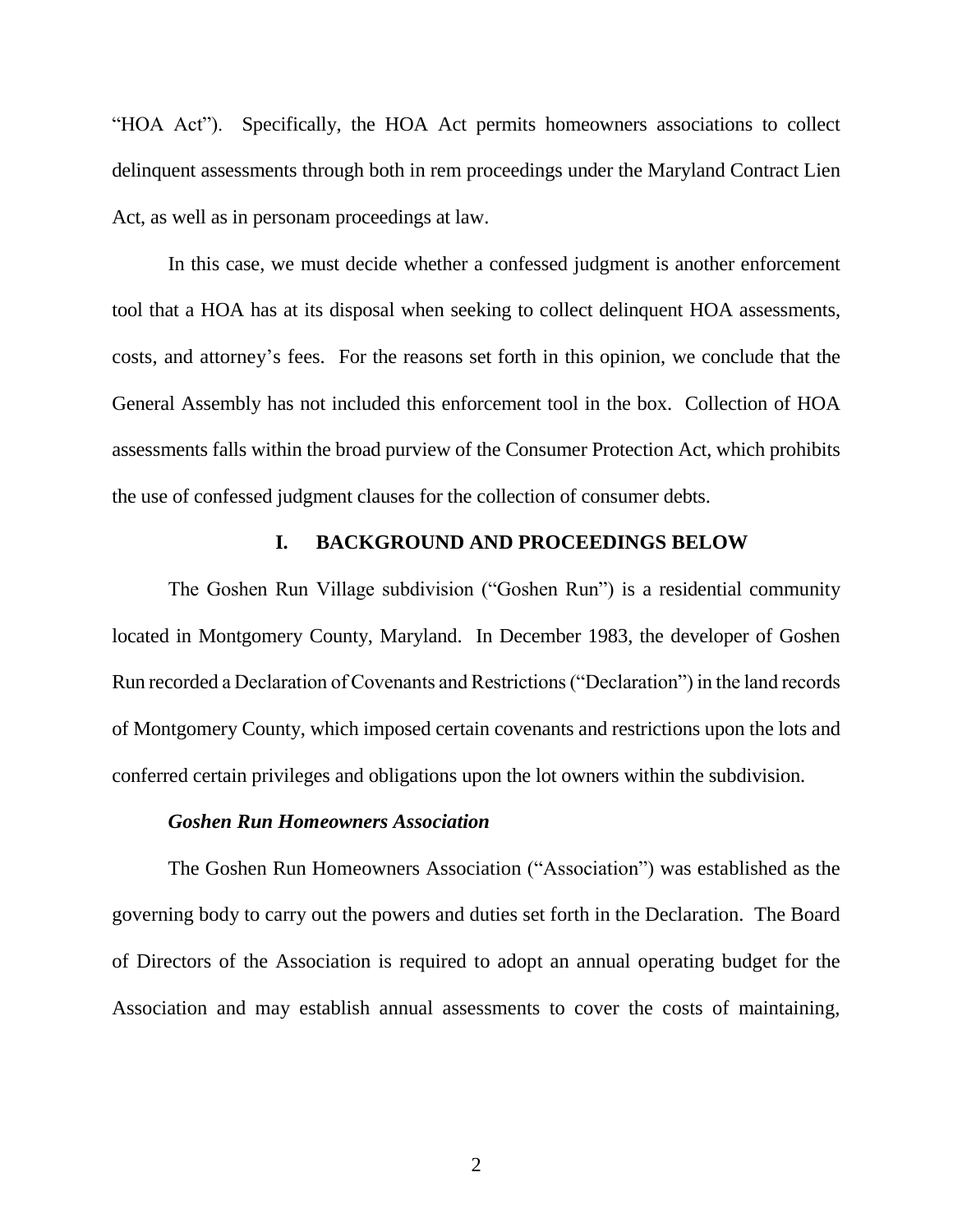"HOA Act"). Specifically, the HOA Act permits homeowners associations to collect delinquent assessments through both in rem proceedings under the Maryland Contract Lien Act, as well as in personam proceedings at law.

In this case, we must decide whether a confessed judgment is another enforcement tool that a HOA has at its disposal when seeking to collect delinquent HOA assessments, costs, and attorney's fees. For the reasons set forth in this opinion, we conclude that the General Assembly has not included this enforcement tool in the box. Collection of HOA assessments falls within the broad purview of the Consumer Protection Act, which prohibits the use of confessed judgment clauses for the collection of consumer debts.

## I. BACKGROUND AND PROCEEDINGS BELOW

The Goshen Run Village subdivision ("Goshen Run") is a residential community located in Montgomery County, Maryland. In December 1983, the developer of Goshen Run recorded a Declaration of Covenants and Restrictions ("Declaration") in the land records of Montgomery County, which imposed certain covenants and restrictions upon the lots and conferred certain privileges and obligations upon the lot owners within the subdivision.

### *Goshen Run Homeowners Association*

The Goshen Run Homeowners Association ("Association") was established as the governing body to carry out the powers and duties set forth in the Declaration. The Board of Directors of the Association is required to adopt an annual operating budget for the Association and may establish annual assessments to cover the costs of maintaining,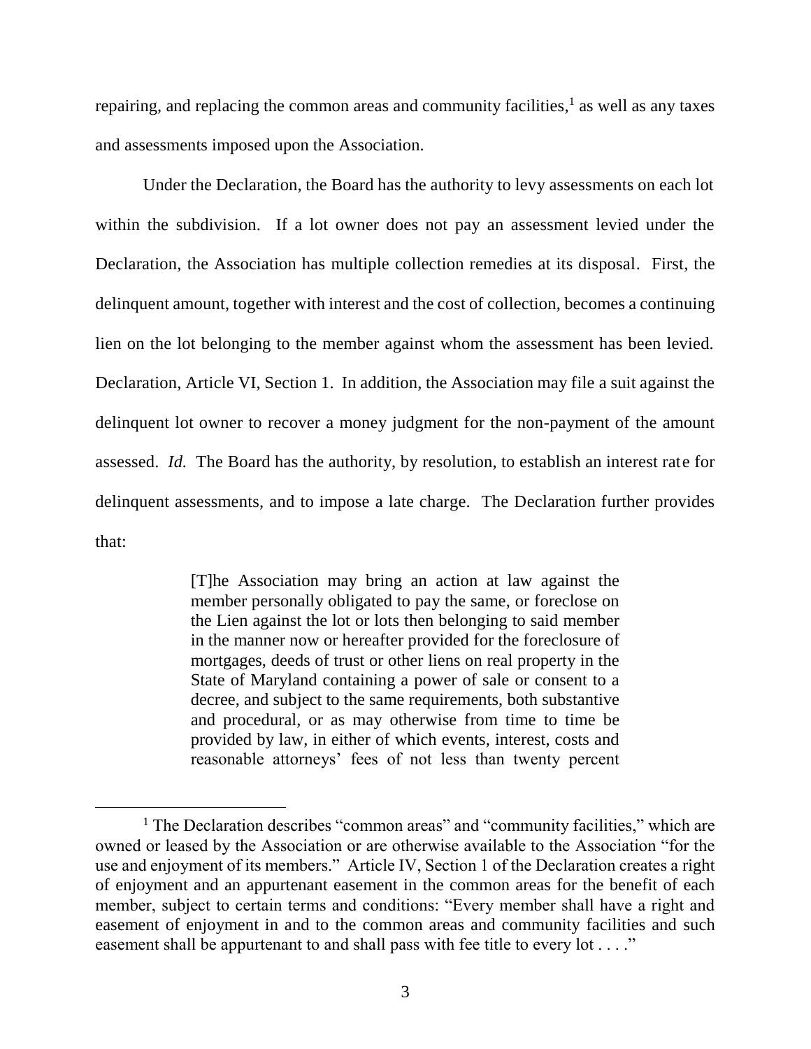repairing, and replacing the common areas and community facilities,[1] as well as any taxes and assessments imposed upon the Association.

Under the Declaration, the Board has the authority to levy assessments on each lot within the subdivision. If a lot owner does not pay an assessment levied under the Declaration, the Association has multiple collection remedies at its disposal. First, the delinquent amount, together with interest and the cost of collection, becomes a continuing lien on the lot belonging to the member against whom the assessment has been levied. Declaration, Article VI, Section 1. In addition, the Association may file a suit against the delinquent lot owner to recover a money judgment for the non-payment of the amount assessed. *Id.* The Board has the authority, by resolution, to establish an interest rate for delinquent assessments, and to impose a late charge. The Declaration further provides that:

> [T]he Association may bring an action at law against the member personally obligated to pay the same, or foreclose on the Lien against the lot or lots then belonging to said member in the manner now or hereafter provided for the foreclosure of mortgages, deeds of trust or other liens on real property in the State of Maryland containing a power of sale or consent to a decree, and subject to the same requirements, both substantive and procedural, or as may otherwise from time to time be provided by law, in either of which events, interest, costs and reasonable attorneys' fees of not less than twenty percent

[1] The Declaration describes "common areas" and "community facilities," which are owned or leased by the Association or are otherwise available to the Association "for the use and enjoyment of its members." Article IV, Section 1 of the Declaration creates a right of enjoyment and an appurtenant easement in the common areas for the benefit of each member, subject to certain terms and conditions: "Every member shall have a right and easement of enjoyment in and to the common areas and community facilities and such easement shall be appurtenant to and shall pass with fee title to every lot . . . ."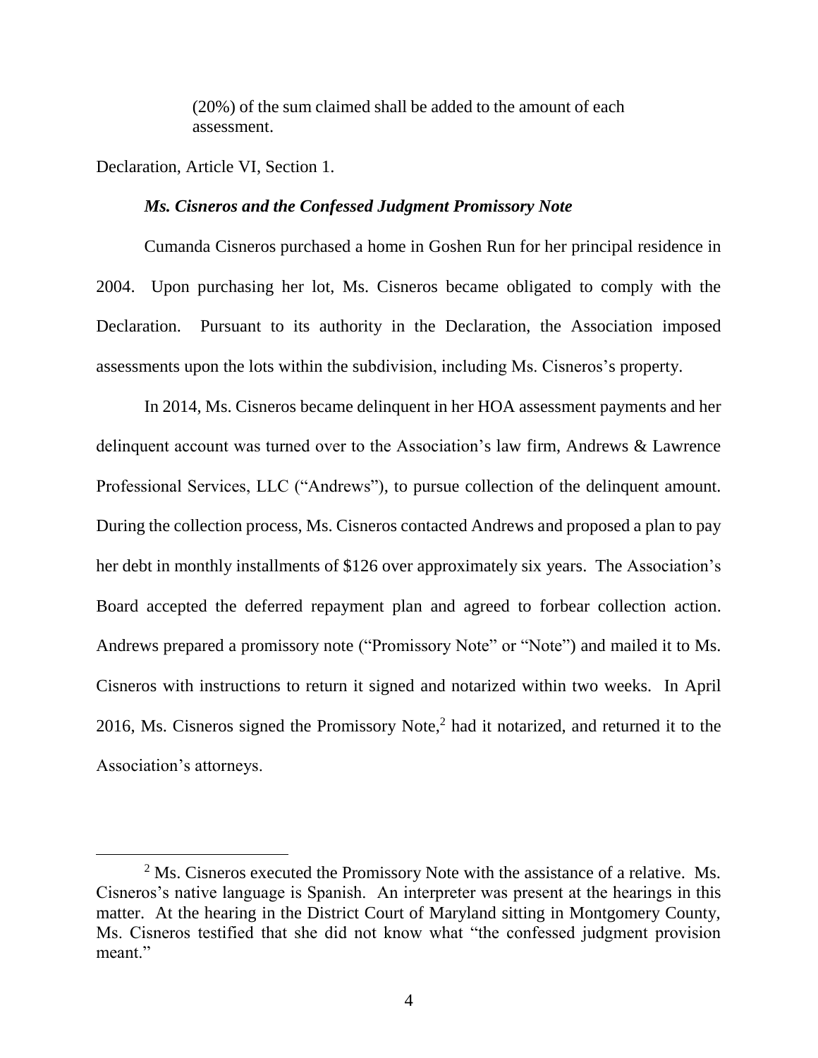> (20%) of the sum claimed shall be added to the amount of each assessment.

Declaration, Article VI, Section 1.

***Ms. Cisneros and the Confessed Judgment Promissory Note***

Cumanda Cisneros purchased a home in Goshen Run for her principal residence in 2004. Upon purchasing her lot, Ms. Cisneros became obligated to comply with the Declaration. Pursuant to its authority in the Declaration, the Association imposed assessments upon the lots within the subdivision, including Ms. Cisneros's property.

In 2014, Ms. Cisneros became delinquent in her HOA assessment payments and her delinquent account was turned over to the Association's law firm, Andrews & Lawrence Professional Services, LLC ("Andrews"), to pursue collection of the delinquent amount. During the collection process, Ms. Cisneros contacted Andrews and proposed a plan to pay her debt in monthly installments of $126 over approximately six years. The Association's Board accepted the deferred repayment plan and agreed to forbear collection action. Andrews prepared a promissory note ("Promissory Note" or "Note") and mailed it to Ms. Cisneros with instructions to return it signed and notarized within two weeks. In April 2016, Ms. Cisneros signed the Promissory Note,[2] had it notarized, and returned it to the Association's attorneys.

---

[2] Ms. Cisneros executed the Promissory Note with the assistance of a relative. Ms. Cisneros's native language is Spanish. An interpreter was present at the hearings in this matter. At the hearing in the District Court of Maryland sitting in Montgomery County, Ms. Cisneros testified that she did not know what "the confessed judgment provision meant."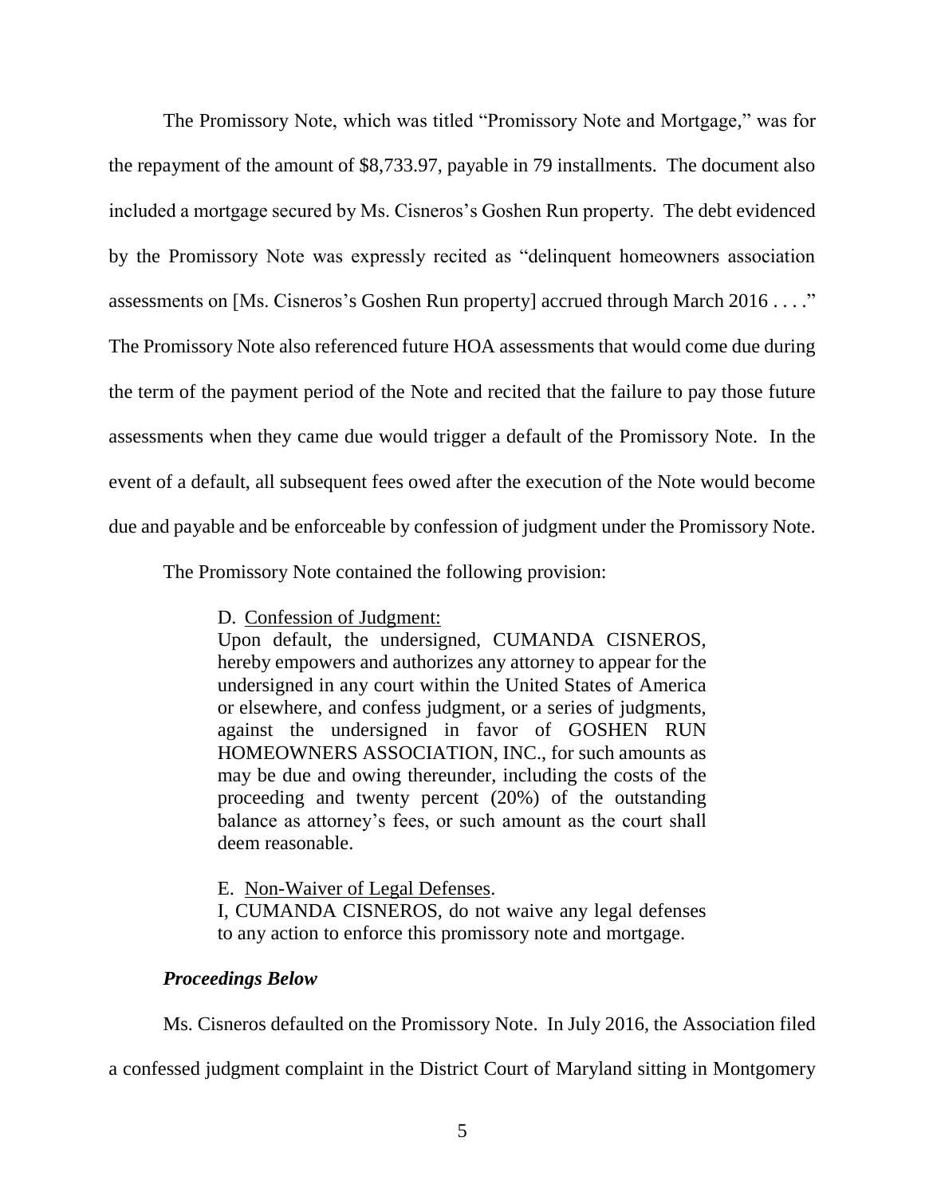The Promissory Note, which was titled "Promissory Note and Mortgage," was for the repayment of the amount of $8,733.97, payable in 79 installments. The document also included a mortgage secured by Ms. Cisneros's Goshen Run property. The debt evidenced by the Promissory Note was expressly recited as "delinquent homeowners association assessments on [Ms. Cisneros's Goshen Run property] accrued through March 2016 . . . ." The Promissory Note also referenced future HOA assessments that would come due during the term of the payment period of the Note and recited that the failure to pay those future assessments when they came due would trigger a default of the Promissory Note. In the event of a default, all subsequent fees owed after the execution of the Note would become due and payable and be enforceable by confession of judgment under the Promissory Note.

The Promissory Note contained the following provision:

> D. Confession of Judgment:
> Upon default, the undersigned, CUMANDA CISNEROS, hereby empowers and authorizes any attorney to appear for the undersigned in any court within the United States of America or elsewhere, and confess judgment, or a series of judgments, against the undersigned in favor of GOSHEN RUN HOMEOWNERS ASSOCIATION, INC., for such amounts as may be due and owing thereunder, including the costs of the proceeding and twenty percent (20%) of the outstanding balance as attorney's fees, or such amount as the court shall deem reasonable.
>
> E. Non-Waiver of Legal Defenses.
> I, CUMANDA CISNEROS, do not waive any legal defenses to any action to enforce this promissory note and mortgage.

### *Proceedings Below*

Ms. Cisneros defaulted on the Promissory Note. In July 2016, the Association filed a confessed judgment complaint in the District Court of Maryland sitting in Montgomery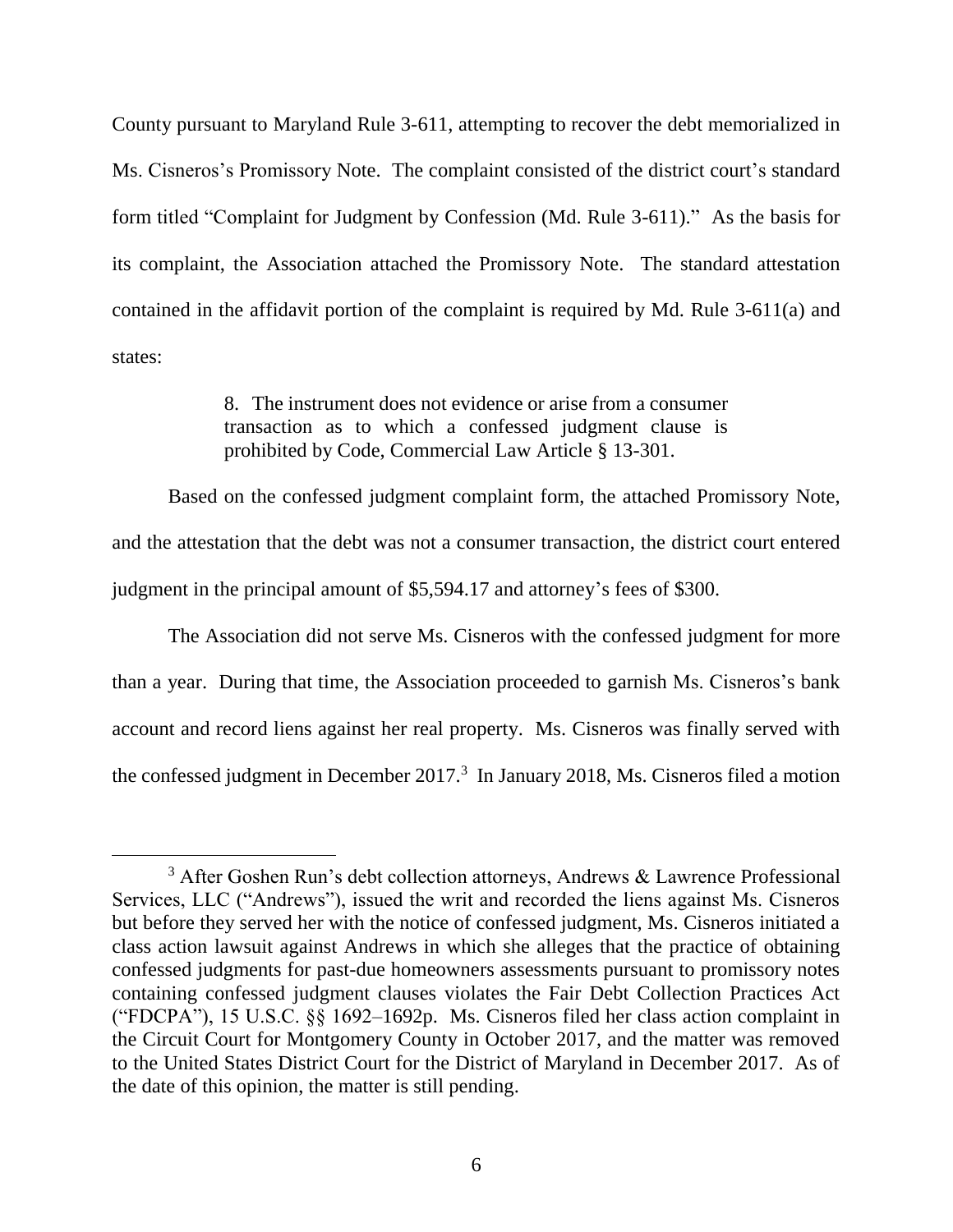County pursuant to Maryland Rule 3-611, attempting to recover the debt memorialized in Ms. Cisneros's Promissory Note. The complaint consisted of the district court's standard form titled "Complaint for Judgment by Confession (Md. Rule 3-611)." As the basis for its complaint, the Association attached the Promissory Note. The standard attestation contained in the affidavit portion of the complaint is required by Md. Rule 3-611(a) and states:

> 8. The instrument does not evidence or arise from a consumer transaction as to which a confessed judgment clause is prohibited by Code, Commercial Law Article § 13-301.

Based on the confessed judgment complaint form, the attached Promissory Note, and the attestation that the debt was not a consumer transaction, the district court entered judgment in the principal amount of $5,594.17 and attorney's fees of $300.

The Association did not serve Ms. Cisneros with the confessed judgment for more than a year. During that time, the Association proceeded to garnish Ms. Cisneros's bank account and record liens against her real property. Ms. Cisneros was finally served with the confessed judgment in December 2017.[3] In January 2018, Ms. Cisneros filed a motion

---

[3] After Goshen Run's debt collection attorneys, Andrews & Lawrence Professional Services, LLC ("Andrews"), issued the writ and recorded the liens against Ms. Cisneros but before they served her with the notice of confessed judgment, Ms. Cisneros initiated a class action lawsuit against Andrews in which she alleges that the practice of obtaining confessed judgments for past-due homeowners assessments pursuant to promissory notes containing confessed judgment clauses violates the Fair Debt Collection Practices Act ("FDCPA"), 15 U.S.C. §§ 1692–1692p. Ms. Cisneros filed her class action complaint in the Circuit Court for Montgomery County in October 2017, and the matter was removed to the United States District Court for the District of Maryland in December 2017. As of the date of this opinion, the matter is still pending.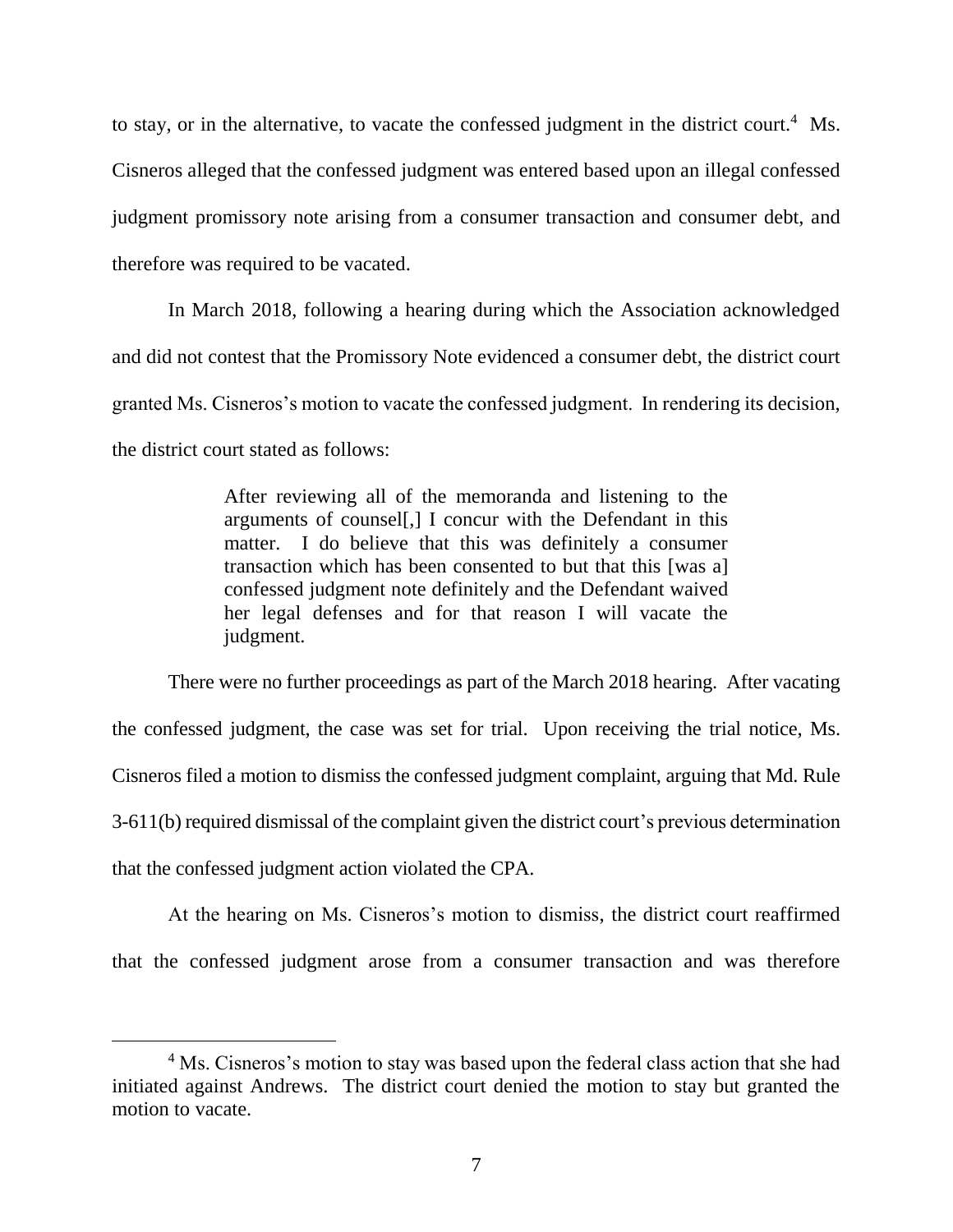to stay, or in the alternative, to vacate the confessed judgment in the district court.[4] Ms. Cisneros alleged that the confessed judgment was entered based upon an illegal confessed judgment promissory note arising from a consumer transaction and consumer debt, and therefore was required to be vacated.

In March 2018, following a hearing during which the Association acknowledged and did not contest that the Promissory Note evidenced a consumer debt, the district court granted Ms. Cisneros's motion to vacate the confessed judgment. In rendering its decision, the district court stated as follows:

> After reviewing all of the memoranda and listening to the arguments of counsel[,] I concur with the Defendant in this matter. I do believe that this was definitely a consumer transaction which has been consented to but that this [was a] confessed judgment note definitely and the Defendant waived her legal defenses and for that reason I will vacate the judgment.

There were no further proceedings as part of the March 2018 hearing. After vacating the confessed judgment, the case was set for trial. Upon receiving the trial notice, Ms. Cisneros filed a motion to dismiss the confessed judgment complaint, arguing that Md. Rule 3-611(b) required dismissal of the complaint given the district court's previous determination that the confessed judgment action violated the CPA.

At the hearing on Ms. Cisneros's motion to dismiss, the district court reaffirmed that the confessed judgment arose from a consumer transaction and was therefore

---

[4] Ms. Cisneros's motion to stay was based upon the federal class action that she had initiated against Andrews. The district court denied the motion to stay but granted the motion to vacate.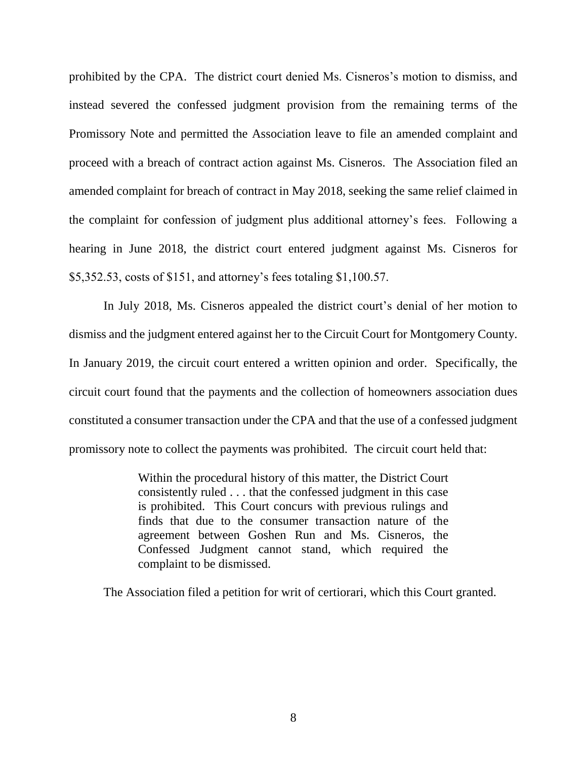prohibited by the CPA. The district court denied Ms. Cisneros's motion to dismiss, and instead severed the confessed judgment provision from the remaining terms of the Promissory Note and permitted the Association leave to file an amended complaint and proceed with a breach of contract action against Ms. Cisneros. The Association filed an amended complaint for breach of contract in May 2018, seeking the same relief claimed in the complaint for confession of judgment plus additional attorney's fees. Following a hearing in June 2018, the district court entered judgment against Ms. Cisneros for $5,352.53, costs of $151, and attorney's fees totaling $1,100.57.

In July 2018, Ms. Cisneros appealed the district court's denial of her motion to dismiss and the judgment entered against her to the Circuit Court for Montgomery County. In January 2019, the circuit court entered a written opinion and order. Specifically, the circuit court found that the payments and the collection of homeowners association dues constituted a consumer transaction under the CPA and that the use of a confessed judgment promissory note to collect the payments was prohibited. The circuit court held that:

> Within the procedural history of this matter, the District Court consistently ruled . . . that the confessed judgment in this case is prohibited. This Court concurs with previous rulings and finds that due to the consumer transaction nature of the agreement between Goshen Run and Ms. Cisneros, the Confessed Judgment cannot stand, which required the complaint to be dismissed.

The Association filed a petition for writ of certiorari, which this Court granted.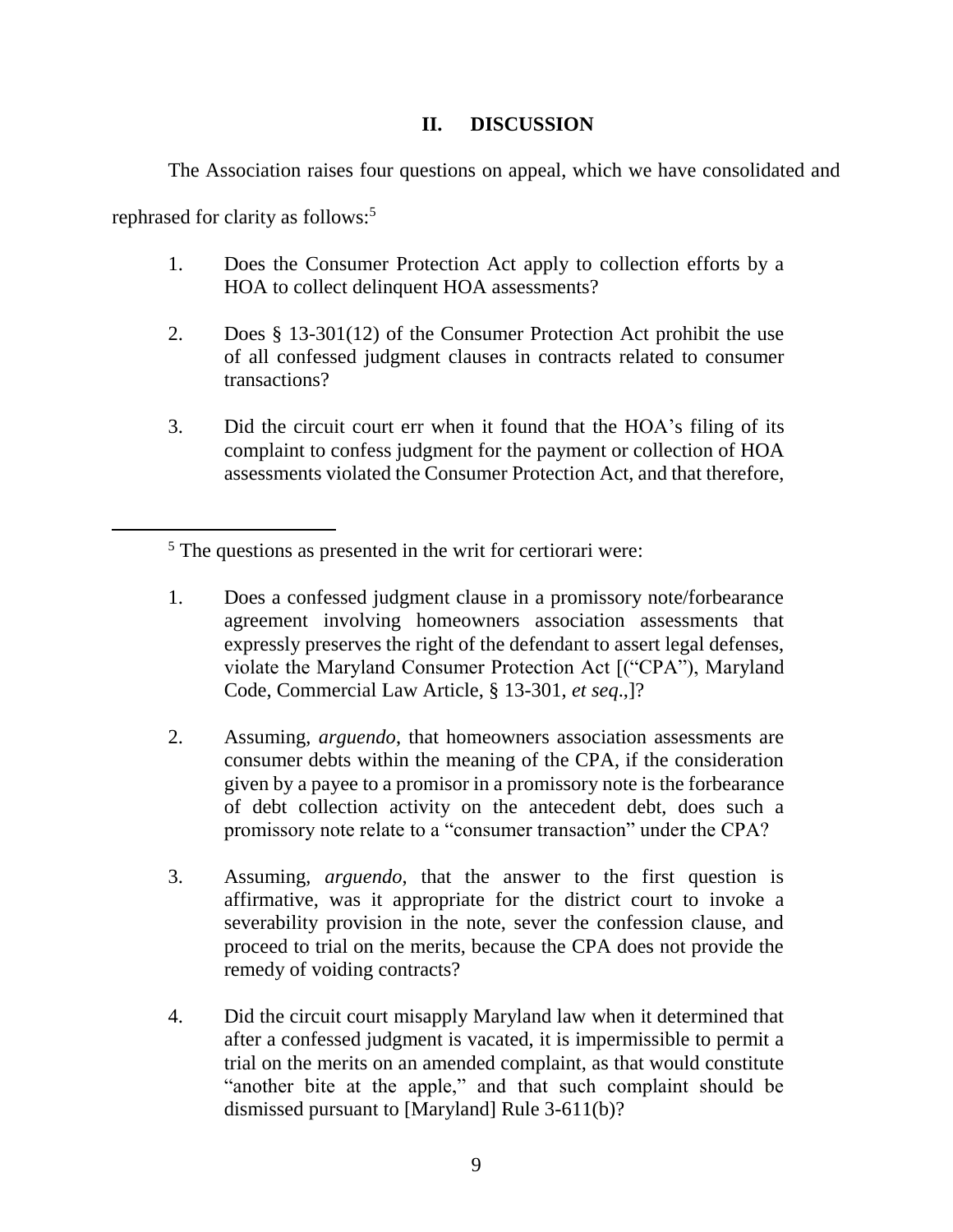## II. DISCUSSION

The Association raises four questions on appeal, which we have consolidated and rephrased for clarity as follows:[5]

1. Does the Consumer Protection Act apply to collection efforts by a HOA to collect delinquent HOA assessments?

2. Does § 13-301(12) of the Consumer Protection Act prohibit the use of all confessed judgment clauses in contracts related to consumer transactions?

3. Did the circuit court err when it found that the HOA's filing of its complaint to confess judgment for the payment or collection of HOA assessments violated the Consumer Protection Act, and that therefore,

---

[5] The questions as presented in the writ for certiorari were:

1. Does a confessed judgment clause in a promissory note/forbearance agreement involving homeowners association assessments that expressly preserves the right of the defendant to assert legal defenses, violate the Maryland Consumer Protection Act [("CPA"), Maryland Code, Commercial Law Article, § 13-301, *et seq*.,]?

2. Assuming, *arguendo*, that homeowners association assessments are consumer debts within the meaning of the CPA, if the consideration given by a payee to a promisor in a promissory note is the forbearance of debt collection activity on the antecedent debt, does such a promissory note relate to a "consumer transaction" under the CPA?

3. Assuming, *arguendo*, that the answer to the first question is affirmative, was it appropriate for the district court to invoke a severability provision in the note, sever the confession clause, and proceed to trial on the merits, because the CPA does not provide the remedy of voiding contracts?

4. Did the circuit court misapply Maryland law when it determined that after a confessed judgment is vacated, it is impermissible to permit a trial on the merits on an amended complaint, as that would constitute "another bite at the apple," and that such complaint should be dismissed pursuant to [Maryland] Rule 3-611(b)?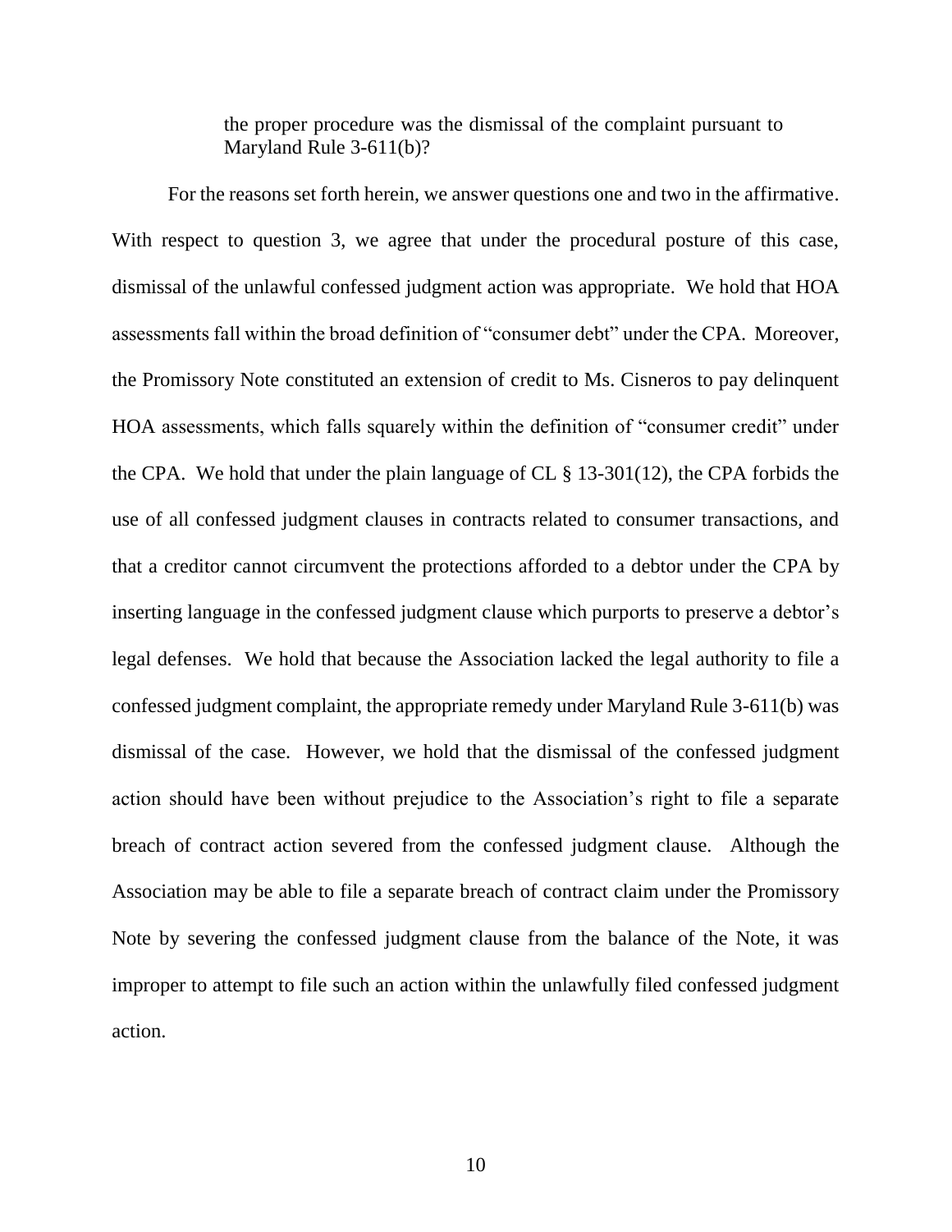> the proper procedure was the dismissal of the complaint pursuant to Maryland Rule 3-611(b)?

For the reasons set forth herein, we answer questions one and two in the affirmative. With respect to question 3, we agree that under the procedural posture of this case, dismissal of the unlawful confessed judgment action was appropriate. We hold that HOA assessments fall within the broad definition of "consumer debt" under the CPA. Moreover, the Promissory Note constituted an extension of credit to Ms. Cisneros to pay delinquent HOA assessments, which falls squarely within the definition of "consumer credit" under the CPA. We hold that under the plain language of CL § 13-301(12), the CPA forbids the use of all confessed judgment clauses in contracts related to consumer transactions, and that a creditor cannot circumvent the protections afforded to a debtor under the CPA by inserting language in the confessed judgment clause which purports to preserve a debtor's legal defenses. We hold that because the Association lacked the legal authority to file a confessed judgment complaint, the appropriate remedy under Maryland Rule 3-611(b) was dismissal of the case. However, we hold that the dismissal of the confessed judgment action should have been without prejudice to the Association's right to file a separate breach of contract action severed from the confessed judgment clause. Although the Association may be able to file a separate breach of contract claim under the Promissory Note by severing the confessed judgment clause from the balance of the Note, it was improper to attempt to file such an action within the unlawfully filed confessed judgment action.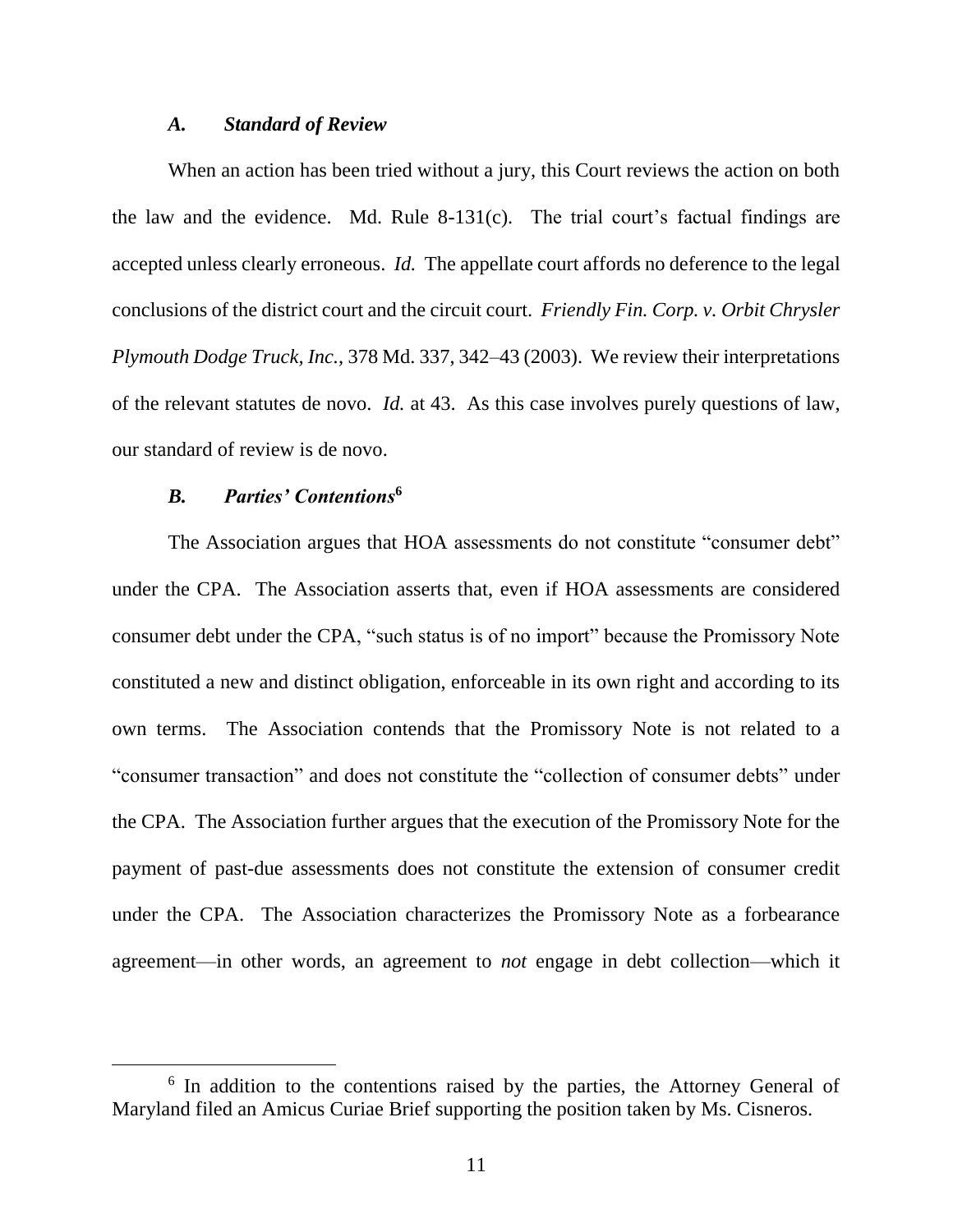### *A. Standard of Review*

When an action has been tried without a jury, this Court reviews the action on both the law and the evidence. Md. Rule 8-131(c). The trial court's factual findings are accepted unless clearly erroneous. *Id.* The appellate court affords no deference to the legal conclusions of the district court and the circuit court. *Friendly Fin. Corp. v. Orbit Chrysler Plymouth Dodge Truck, Inc.*, 378 Md. 337, 342–43 (2003). We review their interpretations of the relevant statutes de novo. *Id.* at 43. As this case involves purely questions of law, our standard of review is de novo.

### *B. Parties' Contentions*[6]

The Association argues that HOA assessments do not constitute "consumer debt" under the CPA. The Association asserts that, even if HOA assessments are considered consumer debt under the CPA, "such status is of no import" because the Promissory Note constituted a new and distinct obligation, enforceable in its own right and according to its own terms. The Association contends that the Promissory Note is not related to a "consumer transaction" and does not constitute the "collection of consumer debts" under the CPA. The Association further argues that the execution of the Promissory Note for the payment of past-due assessments does not constitute the extension of consumer credit under the CPA. The Association characterizes the Promissory Note as a forbearance agreement—in other words, an agreement to *not* engage in debt collection—which it

[6] In addition to the contentions raised by the parties, the Attorney General of Maryland filed an Amicus Curiae Brief supporting the position taken by Ms. Cisneros.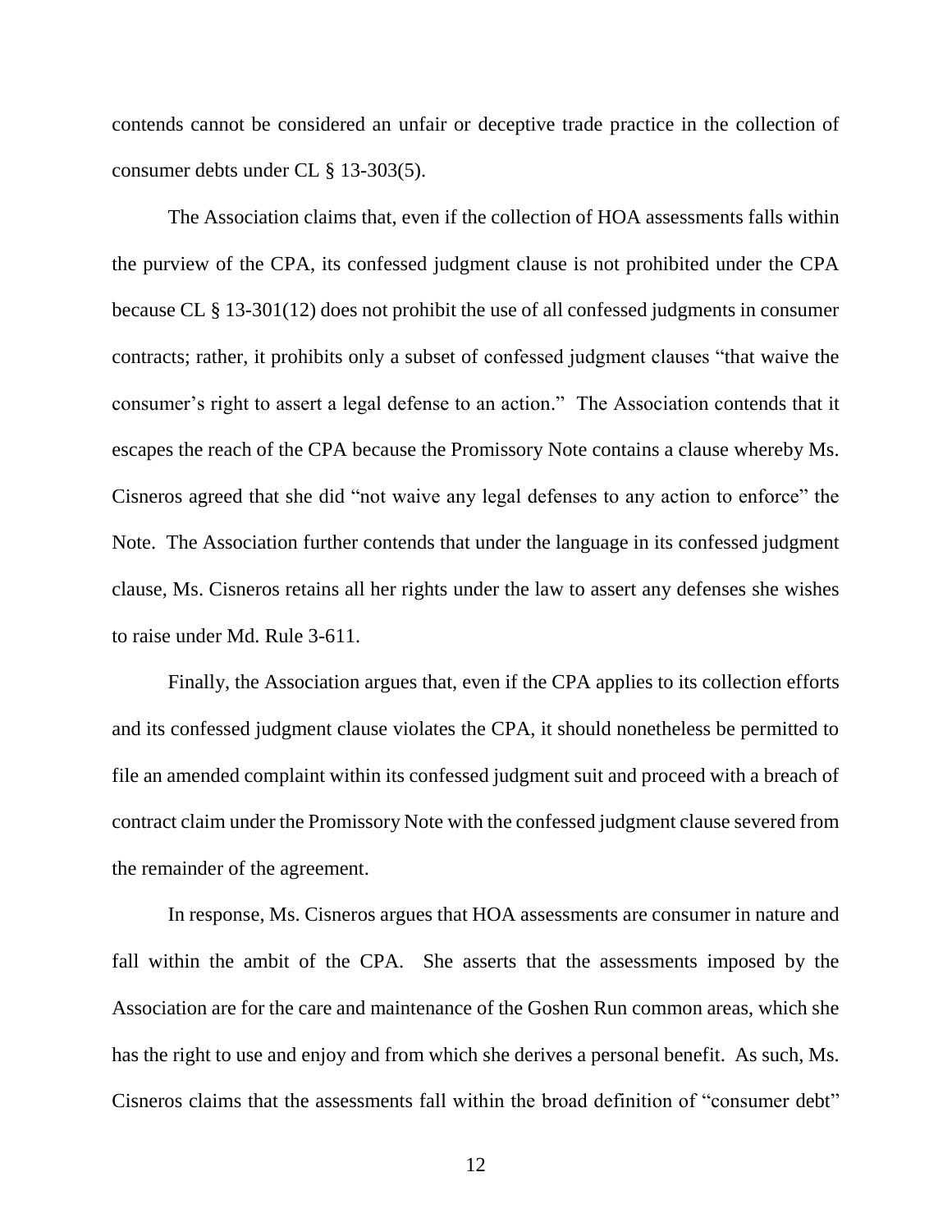contends cannot be considered an unfair or deceptive trade practice in the collection of consumer debts under CL § 13-303(5).

The Association claims that, even if the collection of HOA assessments falls within the purview of the CPA, its confessed judgment clause is not prohibited under the CPA because CL § 13-301(12) does not prohibit the use of all confessed judgments in consumer contracts; rather, it prohibits only a subset of confessed judgment clauses "that waive the consumer's right to assert a legal defense to an action." The Association contends that it escapes the reach of the CPA because the Promissory Note contains a clause whereby Ms. Cisneros agreed that she did "not waive any legal defenses to any action to enforce" the Note. The Association further contends that under the language in its confessed judgment clause, Ms. Cisneros retains all her rights under the law to assert any defenses she wishes to raise under Md. Rule 3-611.

Finally, the Association argues that, even if the CPA applies to its collection efforts and its confessed judgment clause violates the CPA, it should nonetheless be permitted to file an amended complaint within its confessed judgment suit and proceed with a breach of contract claim under the Promissory Note with the confessed judgment clause severed from the remainder of the agreement.

In response, Ms. Cisneros argues that HOA assessments are consumer in nature and fall within the ambit of the CPA. She asserts that the assessments imposed by the Association are for the care and maintenance of the Goshen Run common areas, which she has the right to use and enjoy and from which she derives a personal benefit. As such, Ms. Cisneros claims that the assessments fall within the broad definition of "consumer debt"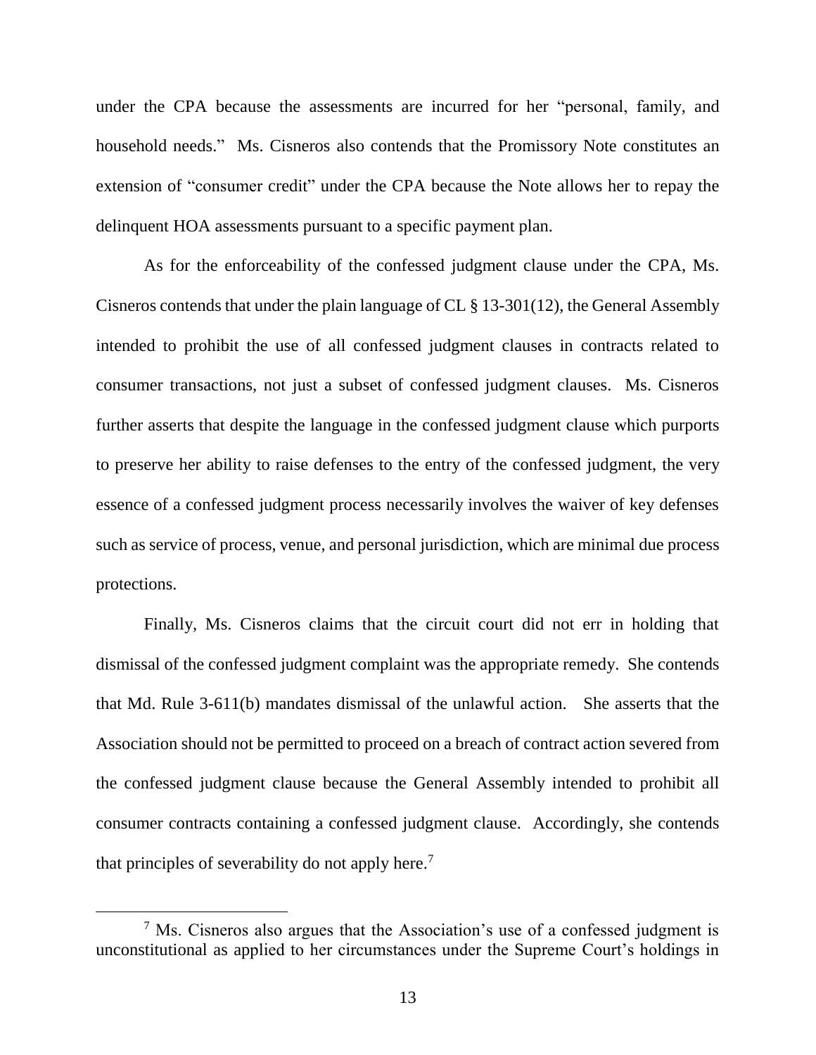under the CPA because the assessments are incurred for her "personal, family, and household needs." Ms. Cisneros also contends that the Promissory Note constitutes an extension of "consumer credit" under the CPA because the Note allows her to repay the delinquent HOA assessments pursuant to a specific payment plan.

As for the enforceability of the confessed judgment clause under the CPA, Ms. Cisneros contends that under the plain language of CL § 13-301(12), the General Assembly intended to prohibit the use of all confessed judgment clauses in contracts related to consumer transactions, not just a subset of confessed judgment clauses. Ms. Cisneros further asserts that despite the language in the confessed judgment clause which purports to preserve her ability to raise defenses to the entry of the confessed judgment, the very essence of a confessed judgment process necessarily involves the waiver of key defenses such as service of process, venue, and personal jurisdiction, which are minimal due process protections.

Finally, Ms. Cisneros claims that the circuit court did not err in holding that dismissal of the confessed judgment complaint was the appropriate remedy. She contends that Md. Rule 3-611(b) mandates dismissal of the unlawful action. She asserts that the Association should not be permitted to proceed on a breach of contract action severed from the confessed judgment clause because the General Assembly intended to prohibit all consumer contracts containing a confessed judgment clause. Accordingly, she contends that principles of severability do not apply here.[7]

---

[7] Ms. Cisneros also argues that the Association's use of a confessed judgment is unconstitutional as applied to her circumstances under the Supreme Court's holdings in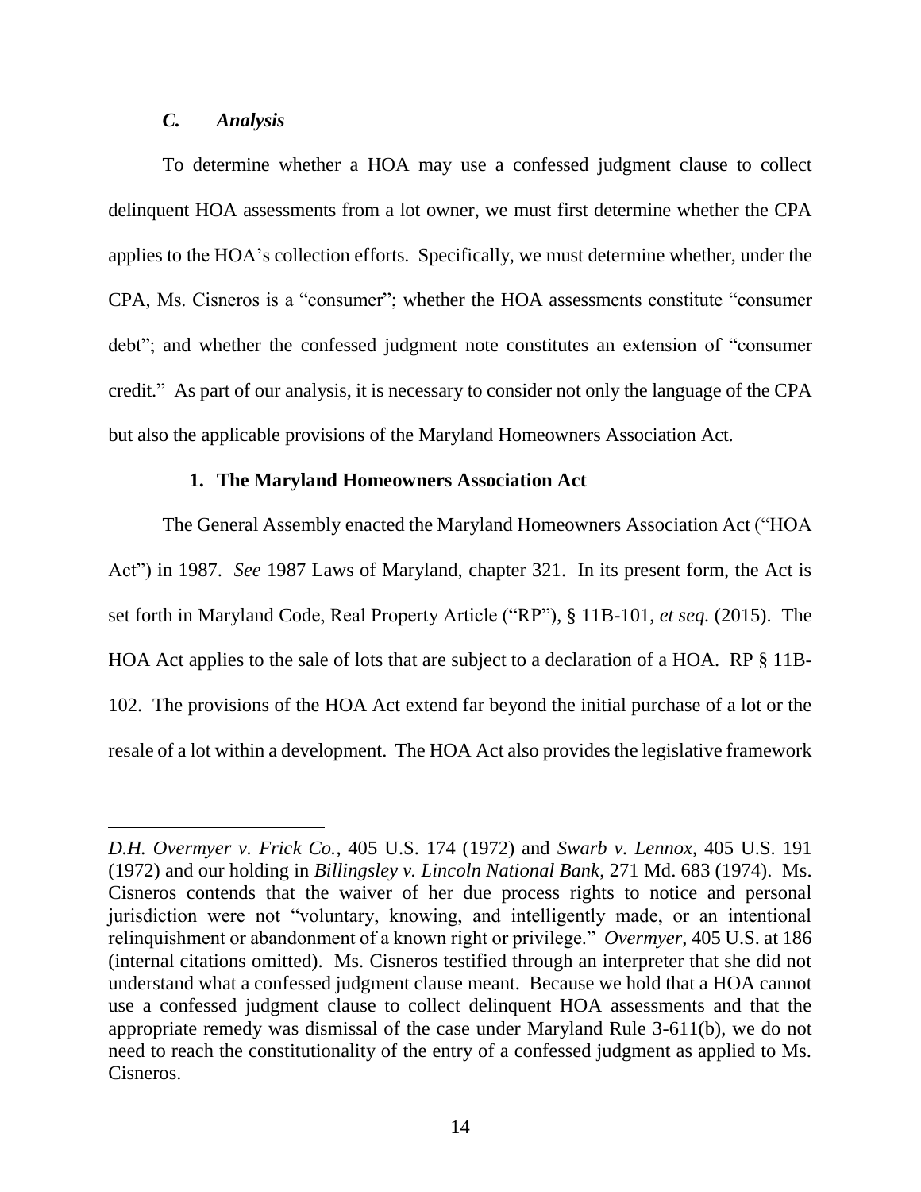### *C. Analysis*

To determine whether a HOA may use a confessed judgment clause to collect delinquent HOA assessments from a lot owner, we must first determine whether the CPA applies to the HOA's collection efforts. Specifically, we must determine whether, under the CPA, Ms. Cisneros is a "consumer"; whether the HOA assessments constitute "consumer debt"; and whether the confessed judgment note constitutes an extension of "consumer credit." As part of our analysis, it is necessary to consider not only the language of the CPA but also the applicable provisions of the Maryland Homeowners Association Act.

#### **1. The Maryland Homeowners Association Act**

The General Assembly enacted the Maryland Homeowners Association Act ("HOA Act") in 1987. *See* 1987 Laws of Maryland, chapter 321. In its present form, the Act is set forth in Maryland Code, Real Property Article ("RP"), § 11B-101, *et seq.* (2015). The HOA Act applies to the sale of lots that are subject to a declaration of a HOA. RP § 11B-102. The provisions of the HOA Act extend far beyond the initial purchase of a lot or the resale of a lot within a development. The HOA Act also provides the legislative framework

---

*D.H. Overmyer v. Frick Co.*, 405 U.S. 174 (1972) and *Swarb v. Lennox*, 405 U.S. 191 (1972) and our holding in *Billingsley v. Lincoln National Bank*, 271 Md. 683 (1974). Ms. Cisneros contends that the waiver of her due process rights to notice and personal jurisdiction were not "voluntary, knowing, and intelligently made, or an intentional relinquishment or abandonment of a known right or privilege." *Overmyer*, 405 U.S. at 186 (internal citations omitted). Ms. Cisneros testified through an interpreter that she did not understand what a confessed judgment clause meant. Because we hold that a HOA cannot use a confessed judgment clause to collect delinquent HOA assessments and that the appropriate remedy was dismissal of the case under Maryland Rule 3-611(b), we do not need to reach the constitutionality of the entry of a confessed judgment as applied to Ms. Cisneros.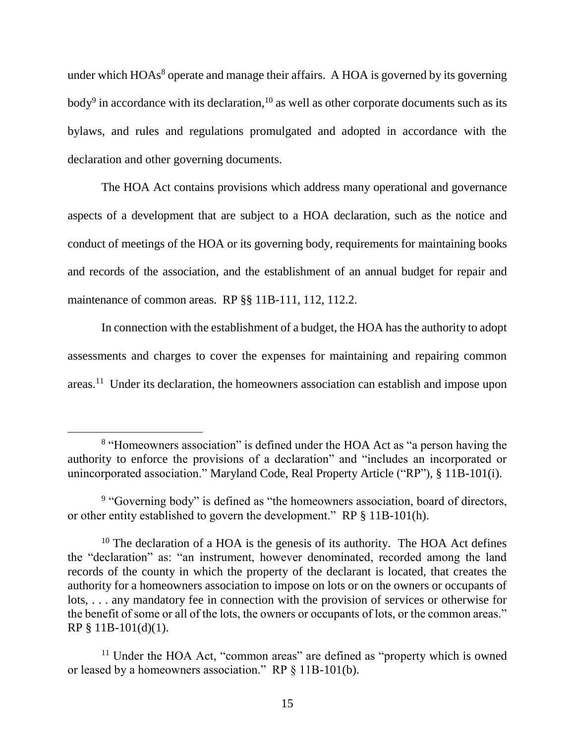under which HOAs[8] operate and manage their affairs. A HOA is governed by its governing body[9] in accordance with its declaration,[10] as well as other corporate documents such as its bylaws, and rules and regulations promulgated and adopted in accordance with the declaration and other governing documents.

The HOA Act contains provisions which address many operational and governance aspects of a development that are subject to a HOA declaration, such as the notice and conduct of meetings of the HOA or its governing body, requirements for maintaining books and records of the association, and the establishment of an annual budget for repair and maintenance of common areas. RP §§ 11B-111, 112, 112.2.

In connection with the establishment of a budget, the HOA has the authority to adopt assessments and charges to cover the expenses for maintaining and repairing common areas.[11] Under its declaration, the homeowners association can establish and impose upon

---

[8] "Homeowners association" is defined under the HOA Act as "a person having the authority to enforce the provisions of a declaration" and "includes an incorporated or unincorporated association." Maryland Code, Real Property Article ("RP"), § 11B-101(i).

[9] "Governing body" is defined as "the homeowners association, board of directors, or other entity established to govern the development." RP § 11B-101(h).

[10] The declaration of a HOA is the genesis of its authority. The HOA Act defines the "declaration" as: "an instrument, however denominated, recorded among the land records of the county in which the property of the declarant is located, that creates the authority for a homeowners association to impose on lots or on the owners or occupants of lots, . . . any mandatory fee in connection with the provision of services or otherwise for the benefit of some or all of the lots, the owners or occupants of lots, or the common areas." RP § 11B-101(d)(1).

[11] Under the HOA Act, "common areas" are defined as "property which is owned or leased by a homeowners association." RP § 11B-101(b).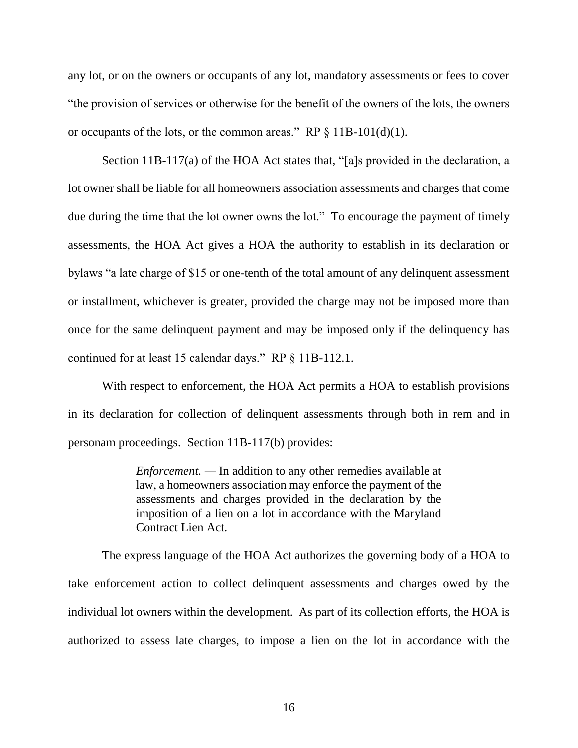any lot, or on the owners or occupants of any lot, mandatory assessments or fees to cover "the provision of services or otherwise for the benefit of the owners of the lots, the owners or occupants of the lots, or the common areas." RP § 11B-101(d)(1).

Section 11B-117(a) of the HOA Act states that, "[a]s provided in the declaration, a lot owner shall be liable for all homeowners association assessments and charges that come due during the time that the lot owner owns the lot." To encourage the payment of timely assessments, the HOA Act gives a HOA the authority to establish in its declaration or bylaws "a late charge of $15 or one-tenth of the total amount of any delinquent assessment or installment, whichever is greater, provided the charge may not be imposed more than once for the same delinquent payment and may be imposed only if the delinquency has continued for at least 15 calendar days." RP § 11B-112.1.

With respect to enforcement, the HOA Act permits a HOA to establish provisions in its declaration for collection of delinquent assessments through both in rem and in personam proceedings. Section 11B-117(b) provides:

> *Enforcement.* — In addition to any other remedies available at law, a homeowners association may enforce the payment of the assessments and charges provided in the declaration by the imposition of a lien on a lot in accordance with the Maryland Contract Lien Act.

The express language of the HOA Act authorizes the governing body of a HOA to take enforcement action to collect delinquent assessments and charges owed by the individual lot owners within the development. As part of its collection efforts, the HOA is authorized to assess late charges, to impose a lien on the lot in accordance with the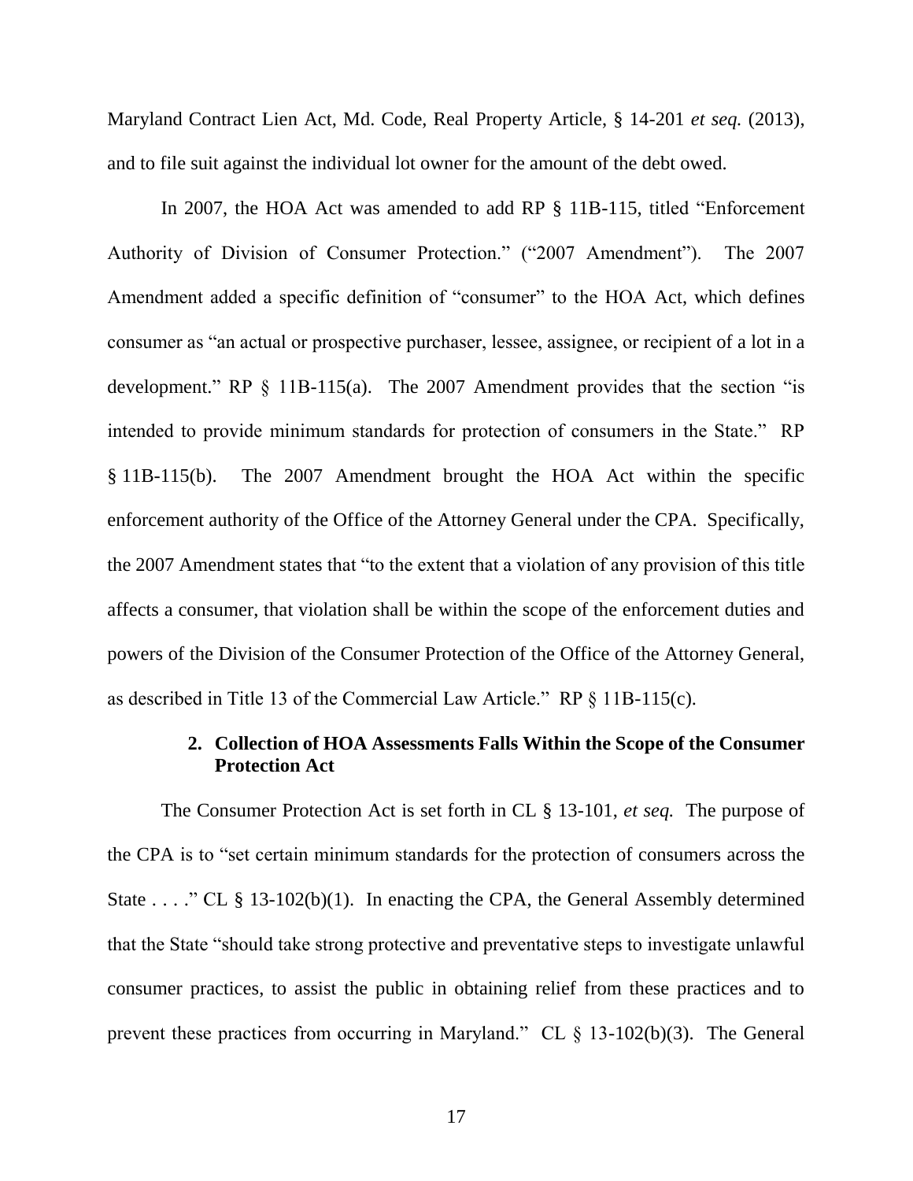Maryland Contract Lien Act, Md. Code, Real Property Article, § 14-201 *et seq.* (2013), and to file suit against the individual lot owner for the amount of the debt owed.

In 2007, the HOA Act was amended to add RP § 11B-115, titled "Enforcement Authority of Division of Consumer Protection." ("2007 Amendment"). The 2007 Amendment added a specific definition of "consumer" to the HOA Act, which defines consumer as "an actual or prospective purchaser, lessee, assignee, or recipient of a lot in a development." RP § 11B-115(a). The 2007 Amendment provides that the section "is intended to provide minimum standards for protection of consumers in the State." RP § 11B-115(b). The 2007 Amendment brought the HOA Act within the specific enforcement authority of the Office of the Attorney General under the CPA. Specifically, the 2007 Amendment states that "to the extent that a violation of any provision of this title affects a consumer, that violation shall be within the scope of the enforcement duties and powers of the Division of the Consumer Protection of the Office of the Attorney General, as described in Title 13 of the Commercial Law Article." RP § 11B-115(c).

### 2. Collection of HOA Assessments Falls Within the Scope of the Consumer Protection Act

The Consumer Protection Act is set forth in CL § 13-101, *et seq.* The purpose of the CPA is to "set certain minimum standards for the protection of consumers across the State . . . ." CL § 13-102(b)(1). In enacting the CPA, the General Assembly determined that the State "should take strong protective and preventative steps to investigate unlawful consumer practices, to assist the public in obtaining relief from these practices and to prevent these practices from occurring in Maryland." CL § 13-102(b)(3). The General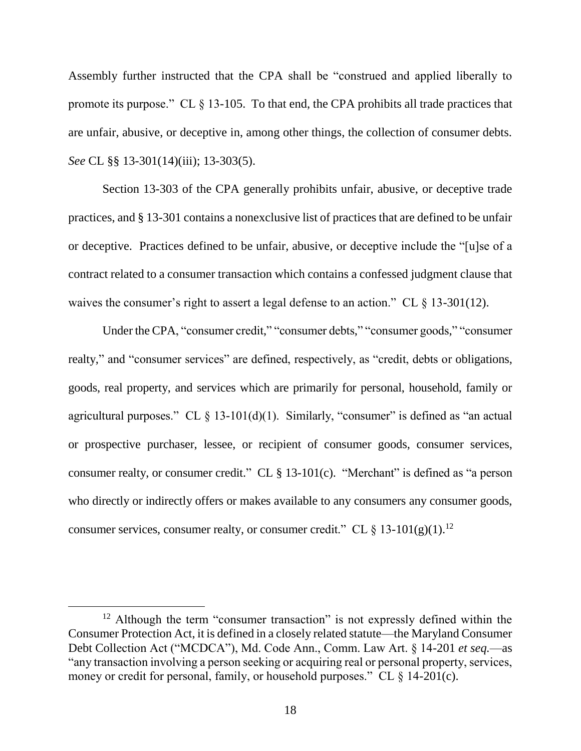Assembly further instructed that the CPA shall be "construed and applied liberally to promote its purpose." CL § 13-105. To that end, the CPA prohibits all trade practices that are unfair, abusive, or deceptive in, among other things, the collection of consumer debts. *See* CL §§ 13-301(14)(iii); 13-303(5).

Section 13-303 of the CPA generally prohibits unfair, abusive, or deceptive trade practices, and § 13-301 contains a nonexclusive list of practices that are defined to be unfair or deceptive. Practices defined to be unfair, abusive, or deceptive include the "[u]se of a contract related to a consumer transaction which contains a confessed judgment clause that waives the consumer's right to assert a legal defense to an action." CL § 13-301(12).

Under the CPA, "consumer credit," "consumer debts," "consumer goods," "consumer realty," and "consumer services" are defined, respectively, as "credit, debts or obligations, goods, real property, and services which are primarily for personal, household, family or agricultural purposes." CL § 13-101(d)(1). Similarly, "consumer" is defined as "an actual or prospective purchaser, lessee, or recipient of consumer goods, consumer services, consumer realty, or consumer credit." CL § 13-101(c). "Merchant" is defined as "a person who directly or indirectly offers or makes available to any consumers any consumer goods, consumer services, consumer realty, or consumer credit." CL § 13-101(g)(1).[12]

---

[12] Although the term "consumer transaction" is not expressly defined within the Consumer Protection Act, it is defined in a closely related statute—the Maryland Consumer Debt Collection Act ("MCDCA"), Md. Code Ann., Comm. Law Art. § 14-201 *et seq.*—as "any transaction involving a person seeking or acquiring real or personal property, services, money or credit for personal, family, or household purposes." CL § 14-201(c).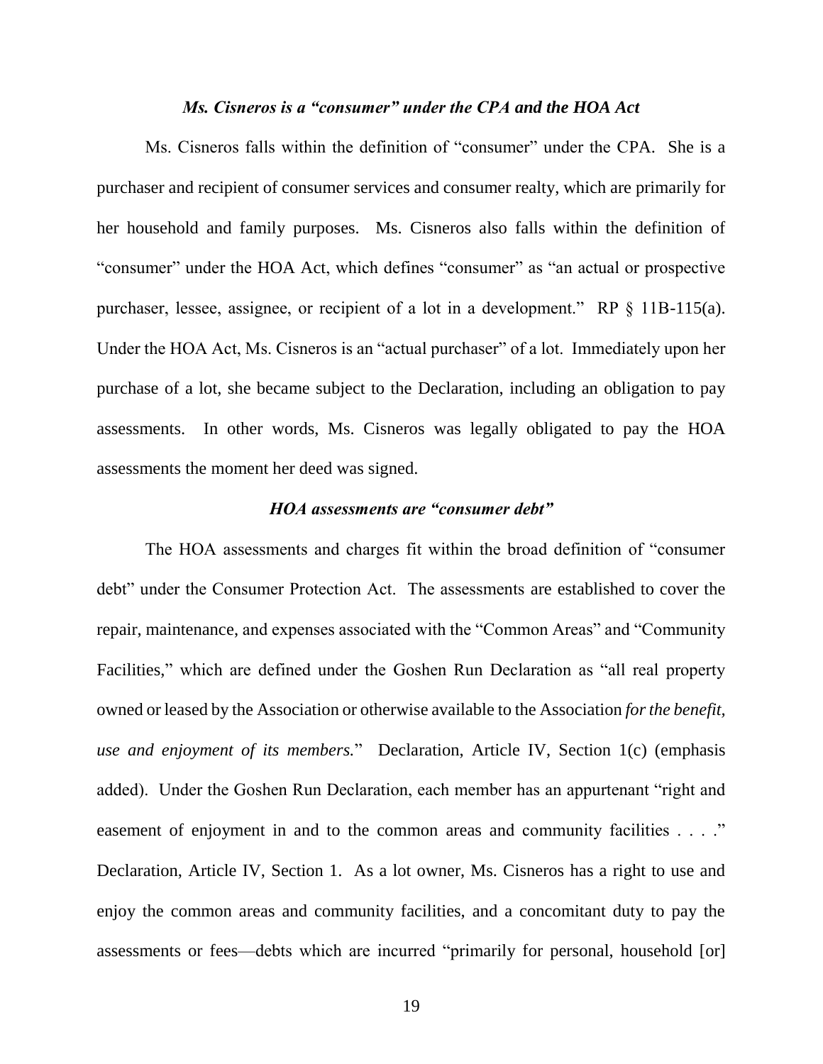### *Ms. Cisneros is a "consumer" under the CPA and the HOA Act*

Ms. Cisneros falls within the definition of "consumer" under the CPA. She is a purchaser and recipient of consumer services and consumer realty, which are primarily for her household and family purposes. Ms. Cisneros also falls within the definition of "consumer" under the HOA Act, which defines "consumer" as "an actual or prospective purchaser, lessee, assignee, or recipient of a lot in a development." RP § 11B-115(a). Under the HOA Act, Ms. Cisneros is an "actual purchaser" of a lot. Immediately upon her purchase of a lot, she became subject to the Declaration, including an obligation to pay assessments. In other words, Ms. Cisneros was legally obligated to pay the HOA assessments the moment her deed was signed.

### *HOA assessments are "consumer debt"*

The HOA assessments and charges fit within the broad definition of "consumer debt" under the Consumer Protection Act. The assessments are established to cover the repair, maintenance, and expenses associated with the "Common Areas" and "Community Facilities," which are defined under the Goshen Run Declaration as "all real property owned or leased by the Association or otherwise available to the Association *for the benefit, use and enjoyment of its members.*" Declaration, Article IV, Section 1(c) (emphasis added). Under the Goshen Run Declaration, each member has an appurtenant "right and easement of enjoyment in and to the common areas and community facilities . . . ." Declaration, Article IV, Section 1. As a lot owner, Ms. Cisneros has a right to use and enjoy the common areas and community facilities, and a concomitant duty to pay the assessments or fees—debts which are incurred "primarily for personal, household [or]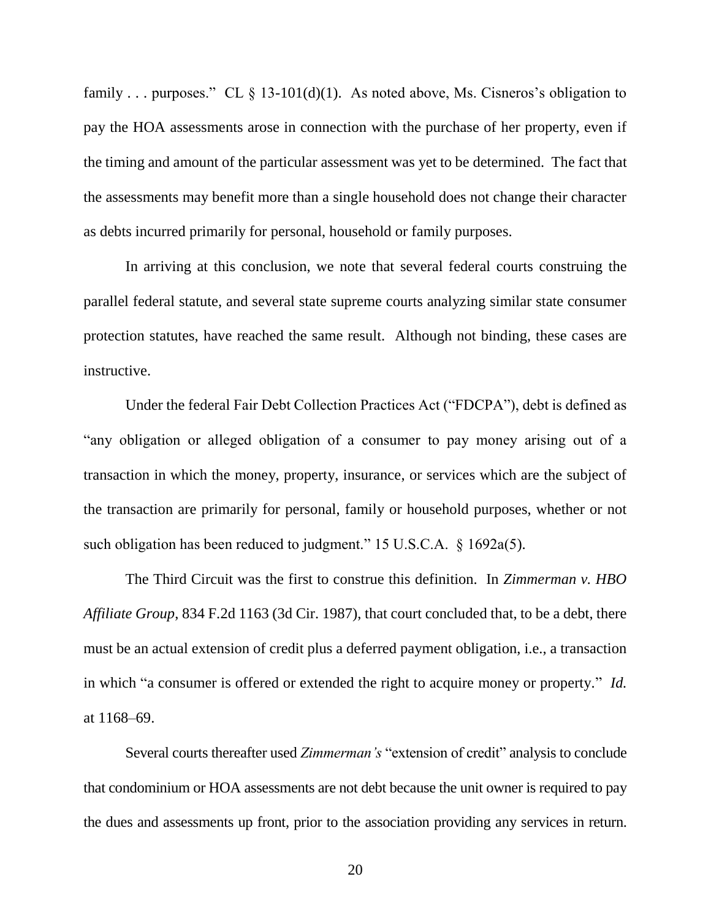family . . . purposes." CL § 13-101(d)(1). As noted above, Ms. Cisneros's obligation to pay the HOA assessments arose in connection with the purchase of her property, even if the timing and amount of the particular assessment was yet to be determined. The fact that the assessments may benefit more than a single household does not change their character as debts incurred primarily for personal, household or family purposes.

In arriving at this conclusion, we note that several federal courts construing the parallel federal statute, and several state supreme courts analyzing similar state consumer protection statutes, have reached the same result. Although not binding, these cases are instructive.

Under the federal Fair Debt Collection Practices Act ("FDCPA"), debt is defined as "any obligation or alleged obligation of a consumer to pay money arising out of a transaction in which the money, property, insurance, or services which are the subject of the transaction are primarily for personal, family or household purposes, whether or not such obligation has been reduced to judgment." 15 U.S.C.A. § 1692a(5).

The Third Circuit was the first to construe this definition. In *Zimmerman v. HBO Affiliate Group*, 834 F.2d 1163 (3d Cir. 1987), that court concluded that, to be a debt, there must be an actual extension of credit plus a deferred payment obligation, i.e., a transaction in which "a consumer is offered or extended the right to acquire money or property." *Id.* at 1168–69.

Several courts thereafter used *Zimmerman's* "extension of credit" analysis to conclude that condominium or HOA assessments are not debt because the unit owner is required to pay the dues and assessments up front, prior to the association providing any services in return.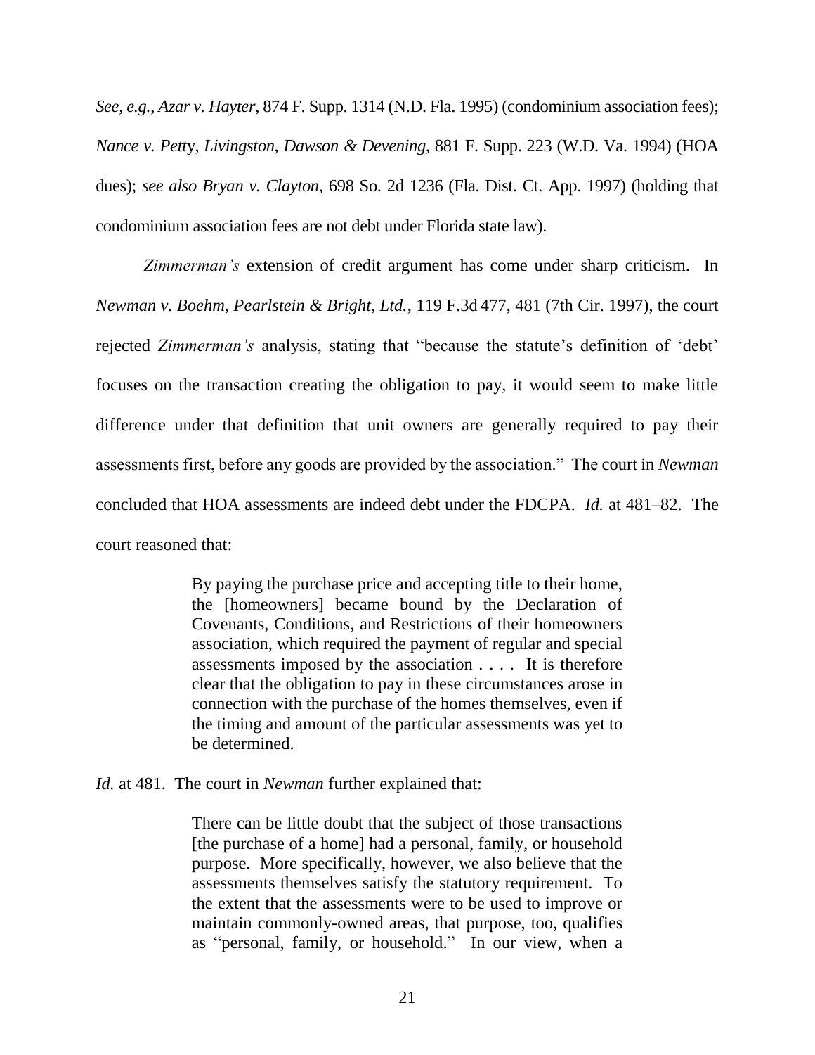*See, e.g.*, *Azar v. Hayter*, 874 F. Supp. 1314 (N.D. Fla. 1995) (condominium association fees); *Nance v. Petty, Livingston, Dawson & Devening*, 881 F. Supp. 223 (W.D. Va. 1994) (HOA dues); *see also Bryan v. Clayton*, 698 So. 2d 1236 (Fla. Dist. Ct. App. 1997) (holding that condominium association fees are not debt under Florida state law).

*Zimmerman's* extension of credit argument has come under sharp criticism. In *Newman v. Boehm, Pearlstein & Bright, Ltd.*, 119 F.3d 477, 481 (7th Cir. 1997), the court rejected *Zimmerman's* analysis, stating that "because the statute's definition of 'debt' focuses on the transaction creating the obligation to pay, it would seem to make little difference under that definition that unit owners are generally required to pay their assessments first, before any goods are provided by the association." The court in *Newman* concluded that HOA assessments are indeed debt under the FDCPA. *Id.* at 481–82. The court reasoned that:

> By paying the purchase price and accepting title to their home, the [homeowners] became bound by the Declaration of Covenants, Conditions, and Restrictions of their homeowners association, which required the payment of regular and special assessments imposed by the association . . . . It is therefore clear that the obligation to pay in these circumstances arose in connection with the purchase of the homes themselves, even if the timing and amount of the particular assessments was yet to be determined.

*Id.* at 481. The court in *Newman* further explained that:

> There can be little doubt that the subject of those transactions [the purchase of a home] had a personal, family, or household purpose. More specifically, however, we also believe that the assessments themselves satisfy the statutory requirement. To the extent that the assessments were to be used to improve or maintain commonly-owned areas, that purpose, too, qualifies as "personal, family, or household." In our view, when a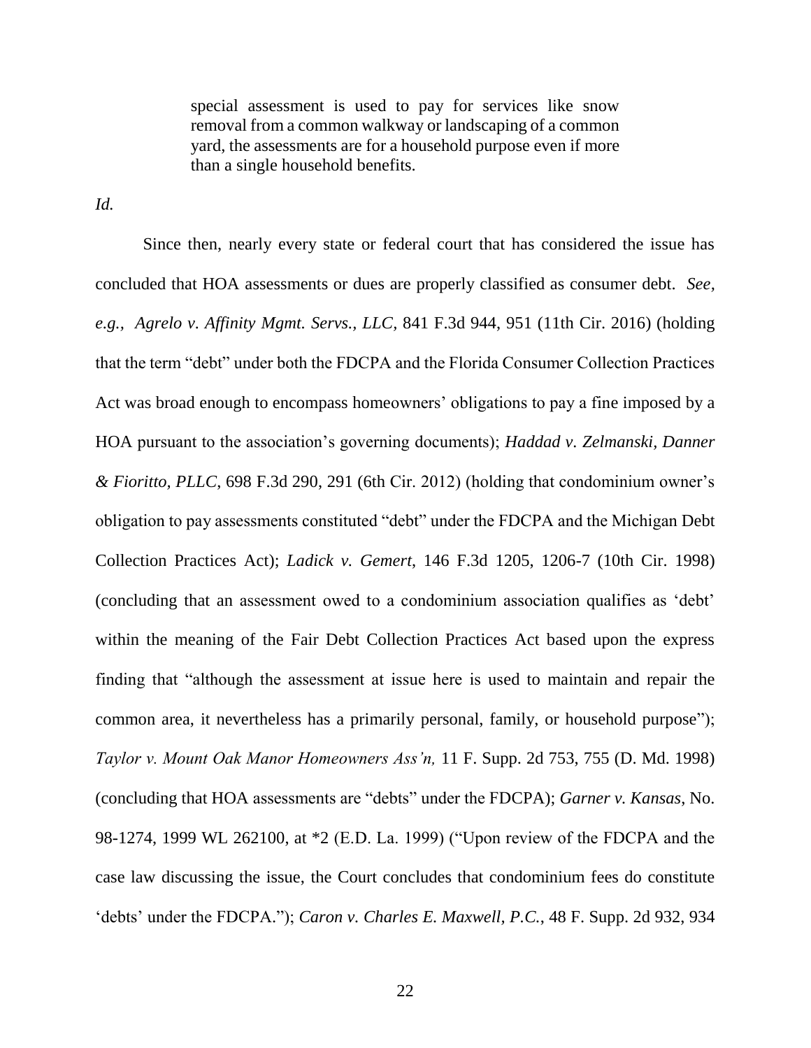> special assessment is used to pay for services like snow removal from a common walkway or landscaping of a common yard, the assessments are for a household purpose even if more than a single household benefits.

*Id.*

Since then, nearly every state or federal court that has considered the issue has concluded that HOA assessments or dues are properly classified as consumer debt. *See, e.g.*, *Agrelo v. Affinity Mgmt. Servs., LLC*, 841 F.3d 944, 951 (11th Cir. 2016) (holding that the term "debt" under both the FDCPA and the Florida Consumer Collection Practices Act was broad enough to encompass homeowners' obligations to pay a fine imposed by a HOA pursuant to the association's governing documents); *Haddad v. Zelmanski, Danner & Fioritto, PLLC*, 698 F.3d 290, 291 (6th Cir. 2012) (holding that condominium owner's obligation to pay assessments constituted "debt" under the FDCPA and the Michigan Debt Collection Practices Act); *Ladick v. Gemert*, 146 F.3d 1205, 1206-7 (10th Cir. 1998) (concluding that an assessment owed to a condominium association qualifies as 'debt' within the meaning of the Fair Debt Collection Practices Act based upon the express finding that "although the assessment at issue here is used to maintain and repair the common area, it nevertheless has a primarily personal, family, or household purpose"); *Taylor v. Mount Oak Manor Homeowners Ass'n,* 11 F. Supp. 2d 753, 755 (D. Md. 1998) (concluding that HOA assessments are "debts" under the FDCPA); *Garner v. Kansas*, No. 98-1274, 1999 WL 262100, at *2 (E.D. La. 1999) ("Upon review of the FDCPA and the case law discussing the issue, the Court concludes that condominium fees do constitute 'debts' under the FDCPA."); *Caron v. Charles E. Maxwell, P.C.*, 48 F. Supp. 2d 932, 934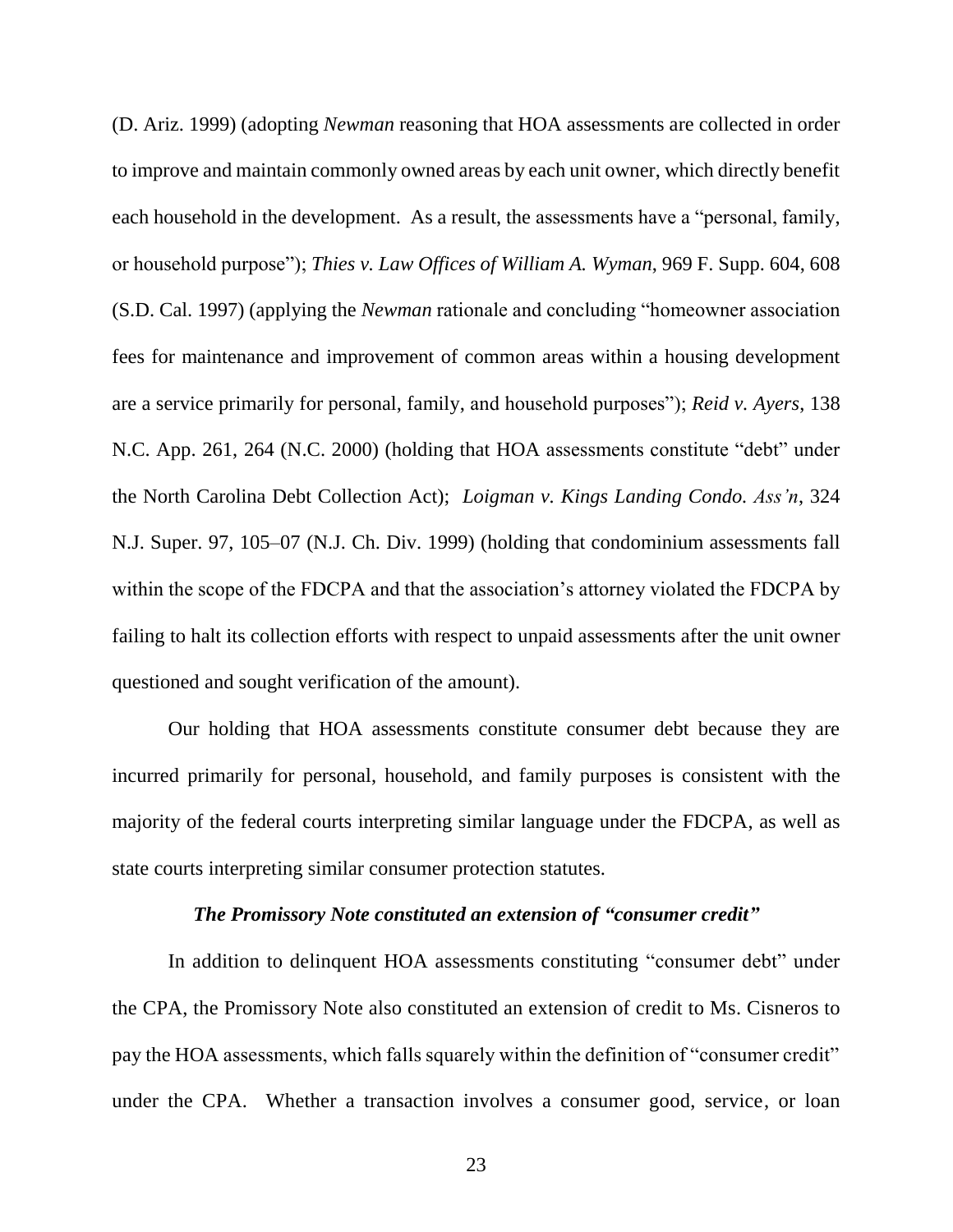(D. Ariz. 1999) (adopting *Newman* reasoning that HOA assessments are collected in order to improve and maintain commonly owned areas by each unit owner, which directly benefit each household in the development. As a result, the assessments have a "personal, family, or household purpose"); *Thies v. Law Offices of William A. Wyman*, 969 F. Supp. 604, 608 (S.D. Cal. 1997) (applying the *Newman* rationale and concluding "homeowner association fees for maintenance and improvement of common areas within a housing development are a service primarily for personal, family, and household purposes"); *Reid v. Ayers*, 138 N.C. App. 261, 264 (N.C. 2000) (holding that HOA assessments constitute "debt" under the North Carolina Debt Collection Act); *Loigman v. Kings Landing Condo. Ass'n*, 324 N.J. Super. 97, 105–07 (N.J. Ch. Div. 1999) (holding that condominium assessments fall within the scope of the FDCPA and that the association's attorney violated the FDCPA by failing to halt its collection efforts with respect to unpaid assessments after the unit owner questioned and sought verification of the amount).

Our holding that HOA assessments constitute consumer debt because they are incurred primarily for personal, household, and family purposes is consistent with the majority of the federal courts interpreting similar language under the FDCPA, as well as state courts interpreting similar consumer protection statutes.

***The Promissory Note constituted an extension of "consumer credit"***

In addition to delinquent HOA assessments constituting "consumer debt" under the CPA, the Promissory Note also constituted an extension of credit to Ms. Cisneros to pay the HOA assessments, which falls squarely within the definition of "consumer credit" under the CPA. Whether a transaction involves a consumer good, service, or loan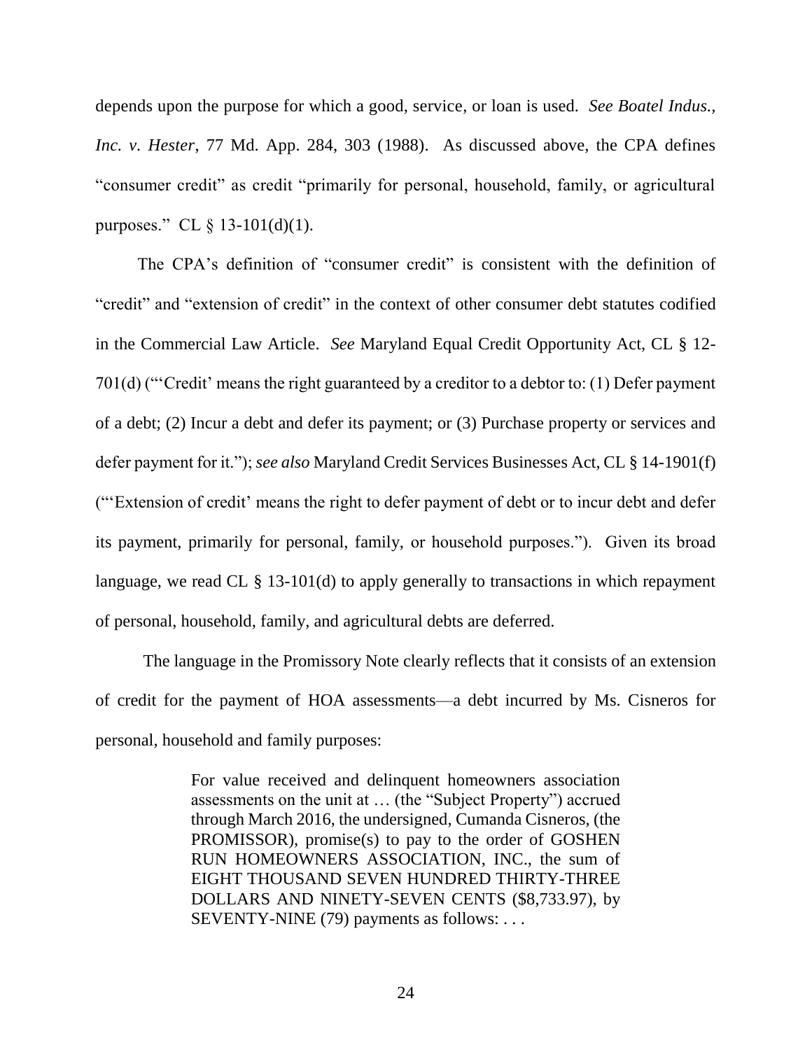depends upon the purpose for which a good, service, or loan is used. *See Boatel Indus., Inc. v. Hester*, 77 Md. App. 284, 303 (1988). As discussed above, the CPA defines "consumer credit" as credit "primarily for personal, household, family, or agricultural purposes." CL § 13-101(d)(1).

The CPA's definition of "consumer credit" is consistent with the definition of "credit" and "extension of credit" in the context of other consumer debt statutes codified in the Commercial Law Article. *See* Maryland Equal Credit Opportunity Act, CL § 12-701(d) ("'Credit' means the right guaranteed by a creditor to a debtor to: (1) Defer payment of a debt; (2) Incur a debt and defer its payment; or (3) Purchase property or services and defer payment for it."); *see also* Maryland Credit Services Businesses Act, CL § 14-1901(f) ("'Extension of credit' means the right to defer payment of debt or to incur debt and defer its payment, primarily for personal, family, or household purposes."). Given its broad language, we read CL § 13-101(d) to apply generally to transactions in which repayment of personal, household, family, and agricultural debts are deferred.

The language in the Promissory Note clearly reflects that it consists of an extension of credit for the payment of HOA assessments—a debt incurred by Ms. Cisneros for personal, household and family purposes:

> For value received and delinquent homeowners association assessments on the unit at … (the "Subject Property") accrued through March 2016, the undersigned, Cumanda Cisneros, (the PROMISSOR), promise(s) to pay to the order of GOSHEN RUN HOMEOWNERS ASSOCIATION, INC., the sum of EIGHT THOUSAND SEVEN HUNDRED THIRTY-THREE DOLLARS AND NINETY-SEVEN CENTS ($8,733.97), by SEVENTY-NINE (79) payments as follows: . . .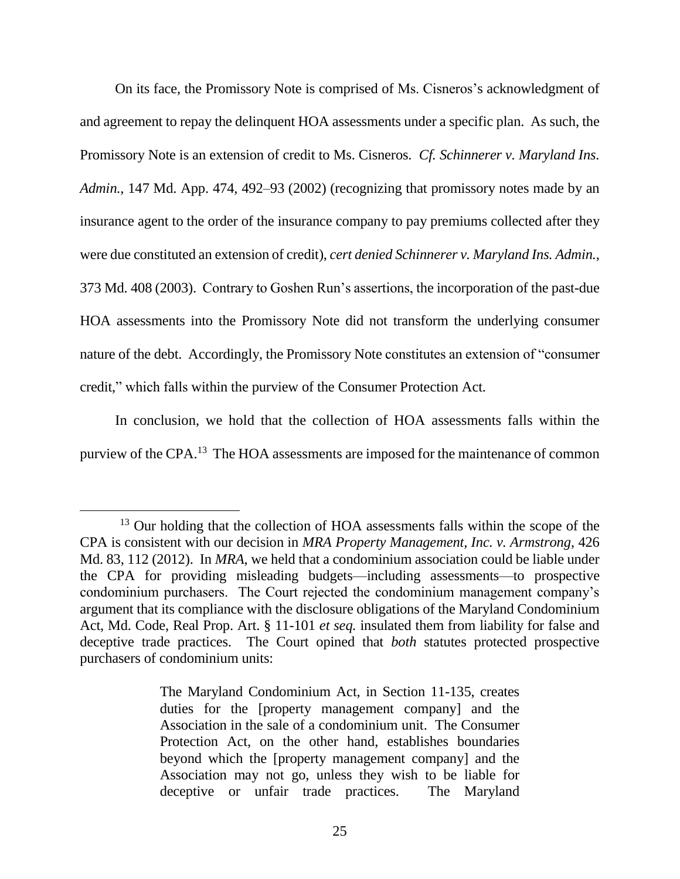On its face, the Promissory Note is comprised of Ms. Cisneros's acknowledgment of and agreement to repay the delinquent HOA assessments under a specific plan. As such, the Promissory Note is an extension of credit to Ms. Cisneros. *Cf. Schinnerer v. Maryland Ins. Admin.*, 147 Md. App. 474, 492–93 (2002) (recognizing that promissory notes made by an insurance agent to the order of the insurance company to pay premiums collected after they were due constituted an extension of credit), *cert denied Schinnerer v. Maryland Ins. Admin.*, 373 Md. 408 (2003). Contrary to Goshen Run's assertions, the incorporation of the past-due HOA assessments into the Promissory Note did not transform the underlying consumer nature of the debt. Accordingly, the Promissory Note constitutes an extension of "consumer credit," which falls within the purview of the Consumer Protection Act.

In conclusion, we hold that the collection of HOA assessments falls within the purview of the CPA.[13] The HOA assessments are imposed for the maintenance of common

---

[13] Our holding that the collection of HOA assessments falls within the scope of the CPA is consistent with our decision in *MRA Property Management, Inc. v. Armstrong*, 426 Md. 83, 112 (2012). In *MRA*, we held that a condominium association could be liable under the CPA for providing misleading budgets—including assessments—to prospective condominium purchasers. The Court rejected the condominium management company's argument that its compliance with the disclosure obligations of the Maryland Condominium Act, Md. Code, Real Prop. Art. § 11-101 *et seq.* insulated them from liability for false and deceptive trade practices. The Court opined that *both* statutes protected prospective purchasers of condominium units:

> The Maryland Condominium Act, in Section 11-135, creates duties for the [property management company] and the Association in the sale of a condominium unit. The Consumer Protection Act, on the other hand, establishes boundaries beyond which the [property management company] and the Association may not go, unless they wish to be liable for deceptive or unfair trade practices. The Maryland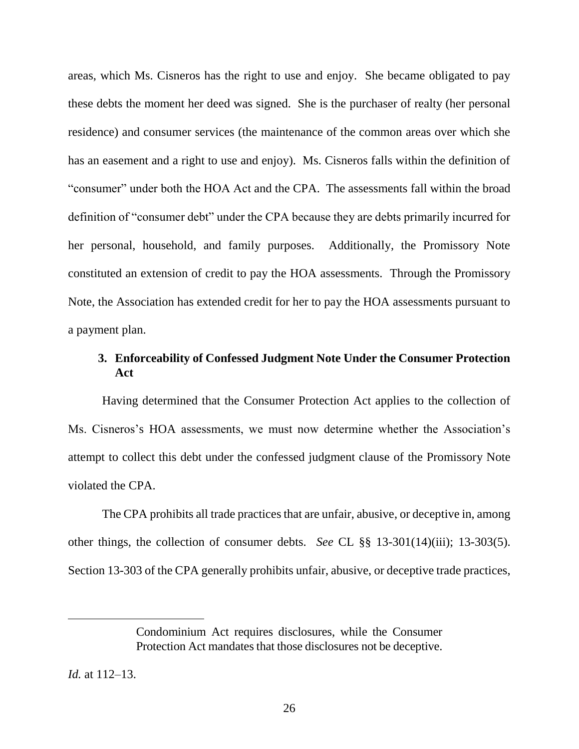areas, which Ms. Cisneros has the right to use and enjoy. She became obligated to pay these debts the moment her deed was signed. She is the purchaser of realty (her personal residence) and consumer services (the maintenance of the common areas over which she has an easement and a right to use and enjoy). Ms. Cisneros falls within the definition of "consumer" under both the HOA Act and the CPA. The assessments fall within the broad definition of "consumer debt" under the CPA because they are debts primarily incurred for her personal, household, and family purposes. Additionally, the Promissory Note constituted an extension of credit to pay the HOA assessments. Through the Promissory Note, the Association has extended credit for her to pay the HOA assessments pursuant to a payment plan.

### 3. Enforceability of Confessed Judgment Note Under the Consumer Protection Act

Having determined that the Consumer Protection Act applies to the collection of Ms. Cisneros's HOA assessments, we must now determine whether the Association's attempt to collect this debt under the confessed judgment clause of the Promissory Note violated the CPA.

The CPA prohibits all trade practices that are unfair, abusive, or deceptive in, among other things, the collection of consumer debts. *See* CL §§ 13-301(14)(iii); 13-303(5). Section 13-303 of the CPA generally prohibits unfair, abusive, or deceptive trade practices,

---

> Condominium Act requires disclosures, while the Consumer Protection Act mandates that those disclosures not be deceptive.

*Id.* at 112–13.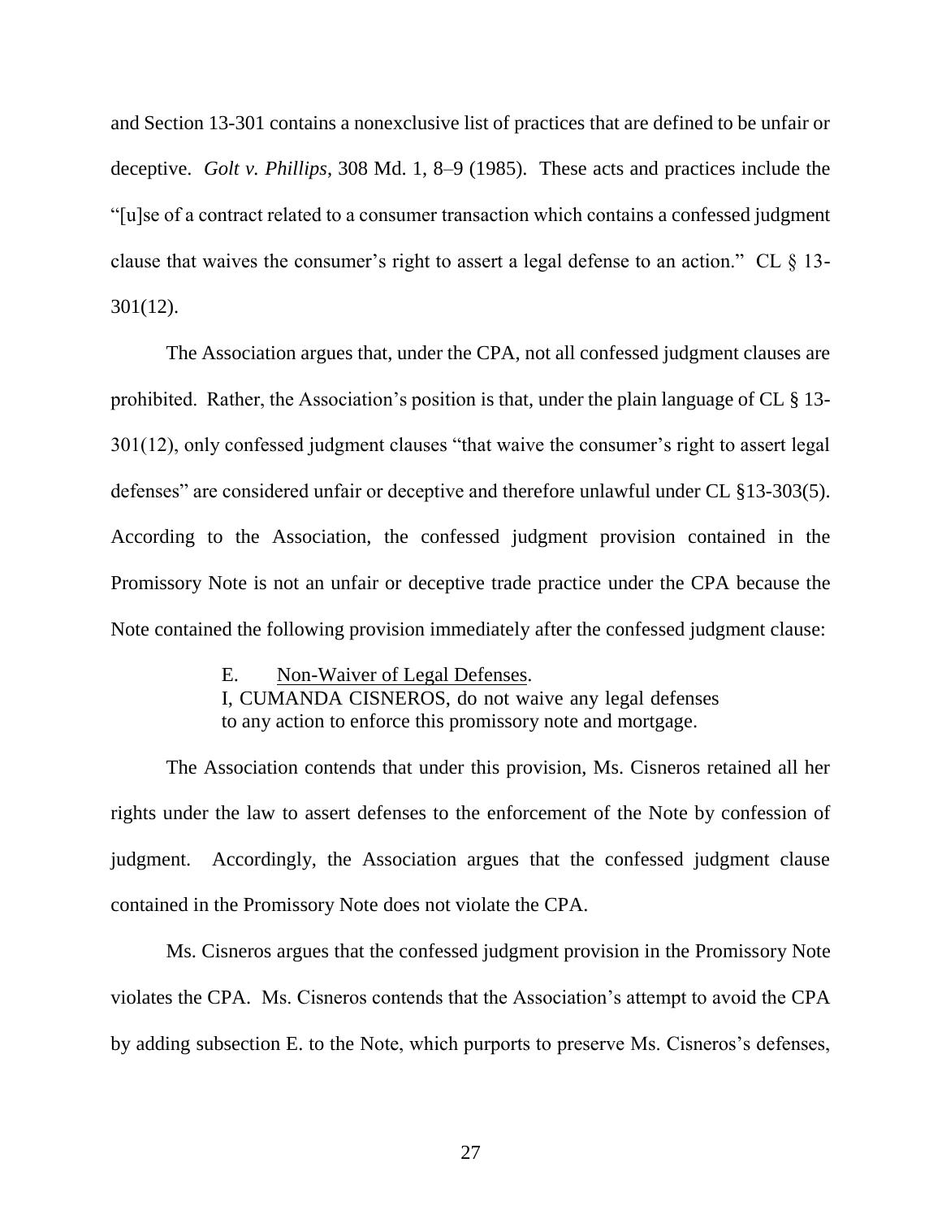and Section 13-301 contains a nonexclusive list of practices that are defined to be unfair or deceptive. *Golt v. Phillips*, 308 Md. 1, 8–9 (1985). These acts and practices include the "[u]se of a contract related to a consumer transaction which contains a confessed judgment clause that waives the consumer's right to assert a legal defense to an action." CL § 13-301(12).

The Association argues that, under the CPA, not all confessed judgment clauses are prohibited. Rather, the Association's position is that, under the plain language of CL § 13-301(12), only confessed judgment clauses "that waive the consumer's right to assert legal defenses" are considered unfair or deceptive and therefore unlawful under CL §13-303(5). According to the Association, the confessed judgment provision contained in the Promissory Note is not an unfair or deceptive trade practice under the CPA because the Note contained the following provision immediately after the confessed judgment clause:

> E. Non-Waiver of Legal Defenses.
> I, CUMANDA CISNEROS, do not waive any legal defenses to any action to enforce this promissory note and mortgage.

The Association contends that under this provision, Ms. Cisneros retained all her rights under the law to assert defenses to the enforcement of the Note by confession of judgment. Accordingly, the Association argues that the confessed judgment clause contained in the Promissory Note does not violate the CPA.

Ms. Cisneros argues that the confessed judgment provision in the Promissory Note violates the CPA. Ms. Cisneros contends that the Association's attempt to avoid the CPA by adding subsection E. to the Note, which purports to preserve Ms. Cisneros's defenses,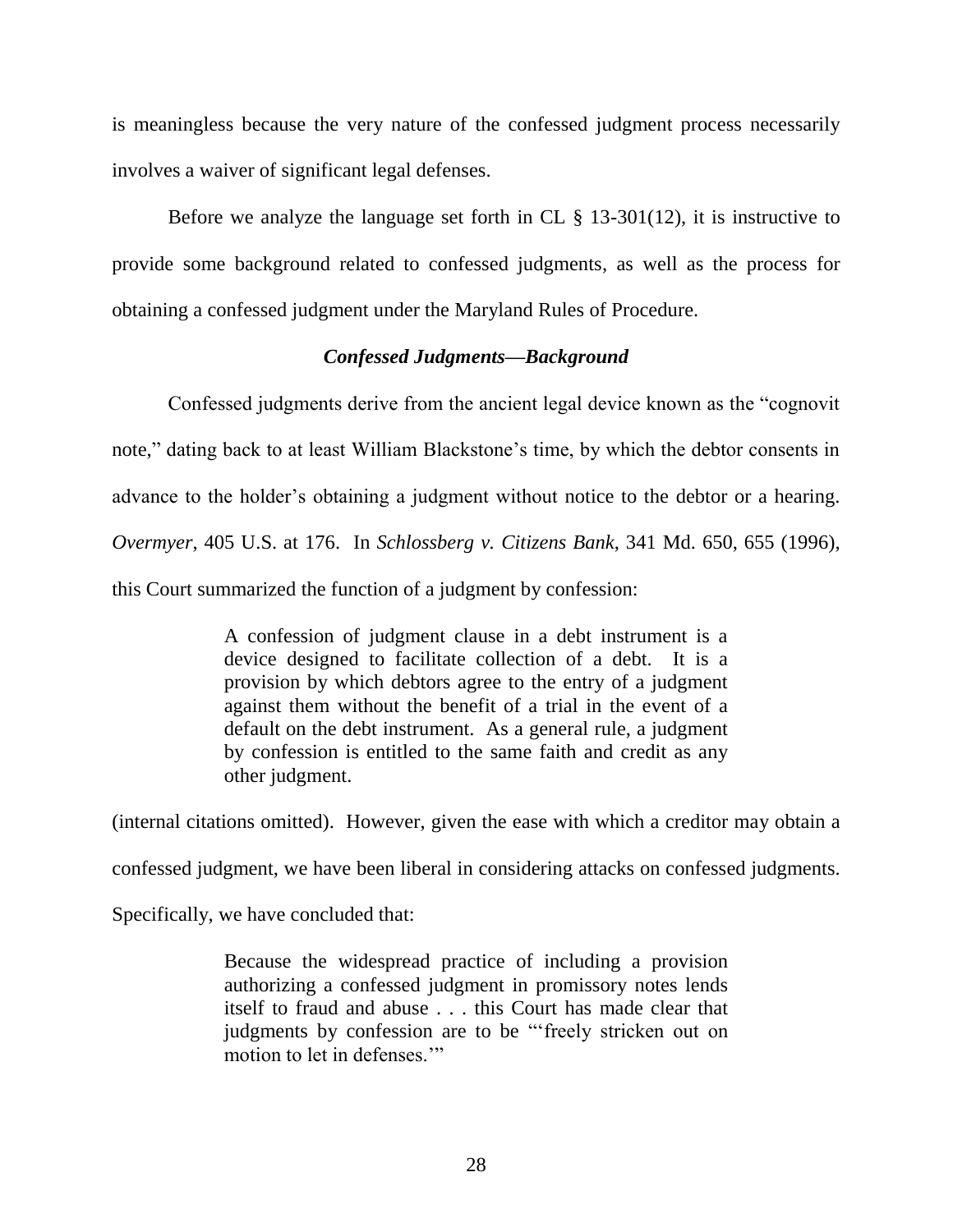is meaningless because the very nature of the confessed judgment process necessarily involves a waiver of significant legal defenses.

Before we analyze the language set forth in CL § 13-301(12), it is instructive to provide some background related to confessed judgments, as well as the process for obtaining a confessed judgment under the Maryland Rules of Procedure.

### *Confessed Judgments—Background*

Confessed judgments derive from the ancient legal device known as the "cognovit note," dating back to at least William Blackstone's time, by which the debtor consents in advance to the holder's obtaining a judgment without notice to the debtor or a hearing. *Overmyer*, 405 U.S. at 176. In *Schlossberg v. Citizens Bank*, 341 Md. 650, 655 (1996), this Court summarized the function of a judgment by confession:

> A confession of judgment clause in a debt instrument is a device designed to facilitate collection of a debt. It is a provision by which debtors agree to the entry of a judgment against them without the benefit of a trial in the event of a default on the debt instrument. As a general rule, a judgment by confession is entitled to the same faith and credit as any other judgment.

(internal citations omitted). However, given the ease with which a creditor may obtain a confessed judgment, we have been liberal in considering attacks on confessed judgments. Specifically, we have concluded that:

> Because the widespread practice of including a provision authorizing a confessed judgment in promissory notes lends itself to fraud and abuse . . . this Court has made clear that judgments by confession are to be "'freely stricken out on motion to let in defenses.'"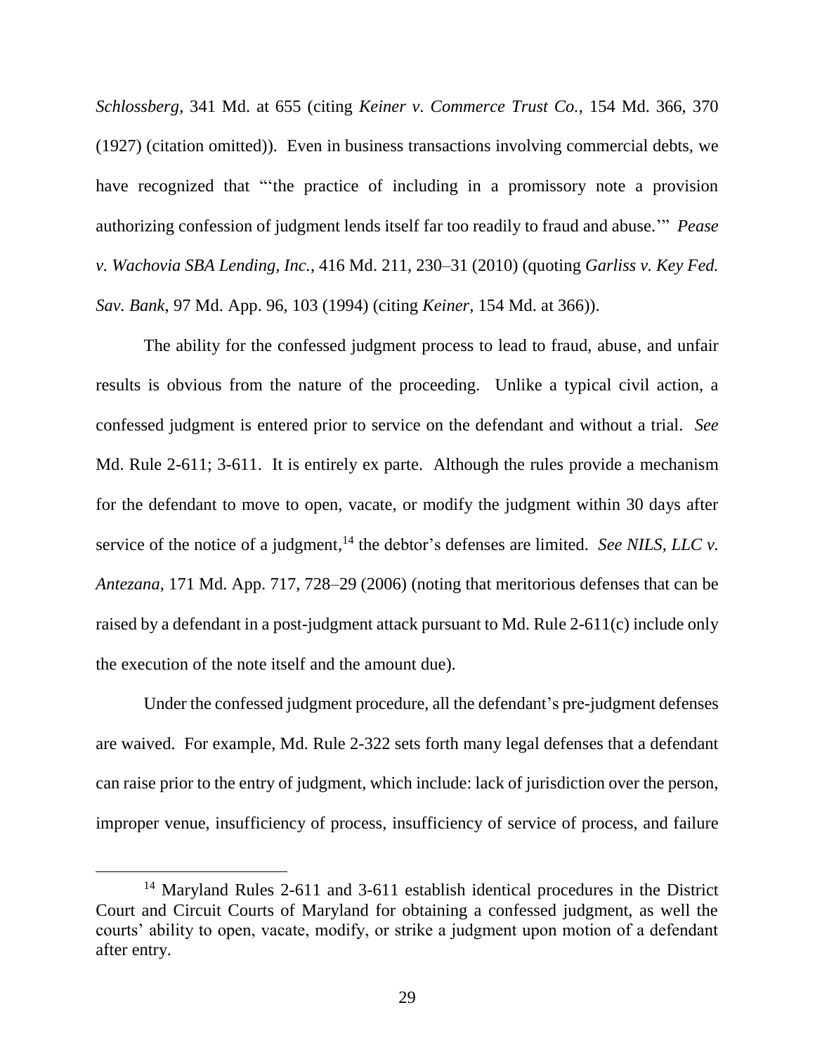*Schlossberg*, 341 Md. at 655 (citing *Keiner v. Commerce Trust Co.*, 154 Md. 366, 370 (1927) (citation omitted)). Even in business transactions involving commercial debts, we have recognized that "'the practice of including in a promissory note a provision authorizing confession of judgment lends itself far too readily to fraud and abuse.'" *Pease v. Wachovia SBA Lending, Inc.*, 416 Md. 211, 230–31 (2010) (quoting *Garliss v. Key Fed. Sav. Bank*, 97 Md. App. 96, 103 (1994) (citing *Keiner*, 154 Md. at 366)).

The ability for the confessed judgment process to lead to fraud, abuse, and unfair results is obvious from the nature of the proceeding. Unlike a typical civil action, a confessed judgment is entered prior to service on the defendant and without a trial. *See* Md. Rule 2-611; 3-611. It is entirely ex parte. Although the rules provide a mechanism for the defendant to move to open, vacate, or modify the judgment within 30 days after service of the notice of a judgment,[14] the debtor's defenses are limited. *See NILS, LLC v. Antezana*, 171 Md. App. 717, 728–29 (2006) (noting that meritorious defenses that can be raised by a defendant in a post-judgment attack pursuant to Md. Rule 2-611(c) include only the execution of the note itself and the amount due).

Under the confessed judgment procedure, all the defendant's pre-judgment defenses are waived. For example, Md. Rule 2-322 sets forth many legal defenses that a defendant can raise prior to the entry of judgment, which include: lack of jurisdiction over the person, improper venue, insufficiency of process, insufficiency of service of process, and failure

[14] Maryland Rules 2-611 and 3-611 establish identical procedures in the District Court and Circuit Courts of Maryland for obtaining a confessed judgment, as well the courts' ability to open, vacate, modify, or strike a judgment upon motion of a defendant after entry.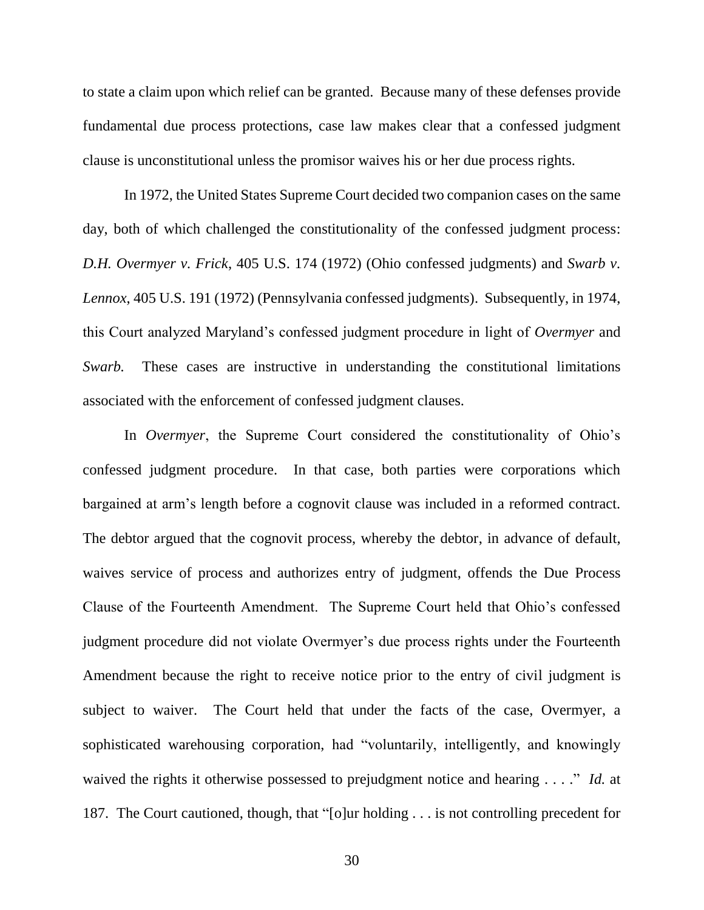to state a claim upon which relief can be granted. Because many of these defenses provide fundamental due process protections, case law makes clear that a confessed judgment clause is unconstitutional unless the promisor waives his or her due process rights.

In 1972, the United States Supreme Court decided two companion cases on the same day, both of which challenged the constitutionality of the confessed judgment process: *D.H. Overmyer v. Frick*, 405 U.S. 174 (1972) (Ohio confessed judgments) and *Swarb v. Lennox*, 405 U.S. 191 (1972) (Pennsylvania confessed judgments). Subsequently, in 1974, this Court analyzed Maryland's confessed judgment procedure in light of *Overmyer* and *Swarb.* These cases are instructive in understanding the constitutional limitations associated with the enforcement of confessed judgment clauses.

In *Overmyer*, the Supreme Court considered the constitutionality of Ohio's confessed judgment procedure. In that case, both parties were corporations which bargained at arm's length before a cognovit clause was included in a reformed contract. The debtor argued that the cognovit process, whereby the debtor, in advance of default, waives service of process and authorizes entry of judgment, offends the Due Process Clause of the Fourteenth Amendment. The Supreme Court held that Ohio's confessed judgment procedure did not violate Overmyer's due process rights under the Fourteenth Amendment because the right to receive notice prior to the entry of civil judgment is subject to waiver. The Court held that under the facts of the case, Overmyer, a sophisticated warehousing corporation, had "voluntarily, intelligently, and knowingly waived the rights it otherwise possessed to prejudgment notice and hearing . . . ." *Id.* at 187. The Court cautioned, though, that "[o]ur holding . . . is not controlling precedent for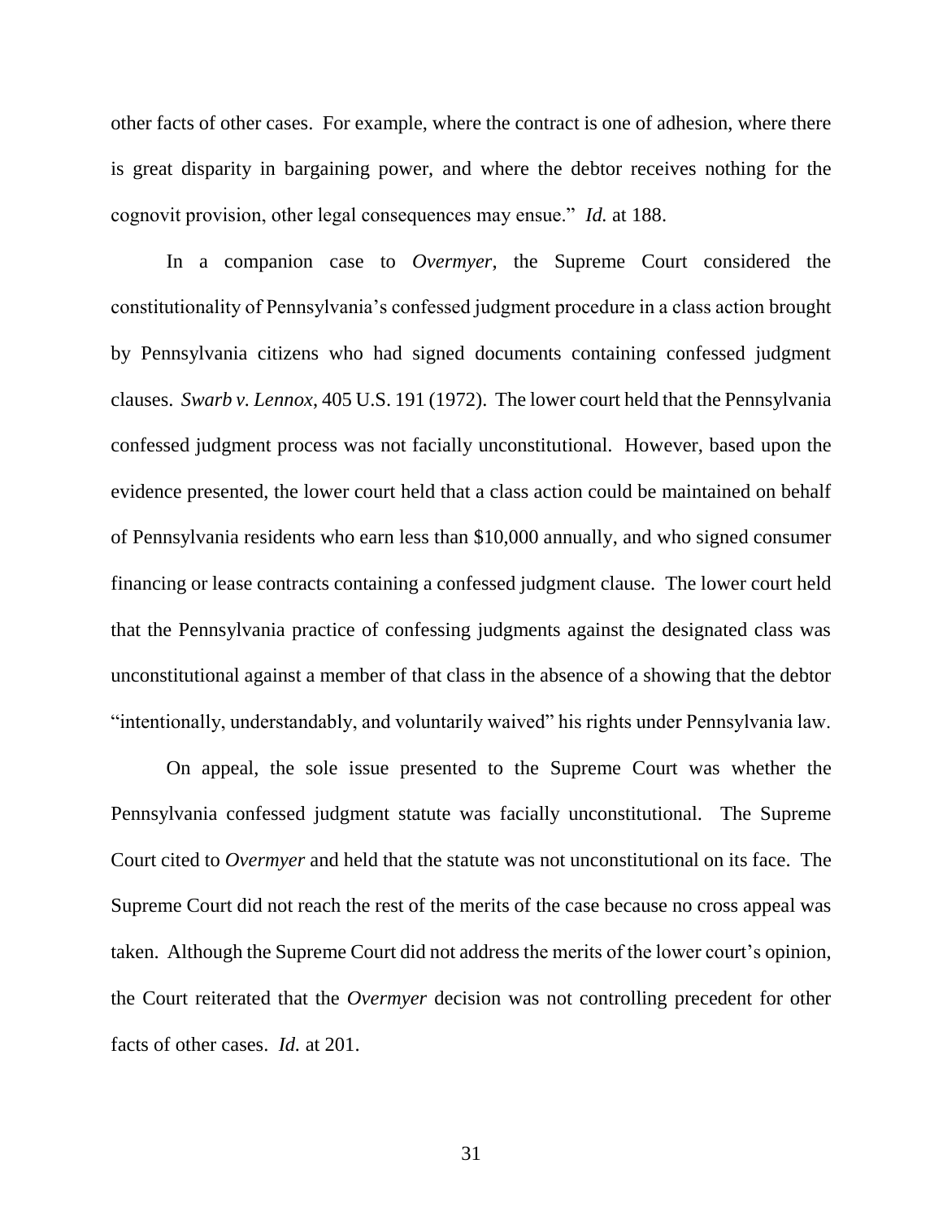other facts of other cases. For example, where the contract is one of adhesion, where there is great disparity in bargaining power, and where the debtor receives nothing for the cognovit provision, other legal consequences may ensue." *Id.* at 188.

In a companion case to *Overmyer*, the Supreme Court considered the constitutionality of Pennsylvania's confessed judgment procedure in a class action brought by Pennsylvania citizens who had signed documents containing confessed judgment clauses. *Swarb v. Lennox*, 405 U.S. 191 (1972). The lower court held that the Pennsylvania confessed judgment process was not facially unconstitutional. However, based upon the evidence presented, the lower court held that a class action could be maintained on behalf of Pennsylvania residents who earn less than $10,000 annually, and who signed consumer financing or lease contracts containing a confessed judgment clause. The lower court held that the Pennsylvania practice of confessing judgments against the designated class was unconstitutional against a member of that class in the absence of a showing that the debtor "intentionally, understandably, and voluntarily waived" his rights under Pennsylvania law.

On appeal, the sole issue presented to the Supreme Court was whether the Pennsylvania confessed judgment statute was facially unconstitutional. The Supreme Court cited to *Overmyer* and held that the statute was not unconstitutional on its face. The Supreme Court did not reach the rest of the merits of the case because no cross appeal was taken. Although the Supreme Court did not address the merits of the lower court's opinion, the Court reiterated that the *Overmyer* decision was not controlling precedent for other facts of other cases. *Id.* at 201.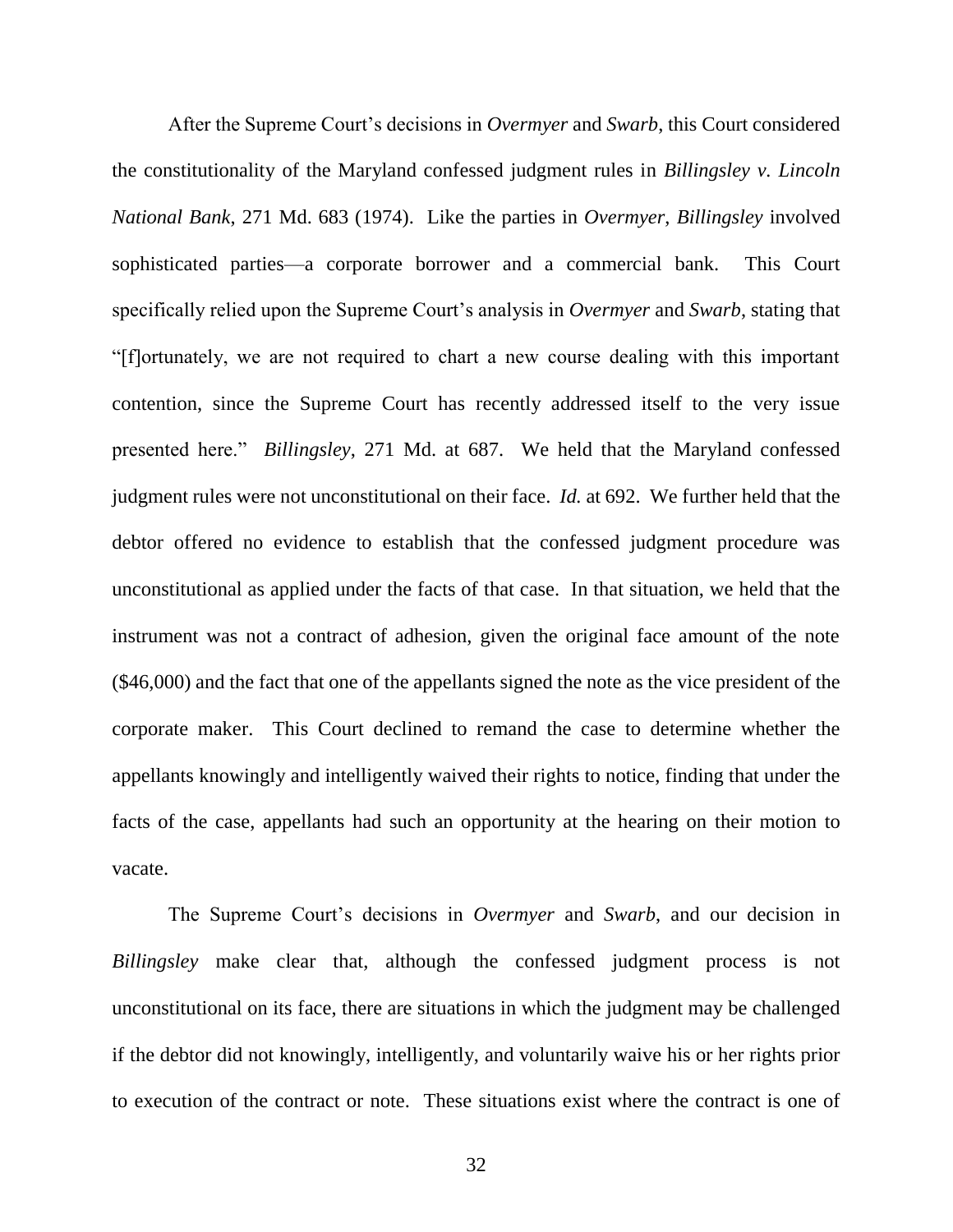After the Supreme Court's decisions in *Overmyer* and *Swarb*, this Court considered the constitutionality of the Maryland confessed judgment rules in *Billingsley v. Lincoln National Bank*, 271 Md. 683 (1974). Like the parties in *Overmyer*, *Billingsley* involved sophisticated parties—a corporate borrower and a commercial bank. This Court specifically relied upon the Supreme Court's analysis in *Overmyer* and *Swarb*, stating that "[f]ortunately, we are not required to chart a new course dealing with this important contention, since the Supreme Court has recently addressed itself to the very issue presented here." *Billingsley*, 271 Md. at 687. We held that the Maryland confessed judgment rules were not unconstitutional on their face. *Id.* at 692. We further held that the debtor offered no evidence to establish that the confessed judgment procedure was unconstitutional as applied under the facts of that case. In that situation, we held that the instrument was not a contract of adhesion, given the original face amount of the note ($46,000) and the fact that one of the appellants signed the note as the vice president of the corporate maker. This Court declined to remand the case to determine whether the appellants knowingly and intelligently waived their rights to notice, finding that under the facts of the case, appellants had such an opportunity at the hearing on their motion to vacate.

The Supreme Court's decisions in *Overmyer* and *Swarb*, and our decision in *Billingsley* make clear that, although the confessed judgment process is not unconstitutional on its face, there are situations in which the judgment may be challenged if the debtor did not knowingly, intelligently, and voluntarily waive his or her rights prior to execution of the contract or note. These situations exist where the contract is one of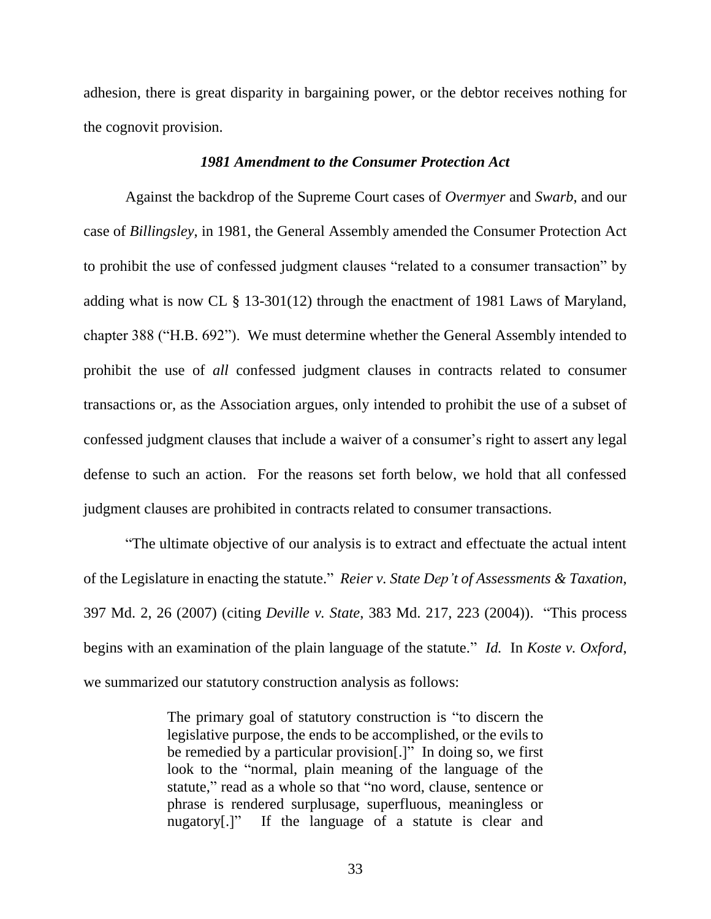adhesion, there is great disparity in bargaining power, or the debtor receives nothing for the cognovit provision.

### *1981 Amendment to the Consumer Protection Act*

Against the backdrop of the Supreme Court cases of *Overmyer* and *Swarb*, and our case of *Billingsley*, in 1981, the General Assembly amended the Consumer Protection Act to prohibit the use of confessed judgment clauses "related to a consumer transaction" by adding what is now CL § 13-301(12) through the enactment of 1981 Laws of Maryland, chapter 388 ("H.B. 692"). We must determine whether the General Assembly intended to prohibit the use of *all* confessed judgment clauses in contracts related to consumer transactions or, as the Association argues, only intended to prohibit the use of a subset of confessed judgment clauses that include a waiver of a consumer's right to assert any legal defense to such an action. For the reasons set forth below, we hold that all confessed judgment clauses are prohibited in contracts related to consumer transactions.

"The ultimate objective of our analysis is to extract and effectuate the actual intent of the Legislature in enacting the statute." *Reier v. State Dep't of Assessments & Taxation*, 397 Md. 2, 26 (2007) (citing *Deville v. State*, 383 Md. 217, 223 (2004)). "This process begins with an examination of the plain language of the statute." *Id.* In *Koste v. Oxford*, we summarized our statutory construction analysis as follows:

> The primary goal of statutory construction is "to discern the legislative purpose, the ends to be accomplished, or the evils to be remedied by a particular provision[.]" In doing so, we first look to the "normal, plain meaning of the language of the statute," read as a whole so that "no word, clause, sentence or phrase is rendered surplusage, superfluous, meaningless or nugatory[.]" If the language of a statute is clear and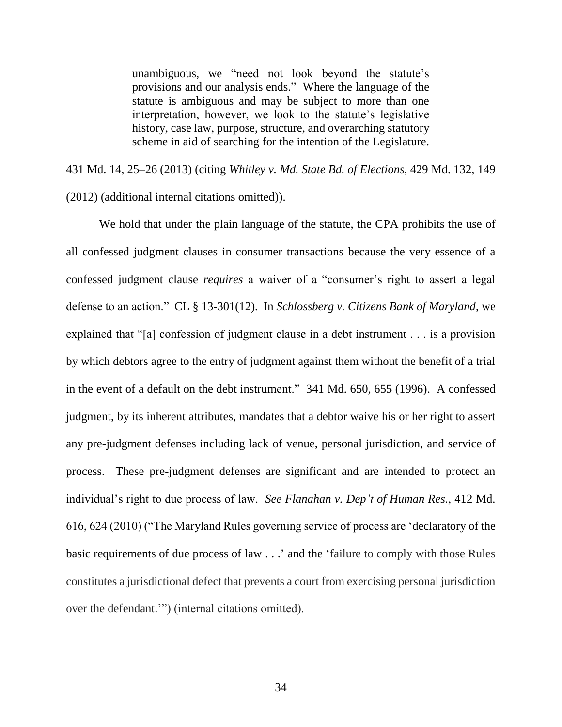> unambiguous, we "need not look beyond the statute's provisions and our analysis ends." Where the language of the statute is ambiguous and may be subject to more than one interpretation, however, we look to the statute's legislative history, case law, purpose, structure, and overarching statutory scheme in aid of searching for the intention of the Legislature.

431 Md. 14, 25–26 (2013) (citing *Whitley v. Md. State Bd. of Elections*, 429 Md. 132, 149 (2012) (additional internal citations omitted)).

We hold that under the plain language of the statute, the CPA prohibits the use of all confessed judgment clauses in consumer transactions because the very essence of a confessed judgment clause *requires* a waiver of a "consumer's right to assert a legal defense to an action." CL § 13-301(12). In *Schlossberg v. Citizens Bank of Maryland*, we explained that "[a] confession of judgment clause in a debt instrument . . . is a provision by which debtors agree to the entry of judgment against them without the benefit of a trial in the event of a default on the debt instrument." 341 Md. 650, 655 (1996). A confessed judgment, by its inherent attributes, mandates that a debtor waive his or her right to assert any pre-judgment defenses including lack of venue, personal jurisdiction, and service of process. These pre-judgment defenses are significant and are intended to protect an individual's right to due process of law. *See Flanahan v. Dep't of Human Res.*, 412 Md. 616, 624 (2010) ("The Maryland Rules governing service of process are 'declaratory of the basic requirements of due process of law . . .' and the 'failure to comply with those Rules constitutes a jurisdictional defect that prevents a court from exercising personal jurisdiction over the defendant.'") (internal citations omitted).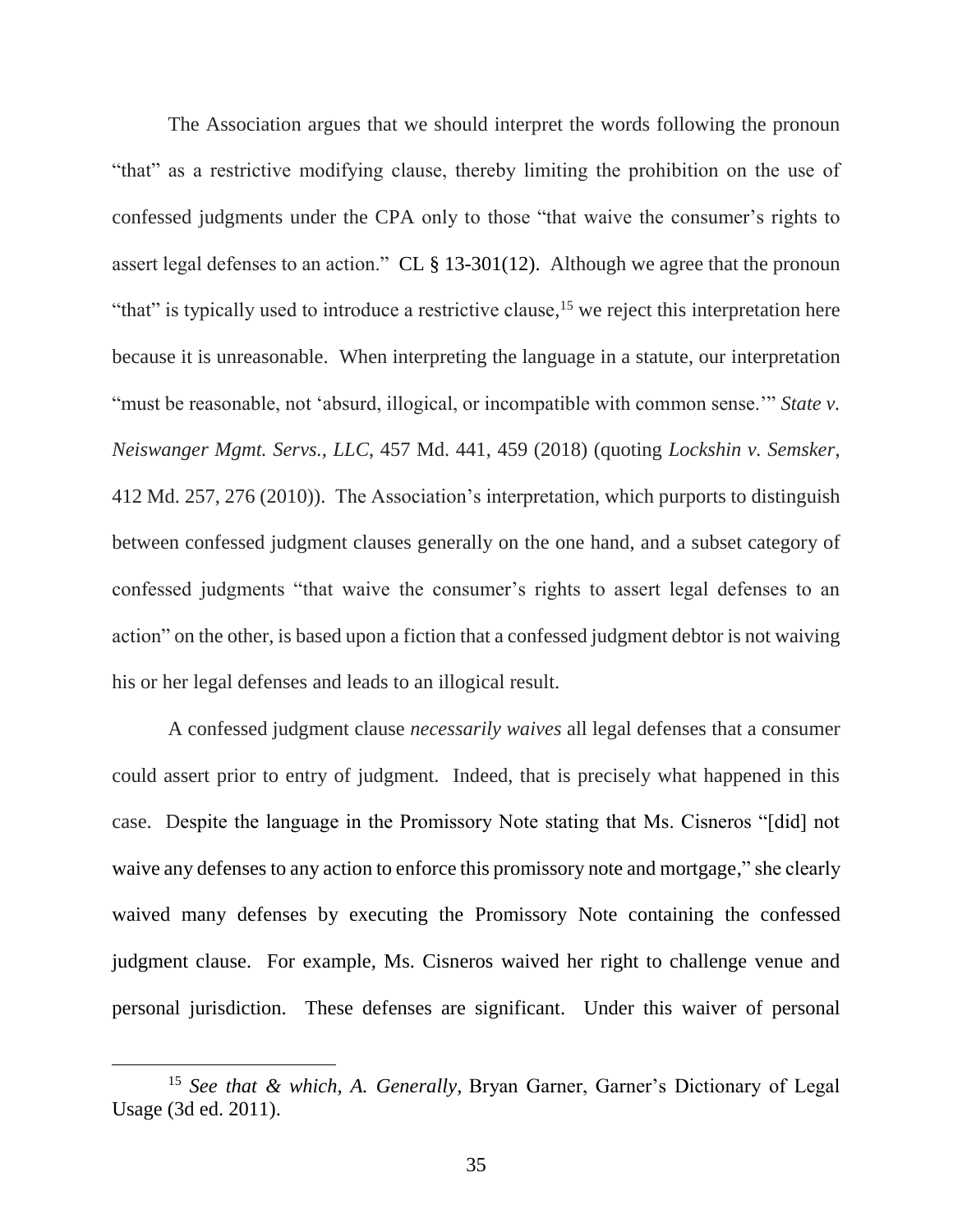The Association argues that we should interpret the words following the pronoun "that" as a restrictive modifying clause, thereby limiting the prohibition on the use of confessed judgments under the CPA only to those "that waive the consumer's rights to assert legal defenses to an action." CL § 13-301(12). Although we agree that the pronoun "that" is typically used to introduce a restrictive clause,[15] we reject this interpretation here because it is unreasonable. When interpreting the language in a statute, our interpretation "must be reasonable, not 'absurd, illogical, or incompatible with common sense.'" *State v. Neiswanger Mgmt. Servs., LLC*, 457 Md. 441, 459 (2018) (quoting *Lockshin v. Semsker*, 412 Md. 257, 276 (2010)). The Association's interpretation, which purports to distinguish between confessed judgment clauses generally on the one hand, and a subset category of confessed judgments "that waive the consumer's rights to assert legal defenses to an action" on the other, is based upon a fiction that a confessed judgment debtor is not waiving his or her legal defenses and leads to an illogical result.

A confessed judgment clause *necessarily waives* all legal defenses that a consumer could assert prior to entry of judgment. Indeed, that is precisely what happened in this case. Despite the language in the Promissory Note stating that Ms. Cisneros "[did] not waive any defenses to any action to enforce this promissory note and mortgage," she clearly waived many defenses by executing the Promissory Note containing the confessed judgment clause. For example, Ms. Cisneros waived her right to challenge venue and personal jurisdiction. These defenses are significant. Under this waiver of personal

---

[15] *See that & which, A. Generally*, Bryan Garner, Garner's Dictionary of Legal Usage (3d ed. 2011).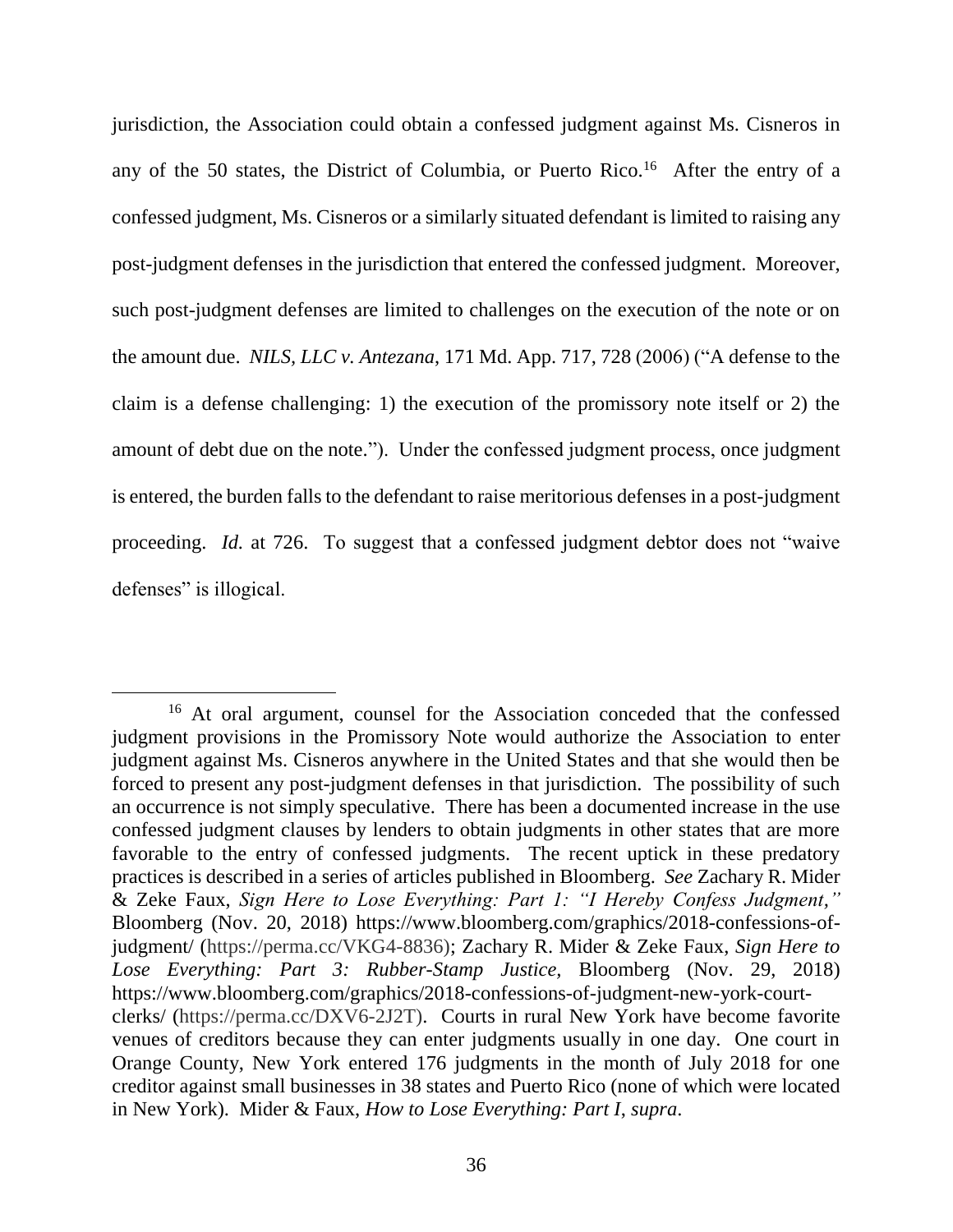jurisdiction, the Association could obtain a confessed judgment against Ms. Cisneros in any of the 50 states, the District of Columbia, or Puerto Rico.[16] After the entry of a confessed judgment, Ms. Cisneros or a similarly situated defendant is limited to raising any post-judgment defenses in the jurisdiction that entered the confessed judgment. Moreover, such post-judgment defenses are limited to challenges on the execution of the note or on the amount due. *NILS, LLC v. Antezana*, 171 Md. App. 717, 728 (2006) ("A defense to the claim is a defense challenging: 1) the execution of the promissory note itself or 2) the amount of debt due on the note."). Under the confessed judgment process, once judgment is entered, the burden falls to the defendant to raise meritorious defenses in a post-judgment proceeding. *Id.* at 726. To suggest that a confessed judgment debtor does not "waive defenses" is illogical.

---

[16] At oral argument, counsel for the Association conceded that the confessed judgment provisions in the Promissory Note would authorize the Association to enter judgment against Ms. Cisneros anywhere in the United States and that she would then be forced to present any post-judgment defenses in that jurisdiction. The possibility of such an occurrence is not simply speculative. There has been a documented increase in the use confessed judgment clauses by lenders to obtain judgments in other states that are more favorable to the entry of confessed judgments. The recent uptick in these predatory practices is described in a series of articles published in Bloomberg. *See* Zachary R. Mider & Zeke Faux, *Sign Here to Lose Everything: Part 1: "I Hereby Confess Judgment,"* Bloomberg (Nov. 20, 2018) https://www.bloomberg.com/graphics/2018-confessions-of-judgment/ (https://perma.cc/VKG4-8836); Zachary R. Mider & Zeke Faux, *Sign Here to Lose Everything: Part 3: Rubber-Stamp Justice*, Bloomberg (Nov. 29, 2018) https://www.bloomberg.com/graphics/2018-confessions-of-judgment-new-york-court-clerks/ (https://perma.cc/DXV6-2J2T). Courts in rural New York have become favorite venues of creditors because they can enter judgments usually in one day. One court in Orange County, New York entered 176 judgments in the month of July 2018 for one creditor against small businesses in 38 states and Puerto Rico (none of which were located in New York). Mider & Faux, *How to Lose Everything: Part I*, *supra*.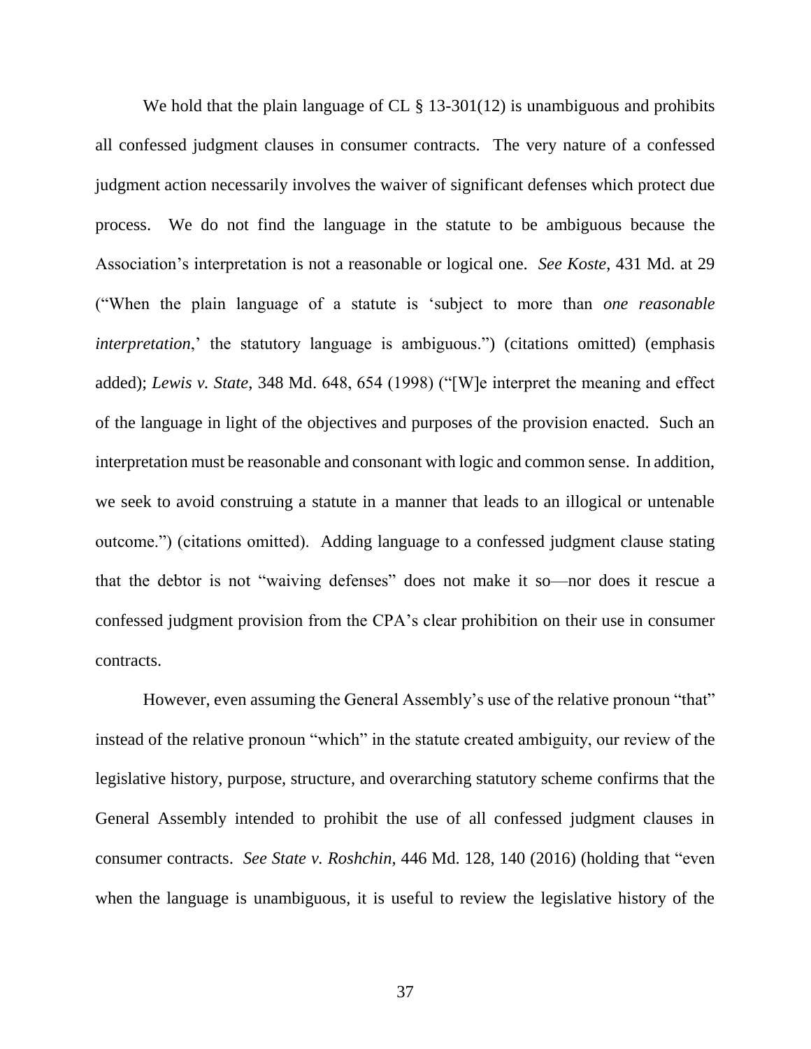We hold that the plain language of CL § 13-301(12) is unambiguous and prohibits all confessed judgment clauses in consumer contracts. The very nature of a confessed judgment action necessarily involves the waiver of significant defenses which protect due process. We do not find the language in the statute to be ambiguous because the Association's interpretation is not a reasonable or logical one. *See Koste*, 431 Md. at 29 ("When the plain language of a statute is 'subject to more than *one reasonable interpretation*,' the statutory language is ambiguous.") (citations omitted) (emphasis added); *Lewis v. State*, 348 Md. 648, 654 (1998) ("[W]e interpret the meaning and effect of the language in light of the objectives and purposes of the provision enacted. Such an interpretation must be reasonable and consonant with logic and common sense. In addition, we seek to avoid construing a statute in a manner that leads to an illogical or untenable outcome.") (citations omitted). Adding language to a confessed judgment clause stating that the debtor is not "waiving defenses" does not make it so—nor does it rescue a confessed judgment provision from the CPA's clear prohibition on their use in consumer contracts.

However, even assuming the General Assembly's use of the relative pronoun "that" instead of the relative pronoun "which" in the statute created ambiguity, our review of the legislative history, purpose, structure, and overarching statutory scheme confirms that the General Assembly intended to prohibit the use of all confessed judgment clauses in consumer contracts. *See State v. Roshchin*, 446 Md. 128, 140 (2016) (holding that "even when the language is unambiguous, it is useful to review the legislative history of the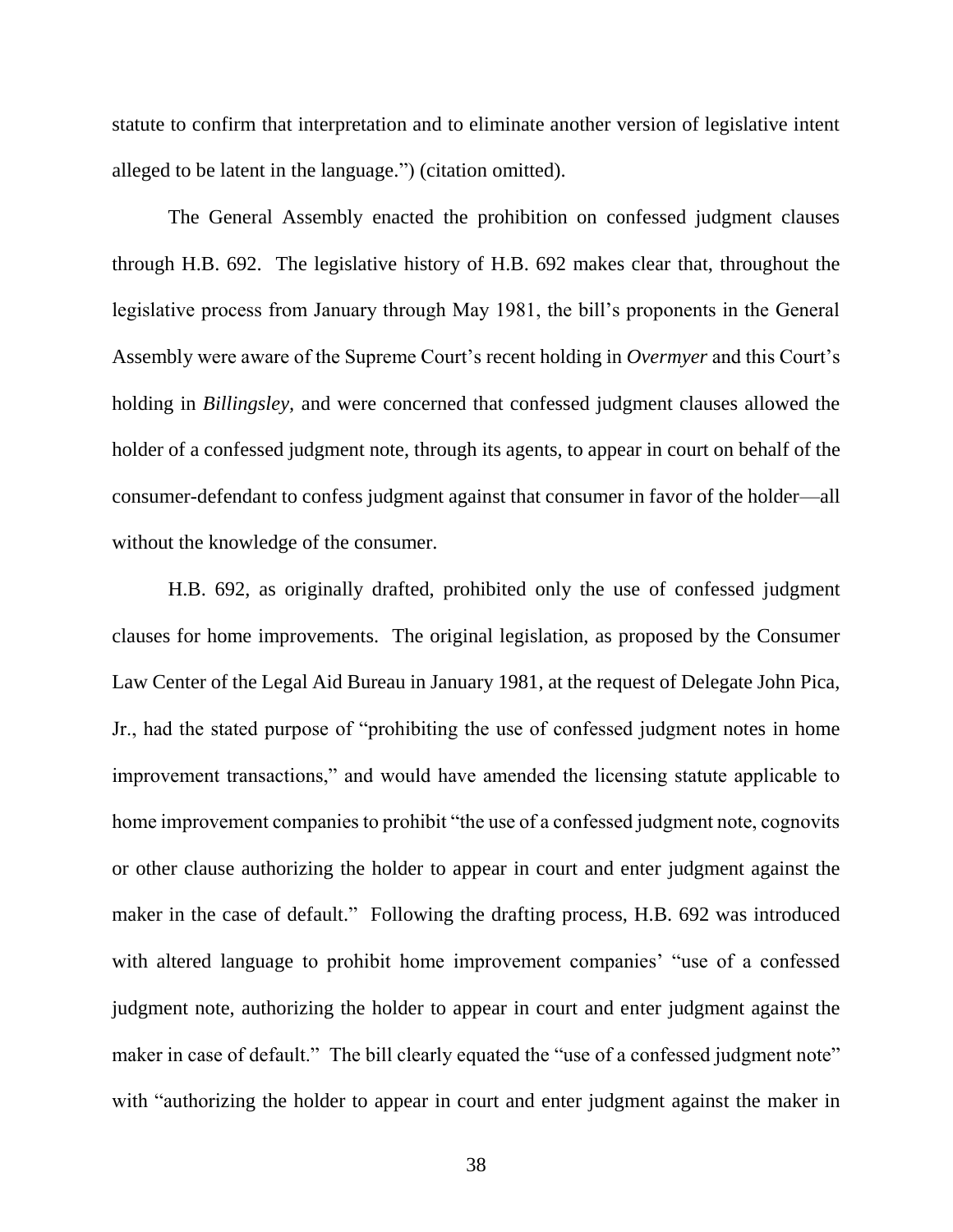statute to confirm that interpretation and to eliminate another version of legislative intent alleged to be latent in the language.") (citation omitted).

The General Assembly enacted the prohibition on confessed judgment clauses through H.B. 692. The legislative history of H.B. 692 makes clear that, throughout the legislative process from January through May 1981, the bill's proponents in the General Assembly were aware of the Supreme Court's recent holding in *Overmyer* and this Court's holding in *Billingsley*, and were concerned that confessed judgment clauses allowed the holder of a confessed judgment note, through its agents, to appear in court on behalf of the consumer-defendant to confess judgment against that consumer in favor of the holder—all without the knowledge of the consumer.

H.B. 692, as originally drafted, prohibited only the use of confessed judgment clauses for home improvements. The original legislation, as proposed by the Consumer Law Center of the Legal Aid Bureau in January 1981, at the request of Delegate John Pica, Jr., had the stated purpose of "prohibiting the use of confessed judgment notes in home improvement transactions," and would have amended the licensing statute applicable to home improvement companies to prohibit "the use of a confessed judgment note, cognovits or other clause authorizing the holder to appear in court and enter judgment against the maker in the case of default." Following the drafting process, H.B. 692 was introduced with altered language to prohibit home improvement companies' "use of a confessed judgment note, authorizing the holder to appear in court and enter judgment against the maker in case of default." The bill clearly equated the "use of a confessed judgment note" with "authorizing the holder to appear in court and enter judgment against the maker in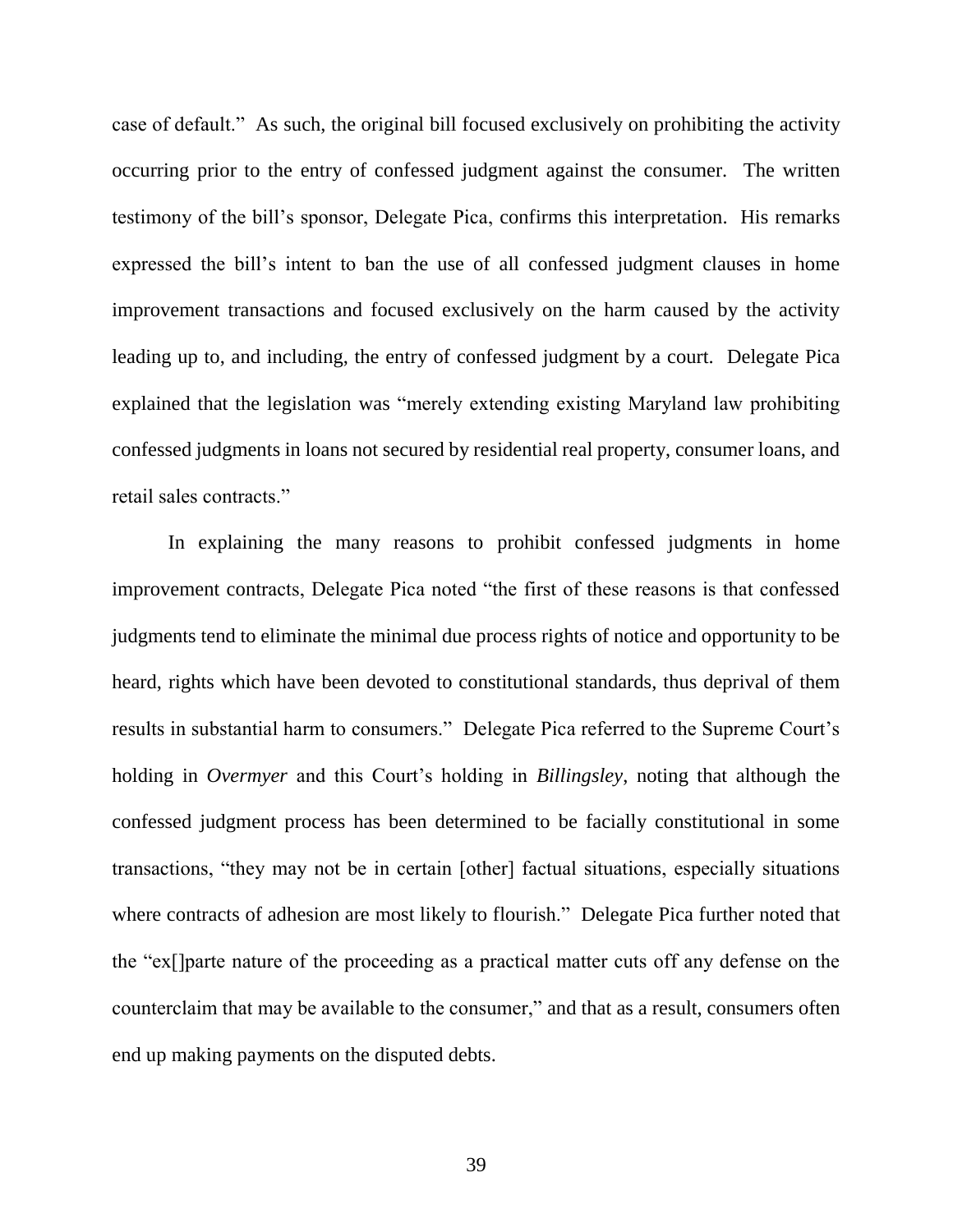case of default." As such, the original bill focused exclusively on prohibiting the activity occurring prior to the entry of confessed judgment against the consumer. The written testimony of the bill's sponsor, Delegate Pica, confirms this interpretation. His remarks expressed the bill's intent to ban the use of all confessed judgment clauses in home improvement transactions and focused exclusively on the harm caused by the activity leading up to, and including, the entry of confessed judgment by a court. Delegate Pica explained that the legislation was "merely extending existing Maryland law prohibiting confessed judgments in loans not secured by residential real property, consumer loans, and retail sales contracts."

In explaining the many reasons to prohibit confessed judgments in home improvement contracts, Delegate Pica noted "the first of these reasons is that confessed judgments tend to eliminate the minimal due process rights of notice and opportunity to be heard, rights which have been devoted to constitutional standards, thus deprival of them results in substantial harm to consumers." Delegate Pica referred to the Supreme Court's holding in *Overmyer* and this Court's holding in *Billingsley*, noting that although the confessed judgment process has been determined to be facially constitutional in some transactions, "they may not be in certain [other] factual situations, especially situations where contracts of adhesion are most likely to flourish." Delegate Pica further noted that the "ex[]parte nature of the proceeding as a practical matter cuts off any defense on the counterclaim that may be available to the consumer," and that as a result, consumers often end up making payments on the disputed debts.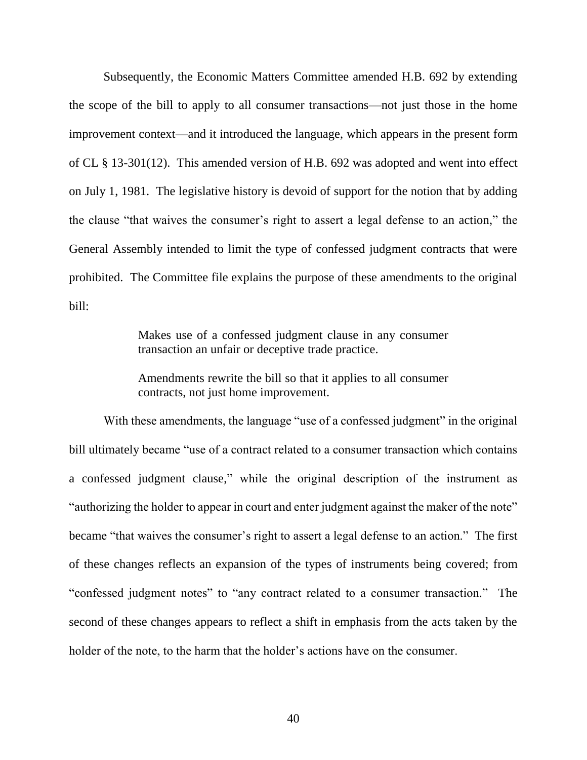Subsequently, the Economic Matters Committee amended H.B. 692 by extending the scope of the bill to apply to all consumer transactions—not just those in the home improvement context—and it introduced the language, which appears in the present form of CL § 13-301(12). This amended version of H.B. 692 was adopted and went into effect on July 1, 1981. The legislative history is devoid of support for the notion that by adding the clause "that waives the consumer's right to assert a legal defense to an action," the General Assembly intended to limit the type of confessed judgment contracts that were prohibited. The Committee file explains the purpose of these amendments to the original bill:

> Makes use of a confessed judgment clause in any consumer transaction an unfair or deceptive trade practice.
>
> Amendments rewrite the bill so that it applies to all consumer contracts, not just home improvement.

With these amendments, the language "use of a confessed judgment" in the original bill ultimately became "use of a contract related to a consumer transaction which contains a confessed judgment clause," while the original description of the instrument as "authorizing the holder to appear in court and enter judgment against the maker of the note" became "that waives the consumer's right to assert a legal defense to an action." The first of these changes reflects an expansion of the types of instruments being covered; from "confessed judgment notes" to "any contract related to a consumer transaction." The second of these changes appears to reflect a shift in emphasis from the acts taken by the holder of the note, to the harm that the holder's actions have on the consumer.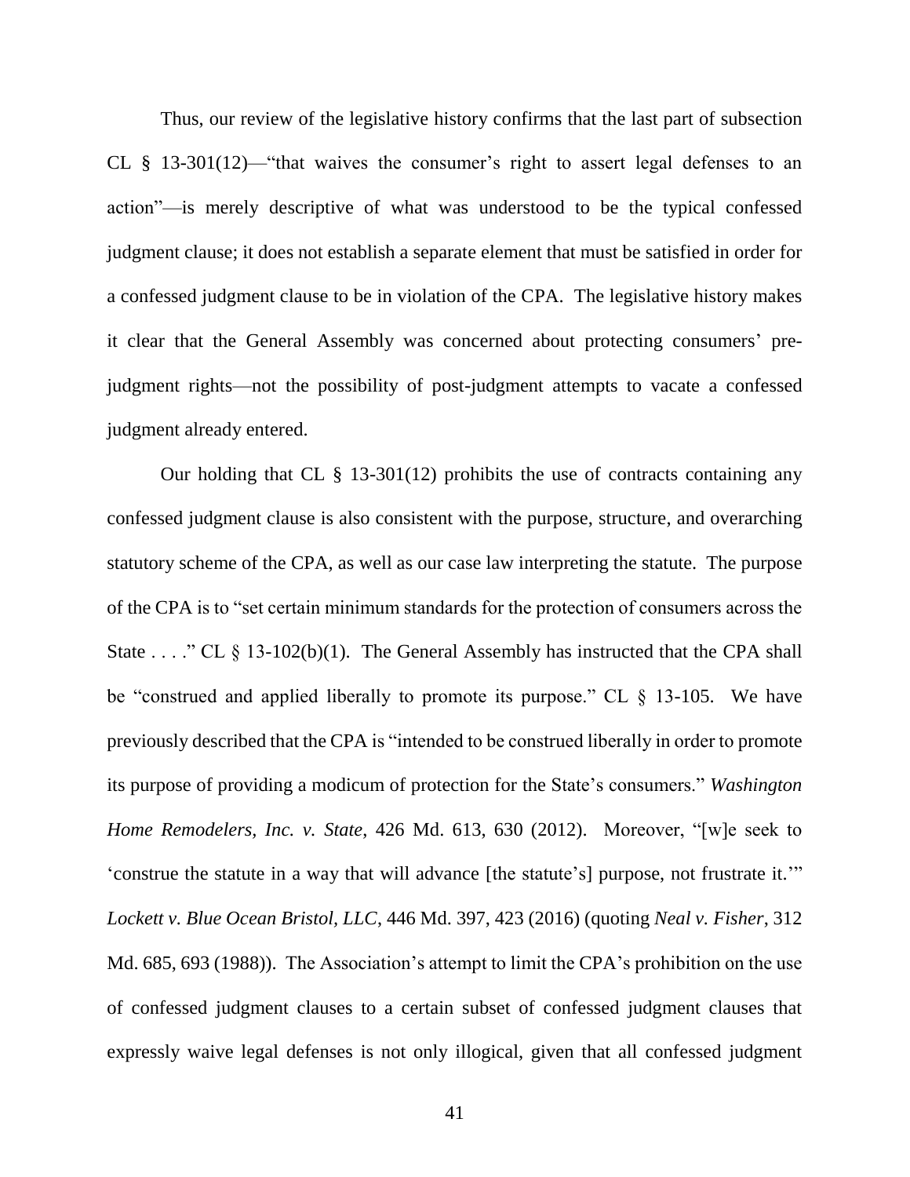Thus, our review of the legislative history confirms that the last part of subsection CL § 13-301(12)—"that waives the consumer's right to assert legal defenses to an action"—is merely descriptive of what was understood to be the typical confessed judgment clause; it does not establish a separate element that must be satisfied in order for a confessed judgment clause to be in violation of the CPA. The legislative history makes it clear that the General Assembly was concerned about protecting consumers' pre-judgment rights—not the possibility of post-judgment attempts to vacate a confessed judgment already entered.

Our holding that CL § 13-301(12) prohibits the use of contracts containing any confessed judgment clause is also consistent with the purpose, structure, and overarching statutory scheme of the CPA, as well as our case law interpreting the statute. The purpose of the CPA is to "set certain minimum standards for the protection of consumers across the State . . . ." CL § 13-102(b)(1). The General Assembly has instructed that the CPA shall be "construed and applied liberally to promote its purpose." CL § 13-105. We have previously described that the CPA is "intended to be construed liberally in order to promote its purpose of providing a modicum of protection for the State's consumers." *Washington Home Remodelers, Inc. v. State*, 426 Md. 613, 630 (2012). Moreover, "[w]e seek to 'construe the statute in a way that will advance [the statute's] purpose, not frustrate it.'" *Lockett v. Blue Ocean Bristol, LLC*, 446 Md. 397, 423 (2016) (quoting *Neal v. Fisher*, 312 Md. 685, 693 (1988)). The Association's attempt to limit the CPA's prohibition on the use of confessed judgment clauses to a certain subset of confessed judgment clauses that expressly waive legal defenses is not only illogical, given that all confessed judgment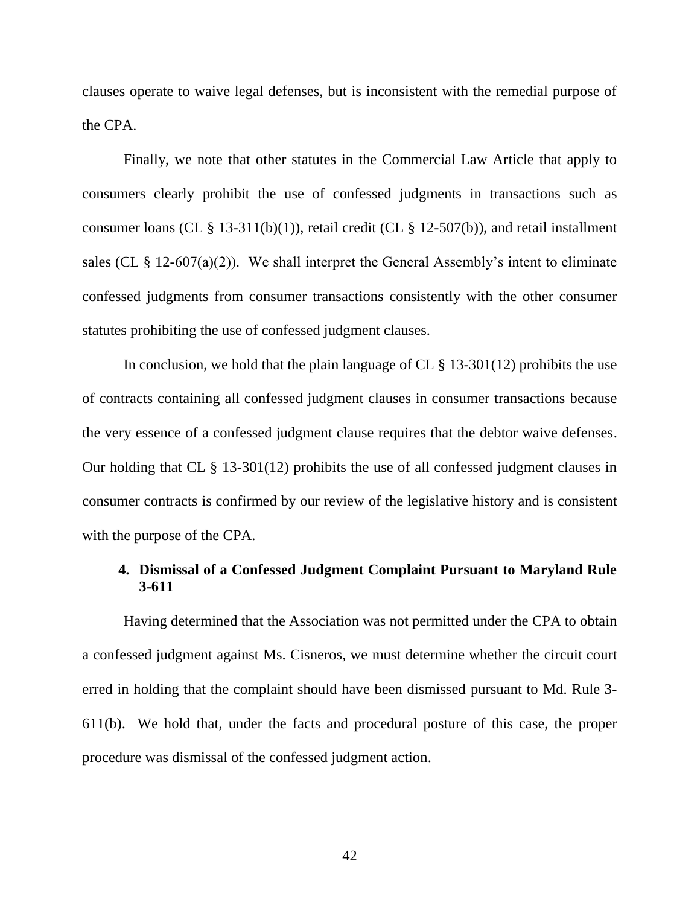clauses operate to waive legal defenses, but is inconsistent with the remedial purpose of the CPA.

Finally, we note that other statutes in the Commercial Law Article that apply to consumers clearly prohibit the use of confessed judgments in transactions such as consumer loans (CL § 13-311(b)(1)), retail credit (CL § 12-507(b)), and retail installment sales (CL § 12-607(a)(2)). We shall interpret the General Assembly's intent to eliminate confessed judgments from consumer transactions consistently with the other consumer statutes prohibiting the use of confessed judgment clauses.

In conclusion, we hold that the plain language of CL § 13-301(12) prohibits the use of contracts containing all confessed judgment clauses in consumer transactions because the very essence of a confessed judgment clause requires that the debtor waive defenses. Our holding that CL § 13-301(12) prohibits the use of all confessed judgment clauses in consumer contracts is confirmed by our review of the legislative history and is consistent with the purpose of the CPA.

### 4. Dismissal of a Confessed Judgment Complaint Pursuant to Maryland Rule 3-611

Having determined that the Association was not permitted under the CPA to obtain a confessed judgment against Ms. Cisneros, we must determine whether the circuit court erred in holding that the complaint should have been dismissed pursuant to Md. Rule 3-611(b). We hold that, under the facts and procedural posture of this case, the proper procedure was dismissal of the confessed judgment action.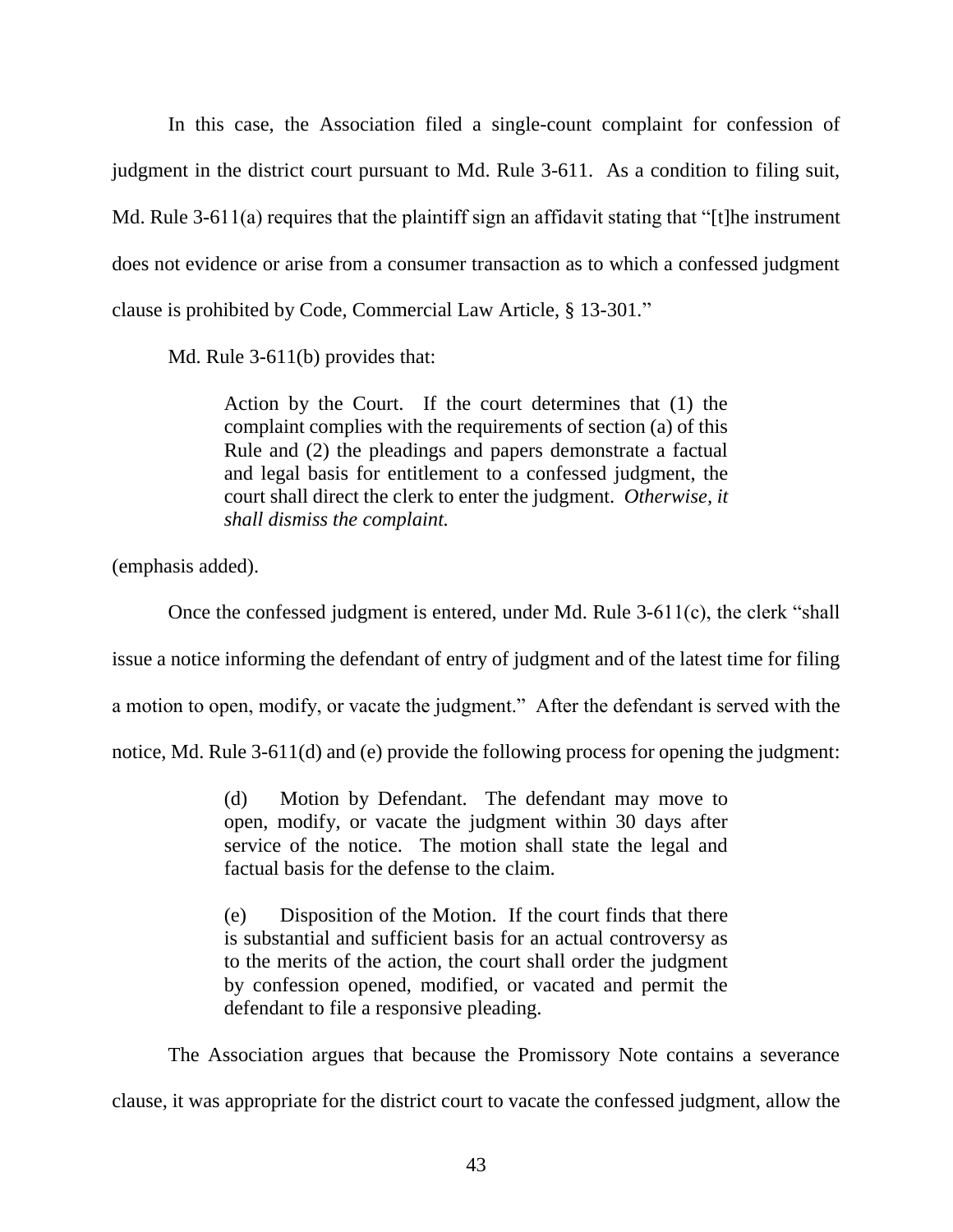In this case, the Association filed a single-count complaint for confession of judgment in the district court pursuant to Md. Rule 3-611. As a condition to filing suit, Md. Rule 3-611(a) requires that the plaintiff sign an affidavit stating that "[t]he instrument does not evidence or arise from a consumer transaction as to which a confessed judgment clause is prohibited by Code, Commercial Law Article, § 13-301."

Md. Rule 3-611(b) provides that:

> Action by the Court. If the court determines that (1) the complaint complies with the requirements of section (a) of this Rule and (2) the pleadings and papers demonstrate a factual and legal basis for entitlement to a confessed judgment, the court shall direct the clerk to enter the judgment. *Otherwise, it shall dismiss the complaint.*

(emphasis added).

Once the confessed judgment is entered, under Md. Rule 3-611(c), the clerk "shall issue a notice informing the defendant of entry of judgment and of the latest time for filing a motion to open, modify, or vacate the judgment." After the defendant is served with the notice, Md. Rule 3-611(d) and (e) provide the following process for opening the judgment:

> (d) Motion by Defendant. The defendant may move to open, modify, or vacate the judgment within 30 days after service of the notice. The motion shall state the legal and factual basis for the defense to the claim.
>
> (e) Disposition of the Motion. If the court finds that there is substantial and sufficient basis for an actual controversy as to the merits of the action, the court shall order the judgment by confession opened, modified, or vacated and permit the defendant to file a responsive pleading.

The Association argues that because the Promissory Note contains a severance clause, it was appropriate for the district court to vacate the confessed judgment, allow the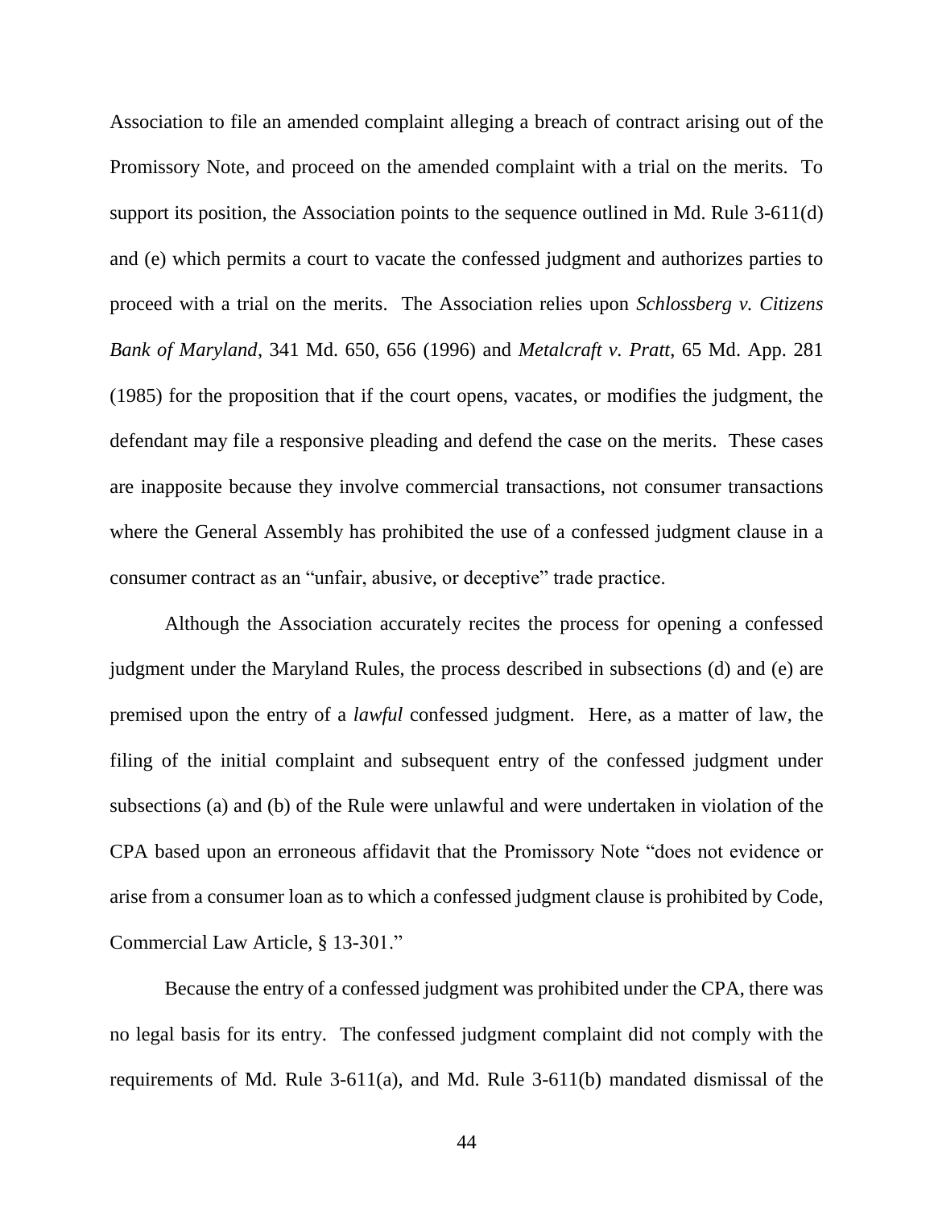Association to file an amended complaint alleging a breach of contract arising out of the Promissory Note, and proceed on the amended complaint with a trial on the merits. To support its position, the Association points to the sequence outlined in Md. Rule 3-611(d) and (e) which permits a court to vacate the confessed judgment and authorizes parties to proceed with a trial on the merits. The Association relies upon *Schlossberg v. Citizens Bank of Maryland*, 341 Md. 650, 656 (1996) and *Metalcraft v. Pratt*, 65 Md. App. 281 (1985) for the proposition that if the court opens, vacates, or modifies the judgment, the defendant may file a responsive pleading and defend the case on the merits. These cases are inapposite because they involve commercial transactions, not consumer transactions where the General Assembly has prohibited the use of a confessed judgment clause in a consumer contract as an "unfair, abusive, or deceptive" trade practice.

Although the Association accurately recites the process for opening a confessed judgment under the Maryland Rules, the process described in subsections (d) and (e) are premised upon the entry of a *lawful* confessed judgment. Here, as a matter of law, the filing of the initial complaint and subsequent entry of the confessed judgment under subsections (a) and (b) of the Rule were unlawful and were undertaken in violation of the CPA based upon an erroneous affidavit that the Promissory Note "does not evidence or arise from a consumer loan as to which a confessed judgment clause is prohibited by Code, Commercial Law Article, § 13-301."

Because the entry of a confessed judgment was prohibited under the CPA, there was no legal basis for its entry. The confessed judgment complaint did not comply with the requirements of Md. Rule 3-611(a), and Md. Rule 3-611(b) mandated dismissal of the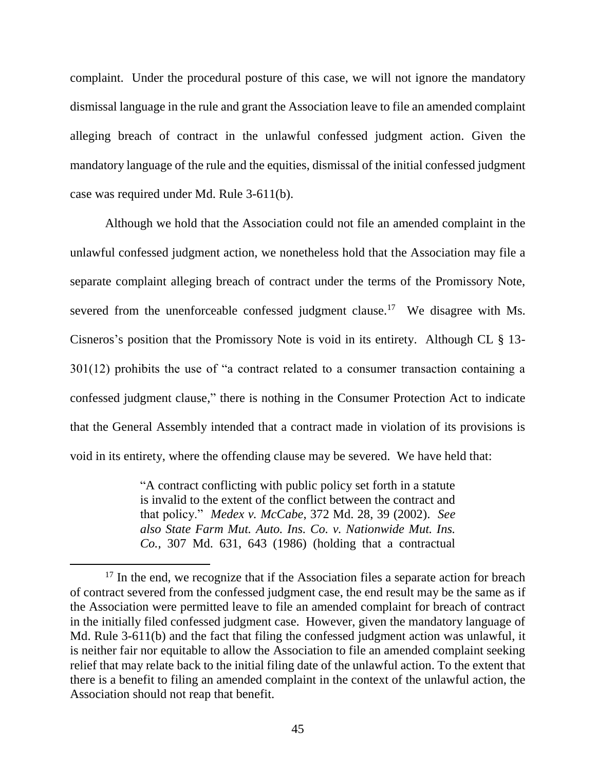complaint. Under the procedural posture of this case, we will not ignore the mandatory dismissal language in the rule and grant the Association leave to file an amended complaint alleging breach of contract in the unlawful confessed judgment action. Given the mandatory language of the rule and the equities, dismissal of the initial confessed judgment case was required under Md. Rule 3-611(b).

Although we hold that the Association could not file an amended complaint in the unlawful confessed judgment action, we nonetheless hold that the Association may file a separate complaint alleging breach of contract under the terms of the Promissory Note, severed from the unenforceable confessed judgment clause.[17] We disagree with Ms. Cisneros's position that the Promissory Note is void in its entirety. Although CL § 13-301(12) prohibits the use of "a contract related to a consumer transaction containing a confessed judgment clause," there is nothing in the Consumer Protection Act to indicate that the General Assembly intended that a contract made in violation of its provisions is void in its entirety, where the offending clause may be severed. We have held that:

> "A contract conflicting with public policy set forth in a statute is invalid to the extent of the conflict between the contract and that policy." *Medex v. McCabe*, 372 Md. 28, 39 (2002). *See also State Farm Mut. Auto. Ins. Co. v. Nationwide Mut. Ins. Co.*, 307 Md. 631, 643 (1986) (holding that a contractual

[17] In the end, we recognize that if the Association files a separate action for breach of contract severed from the confessed judgment case, the end result may be the same as if the Association were permitted leave to file an amended complaint for breach of contract in the initially filed confessed judgment case. However, given the mandatory language of Md. Rule 3-611(b) and the fact that filing the confessed judgment action was unlawful, it is neither fair nor equitable to allow the Association to file an amended complaint seeking relief that may relate back to the initial filing date of the unlawful action. To the extent that there is a benefit to filing an amended complaint in the context of the unlawful action, the Association should not reap that benefit.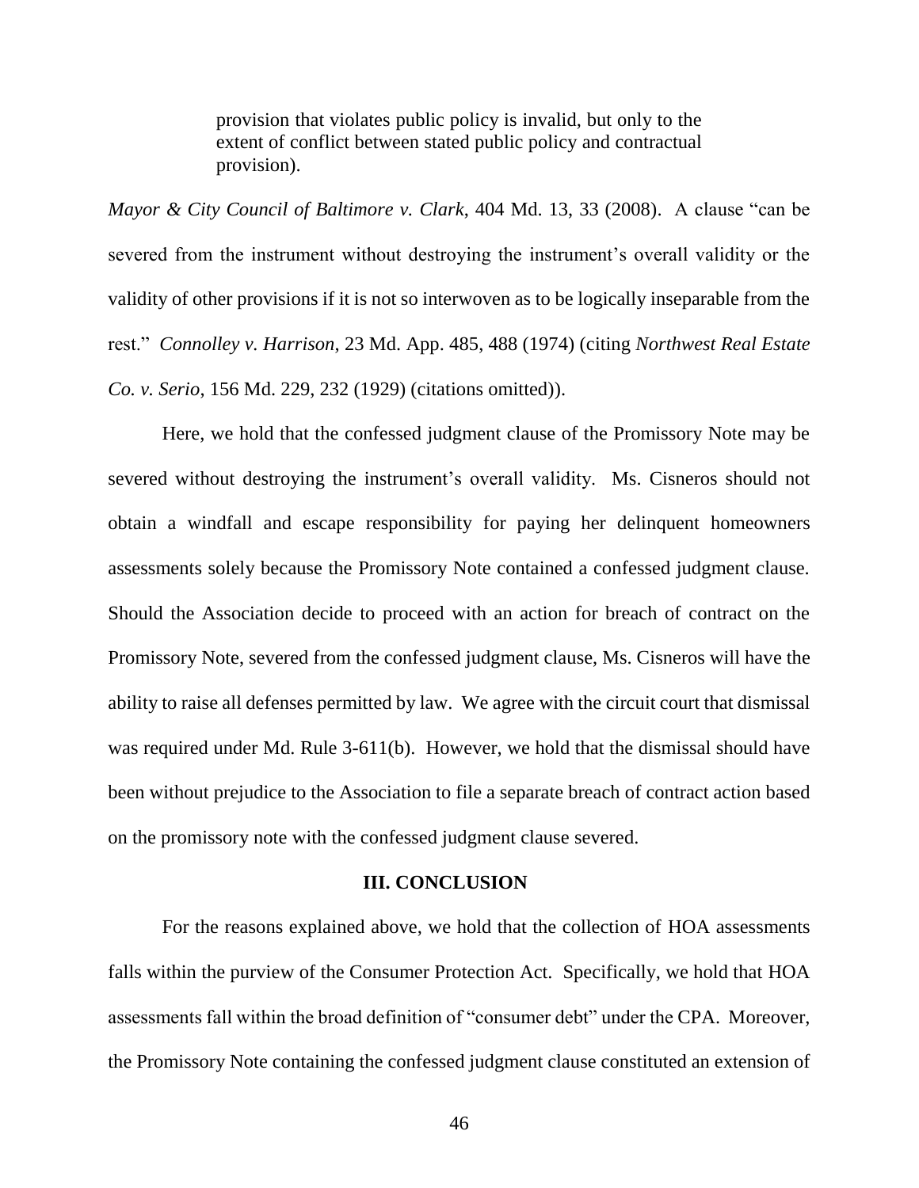> provision that violates public policy is invalid, but only to the extent of conflict between stated public policy and contractual provision).

*Mayor & City Council of Baltimore v. Clark*, 404 Md. 13, 33 (2008). A clause "can be severed from the instrument without destroying the instrument's overall validity or the validity of other provisions if it is not so interwoven as to be logically inseparable from the rest." *Connolley v. Harrison*, 23 Md. App. 485, 488 (1974) (citing *Northwest Real Estate Co. v. Serio*, 156 Md. 229, 232 (1929) (citations omitted)).

Here, we hold that the confessed judgment clause of the Promissory Note may be severed without destroying the instrument's overall validity. Ms. Cisneros should not obtain a windfall and escape responsibility for paying her delinquent homeowners assessments solely because the Promissory Note contained a confessed judgment clause. Should the Association decide to proceed with an action for breach of contract on the Promissory Note, severed from the confessed judgment clause, Ms. Cisneros will have the ability to raise all defenses permitted by law. We agree with the circuit court that dismissal was required under Md. Rule 3-611(b). However, we hold that the dismissal should have been without prejudice to the Association to file a separate breach of contract action based on the promissory note with the confessed judgment clause severed.

## III. CONCLUSION

For the reasons explained above, we hold that the collection of HOA assessments falls within the purview of the Consumer Protection Act. Specifically, we hold that HOA assessments fall within the broad definition of "consumer debt" under the CPA. Moreover, the Promissory Note containing the confessed judgment clause constituted an extension of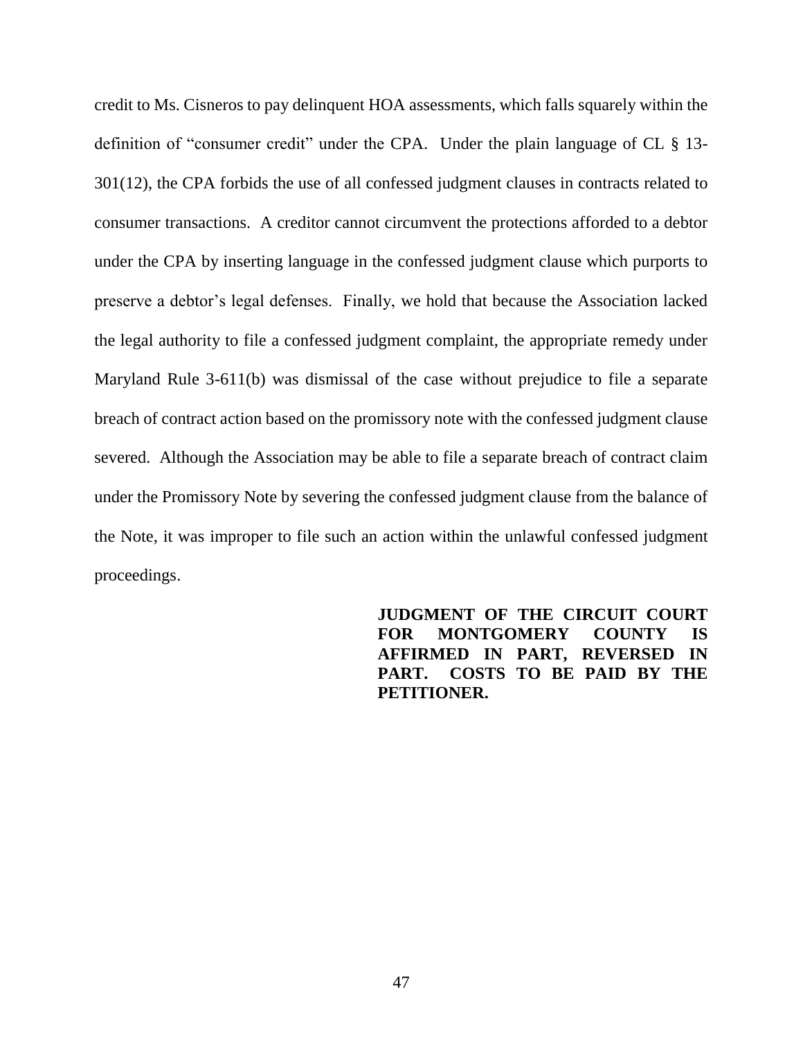credit to Ms. Cisneros to pay delinquent HOA assessments, which falls squarely within the definition of "consumer credit" under the CPA. Under the plain language of CL § 13-301(12), the CPA forbids the use of all confessed judgment clauses in contracts related to consumer transactions. A creditor cannot circumvent the protections afforded to a debtor under the CPA by inserting language in the confessed judgment clause which purports to preserve a debtor's legal defenses. Finally, we hold that because the Association lacked the legal authority to file a confessed judgment complaint, the appropriate remedy under Maryland Rule 3-611(b) was dismissal of the case without prejudice to file a separate breach of contract action based on the promissory note with the confessed judgment clause severed. Although the Association may be able to file a separate breach of contract claim under the Promissory Note by severing the confessed judgment clause from the balance of the Note, it was improper to file such an action within the unlawful confessed judgment proceedings.

**JUDGMENT OF THE CIRCUIT COURT FOR MONTGOMERY COUNTY IS AFFIRMED IN PART, REVERSED IN PART. COSTS TO BE PAID BY THE PETITIONER.**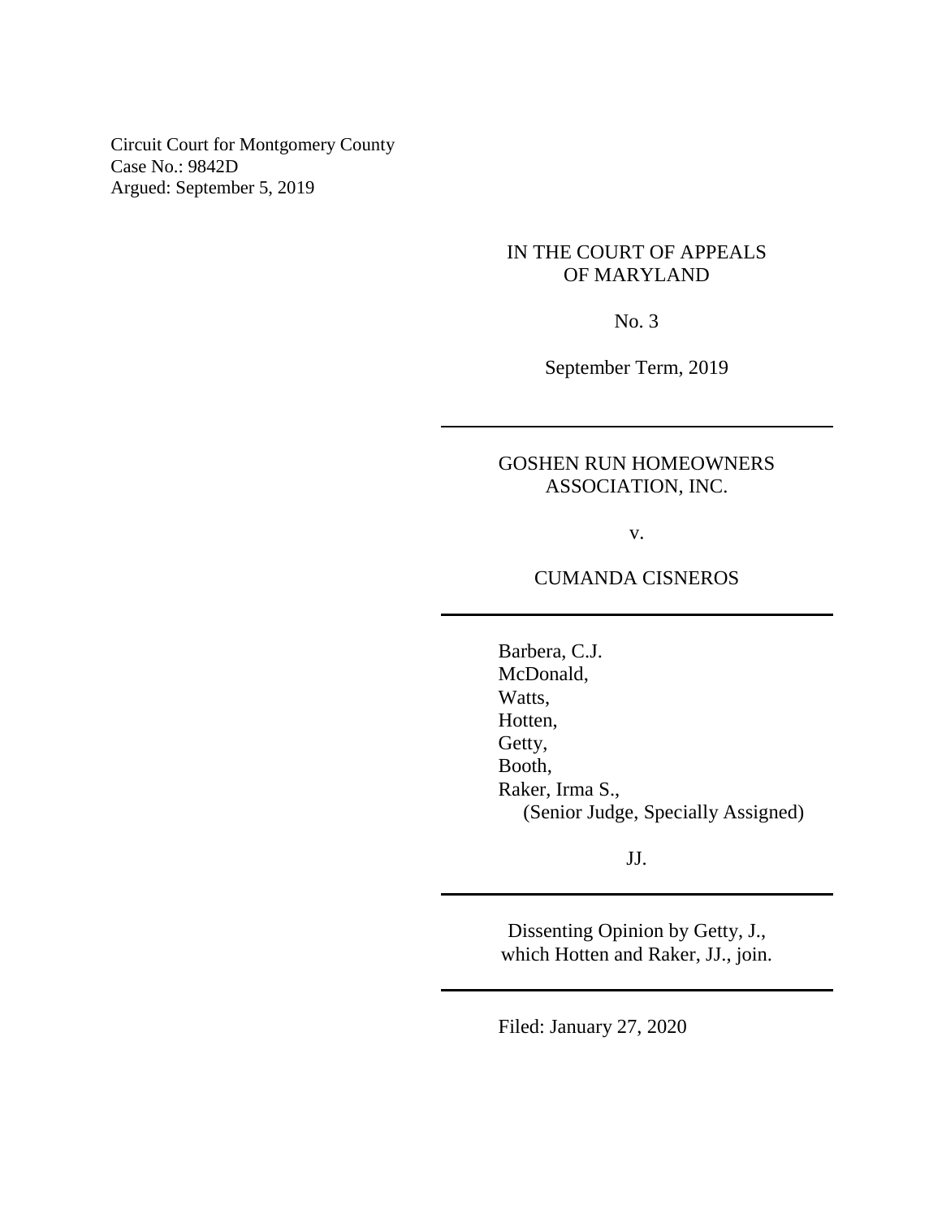Circuit Court for Montgomery County
Case No.: 9842D
Argued: September 5, 2019

IN THE COURT OF APPEALS
OF MARYLAND

No. 3

September Term, 2019

---

GOSHEN RUN HOMEOWNERS
ASSOCIATION, INC.

v.

CUMANDA CISNEROS

---

Barbera, C.J.
McDonald,
Watts,
Hotten,
Getty,
Booth,
Raker, Irma S.,
(Senior Judge, Specially Assigned)

JJ.

---

Dissenting Opinion by Getty, J.,
which Hotten and Raker, JJ., join.

---

Filed: January 27, 2020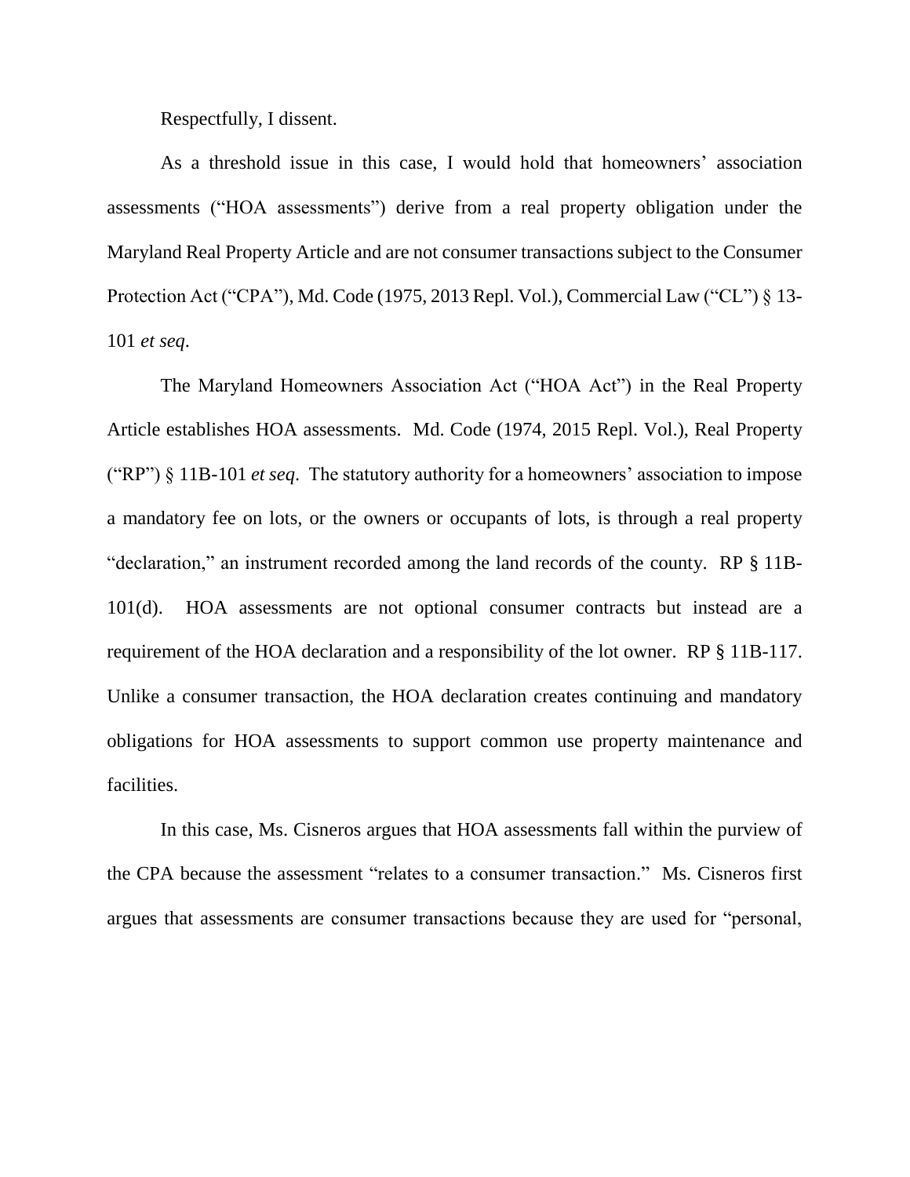Respectfully, I dissent.

As a threshold issue in this case, I would hold that homeowners' association assessments ("HOA assessments") derive from a real property obligation under the Maryland Real Property Article and are not consumer transactions subject to the Consumer Protection Act ("CPA"), Md. Code (1975, 2013 Repl. Vol.), Commercial Law ("CL") § 13-101 *et seq*.

The Maryland Homeowners Association Act ("HOA Act") in the Real Property Article establishes HOA assessments. Md. Code (1974, 2015 Repl. Vol.), Real Property ("RP") § 11B-101 *et seq*. The statutory authority for a homeowners' association to impose a mandatory fee on lots, or the owners or occupants of lots, is through a real property "declaration," an instrument recorded among the land records of the county. RP § 11B-101(d). HOA assessments are not optional consumer contracts but instead are a requirement of the HOA declaration and a responsibility of the lot owner. RP § 11B-117. Unlike a consumer transaction, the HOA declaration creates continuing and mandatory obligations for HOA assessments to support common use property maintenance and facilities.

In this case, Ms. Cisneros argues that HOA assessments fall within the purview of the CPA because the assessment "relates to a consumer transaction." Ms. Cisneros first argues that assessments are consumer transactions because they are used for "personal,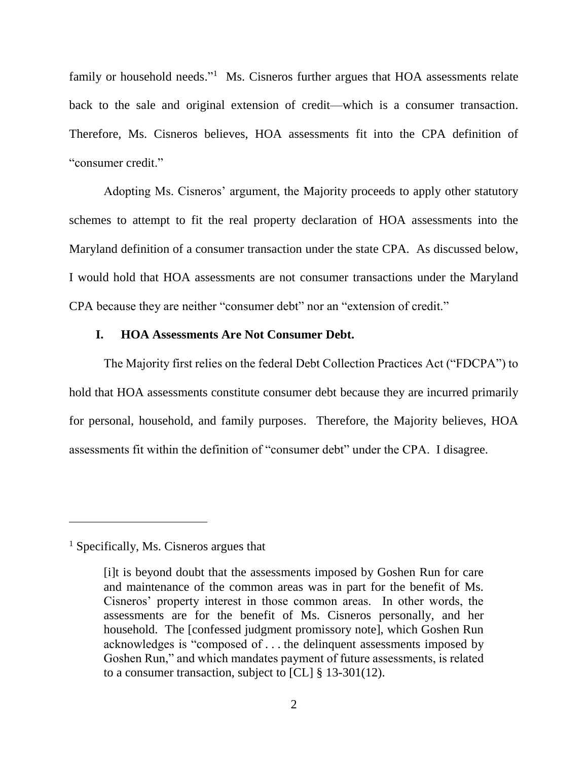family or household needs."[1] Ms. Cisneros further argues that HOA assessments relate back to the sale and original extension of credit—which is a consumer transaction. Therefore, Ms. Cisneros believes, HOA assessments fit into the CPA definition of "consumer credit."

Adopting Ms. Cisneros' argument, the Majority proceeds to apply other statutory schemes to attempt to fit the real property declaration of HOA assessments into the Maryland definition of a consumer transaction under the state CPA. As discussed below, I would hold that HOA assessments are not consumer transactions under the Maryland CPA because they are neither "consumer debt" nor an "extension of credit."

## I. HOA Assessments Are Not Consumer Debt.

The Majority first relies on the federal Debt Collection Practices Act ("FDCPA") to hold that HOA assessments constitute consumer debt because they are incurred primarily for personal, household, and family purposes. Therefore, the Majority believes, HOA assessments fit within the definition of "consumer debt" under the CPA. I disagree.

---

[1] Specifically, Ms. Cisneros argues that

> [i]t is beyond doubt that the assessments imposed by Goshen Run for care and maintenance of the common areas was in part for the benefit of Ms. Cisneros' property interest in those common areas. In other words, the assessments are for the benefit of Ms. Cisneros personally, and her household. The [confessed judgment promissory note], which Goshen Run acknowledges is "composed of . . . the delinquent assessments imposed by Goshen Run," and which mandates payment of future assessments, is related to a consumer transaction, subject to [CL] § 13-301(12).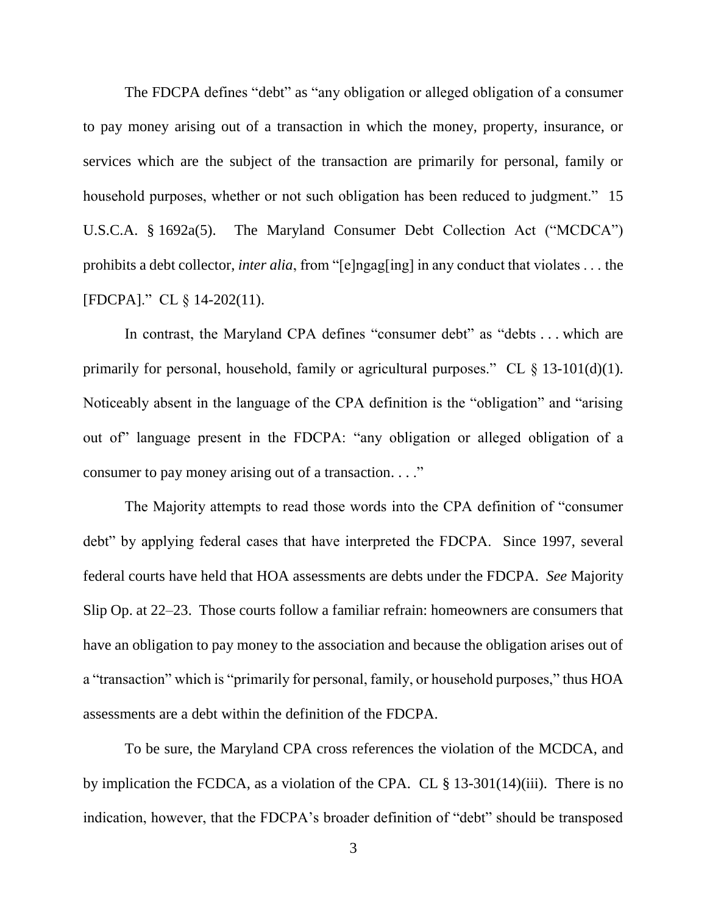The FDCPA defines "debt" as "any obligation or alleged obligation of a consumer to pay money arising out of a transaction in which the money, property, insurance, or services which are the subject of the transaction are primarily for personal, family or household purposes, whether or not such obligation has been reduced to judgment." 15 U.S.C.A. § 1692a(5). The Maryland Consumer Debt Collection Act ("MCDCA") prohibits a debt collector, *inter alia*, from "[e]ngag[ing] in any conduct that violates . . . the [FDCPA]." CL § 14-202(11).

In contrast, the Maryland CPA defines "consumer debt" as "debts . . . which are primarily for personal, household, family or agricultural purposes." CL § 13-101(d)(1). Noticeably absent in the language of the CPA definition is the "obligation" and "arising out of" language present in the FDCPA: "any obligation or alleged obligation of a consumer to pay money arising out of a transaction. . . ."

The Majority attempts to read those words into the CPA definition of "consumer debt" by applying federal cases that have interpreted the FDCPA. Since 1997, several federal courts have held that HOA assessments are debts under the FDCPA. *See* Majority Slip Op. at 22–23. Those courts follow a familiar refrain: homeowners are consumers that have an obligation to pay money to the association and because the obligation arises out of a "transaction" which is "primarily for personal, family, or household purposes," thus HOA assessments are a debt within the definition of the FDCPA.

To be sure, the Maryland CPA cross references the violation of the MCDCA, and by implication the FCDCA, as a violation of the CPA. CL § 13-301(14)(iii). There is no indication, however, that the FDCPA's broader definition of "debt" should be transposed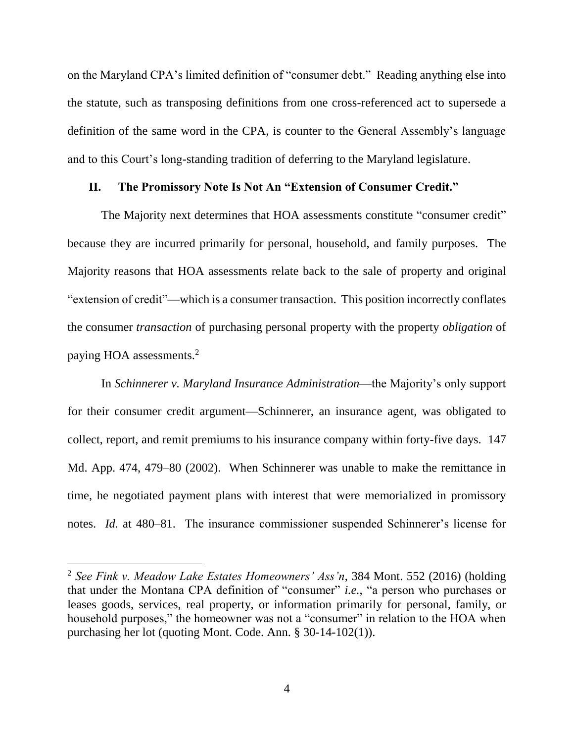on the Maryland CPA's limited definition of "consumer debt." Reading anything else into the statute, such as transposing definitions from one cross-referenced act to supersede a definition of the same word in the CPA, is counter to the General Assembly's language and to this Court's long-standing tradition of deferring to the Maryland legislature.

## II. The Promissory Note Is Not An "Extension of Consumer Credit."

The Majority next determines that HOA assessments constitute "consumer credit" because they are incurred primarily for personal, household, and family purposes. The Majority reasons that HOA assessments relate back to the sale of property and original "extension of credit"—which is a consumer transaction. This position incorrectly conflates the consumer *transaction* of purchasing personal property with the property *obligation* of paying HOA assessments.[2]

In *Schinnerer v. Maryland Insurance Administration*—the Majority's only support for their consumer credit argument—Schinnerer, an insurance agent, was obligated to collect, report, and remit premiums to his insurance company within forty-five days. 147 Md. App. 474, 479–80 (2002). When Schinnerer was unable to make the remittance in time, he negotiated payment plans with interest that were memorialized in promissory notes. *Id.* at 480–81. The insurance commissioner suspended Schinnerer's license for

---

[2] *See Fink v. Meadow Lake Estates Homeowners' Ass'n*, 384 Mont. 552 (2016) (holding that under the Montana CPA definition of "consumer" *i.e.*, "a person who purchases or leases goods, services, real property, or information primarily for personal, family, or household purposes," the homeowner was not a "consumer" in relation to the HOA when purchasing her lot (quoting Mont. Code. Ann. § 30-14-102(1)).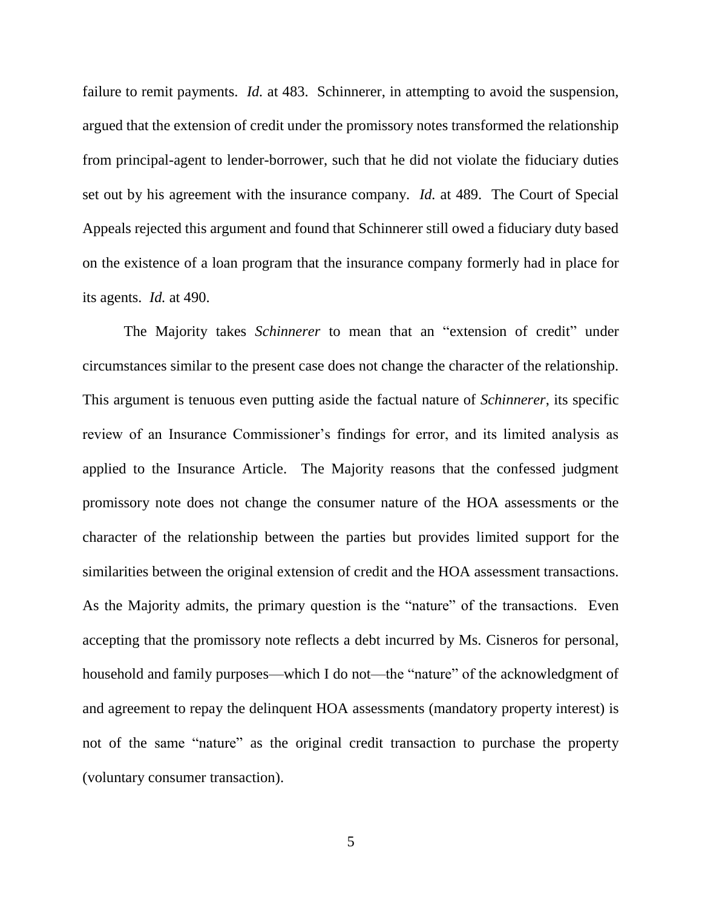failure to remit payments. *Id.* at 483. Schinnerer, in attempting to avoid the suspension, argued that the extension of credit under the promissory notes transformed the relationship from principal-agent to lender-borrower, such that he did not violate the fiduciary duties set out by his agreement with the insurance company. *Id.* at 489. The Court of Special Appeals rejected this argument and found that Schinnerer still owed a fiduciary duty based on the existence of a loan program that the insurance company formerly had in place for its agents. *Id.* at 490.

The Majority takes *Schinnerer* to mean that an "extension of credit" under circumstances similar to the present case does not change the character of the relationship. This argument is tenuous even putting aside the factual nature of *Schinnerer*, its specific review of an Insurance Commissioner's findings for error, and its limited analysis as applied to the Insurance Article. The Majority reasons that the confessed judgment promissory note does not change the consumer nature of the HOA assessments or the character of the relationship between the parties but provides limited support for the similarities between the original extension of credit and the HOA assessment transactions. As the Majority admits, the primary question is the "nature" of the transactions. Even accepting that the promissory note reflects a debt incurred by Ms. Cisneros for personal, household and family purposes—which I do not—the "nature" of the acknowledgment of and agreement to repay the delinquent HOA assessments (mandatory property interest) is not of the same "nature" as the original credit transaction to purchase the property (voluntary consumer transaction).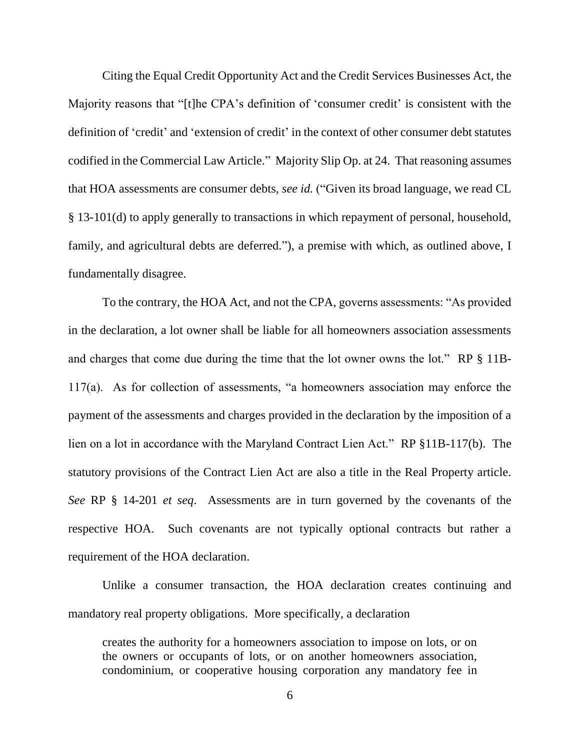Citing the Equal Credit Opportunity Act and the Credit Services Businesses Act, the Majority reasons that "[t]he CPA's definition of 'consumer credit' is consistent with the definition of 'credit' and 'extension of credit' in the context of other consumer debt statutes codified in the Commercial Law Article." Majority Slip Op. at 24. That reasoning assumes that HOA assessments are consumer debts, *see id.* ("Given its broad language, we read CL § 13-101(d) to apply generally to transactions in which repayment of personal, household, family, and agricultural debts are deferred."), a premise with which, as outlined above, I fundamentally disagree.

To the contrary, the HOA Act, and not the CPA, governs assessments: "As provided in the declaration, a lot owner shall be liable for all homeowners association assessments and charges that come due during the time that the lot owner owns the lot." RP § 11B-117(a). As for collection of assessments, "a homeowners association may enforce the payment of the assessments and charges provided in the declaration by the imposition of a lien on a lot in accordance with the Maryland Contract Lien Act." RP §11B-117(b). The statutory provisions of the Contract Lien Act are also a title in the Real Property article. *See* RP § 14-201 *et seq*. Assessments are in turn governed by the covenants of the respective HOA. Such covenants are not typically optional contracts but rather a requirement of the HOA declaration.

Unlike a consumer transaction, the HOA declaration creates continuing and mandatory real property obligations. More specifically, a declaration

> creates the authority for a homeowners association to impose on lots, or on the owners or occupants of lots, or on another homeowners association, condominium, or cooperative housing corporation any mandatory fee in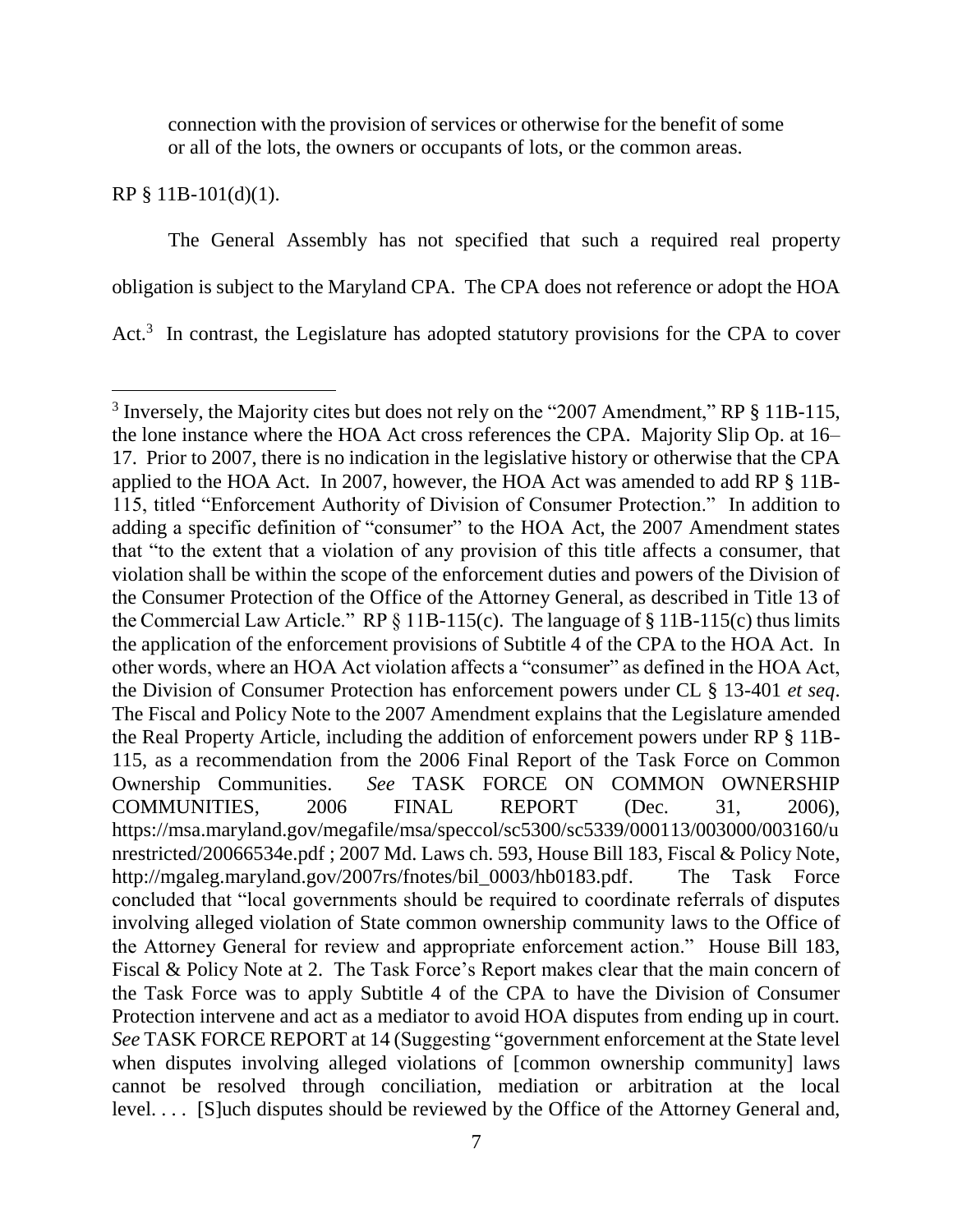> connection with the provision of services or otherwise for the benefit of some or all of the lots, the owners or occupants of lots, or the common areas.

RP § 11B-101(d)(1).

The General Assembly has not specified that such a required real property obligation is subject to the Maryland CPA. The CPA does not reference or adopt the HOA Act.[3] In contrast, the Legislature has adopted statutory provisions for the CPA to cover

---

[3] Inversely, the Majority cites but does not rely on the "2007 Amendment," RP § 11B-115, the lone instance where the HOA Act cross references the CPA. Majority Slip Op. at 16–17. Prior to 2007, there is no indication in the legislative history or otherwise that the CPA applied to the HOA Act. In 2007, however, the HOA Act was amended to add RP § 11B-115, titled "Enforcement Authority of Division of Consumer Protection." In addition to adding a specific definition of "consumer" to the HOA Act, the 2007 Amendment states that "to the extent that a violation of any provision of this title affects a consumer, that violation shall be within the scope of the enforcement duties and powers of the Division of the Consumer Protection of the Office of the Attorney General, as described in Title 13 of the Commercial Law Article." RP § 11B-115(c). The language of § 11B-115(c) thus limits the application of the enforcement provisions of Subtitle 4 of the CPA to the HOA Act. In other words, where an HOA Act violation affects a "consumer" as defined in the HOA Act, the Division of Consumer Protection has enforcement powers under CL § 13-401 *et seq*. The Fiscal and Policy Note to the 2007 Amendment explains that the Legislature amended the Real Property Article, including the addition of enforcement powers under RP § 11B-115, as a recommendation from the 2006 Final Report of the Task Force on Common Ownership Communities. *See* TASK FORCE ON COMMON OWNERSHIP COMMUNITIES, 2006 FINAL REPORT (Dec. 31, 2006), https://msa.maryland.gov/megafile/msa/speccol/sc5300/sc5339/000113/003000/003160/unrestricted/20066534e.pdf ; 2007 Md. Laws ch. 593, House Bill 183, Fiscal & Policy Note, http://mgaleg.maryland.gov/2007rs/fnotes/bil_0003/hb0183.pdf. The Task Force concluded that "local governments should be required to coordinate referrals of disputes involving alleged violation of State common ownership community laws to the Office of the Attorney General for review and appropriate enforcement action." House Bill 183, Fiscal & Policy Note at 2. The Task Force's Report makes clear that the main concern of the Task Force was to apply Subtitle 4 of the CPA to have the Division of Consumer Protection intervene and act as a mediator to avoid HOA disputes from ending up in court. *See* TASK FORCE REPORT at 14 (Suggesting "government enforcement at the State level when disputes involving alleged violations of [common ownership community] laws cannot be resolved through conciliation, mediation or arbitration at the local level. . . . [S]uch disputes should be reviewed by the Office of the Attorney General and,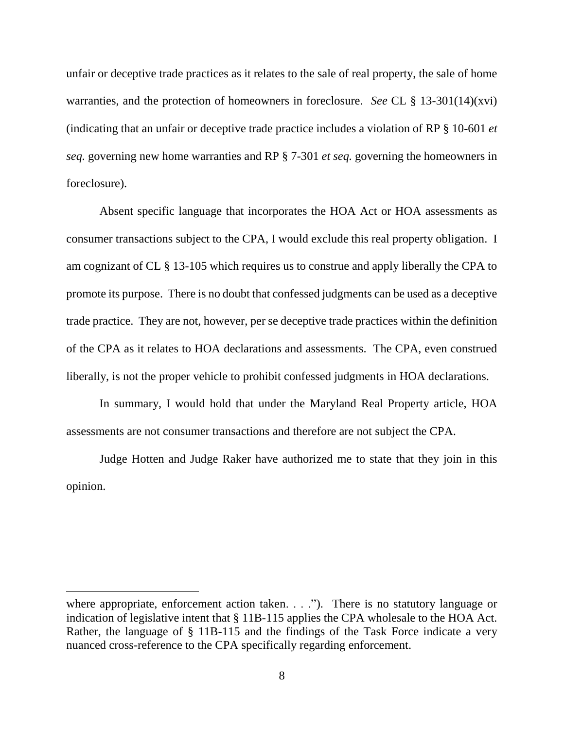unfair or deceptive trade practices as it relates to the sale of real property, the sale of home warranties, and the protection of homeowners in foreclosure. *See* CL § 13-301(14)(xvi) (indicating that an unfair or deceptive trade practice includes a violation of RP § 10-601 *et seq.* governing new home warranties and RP § 7-301 *et seq.* governing the homeowners in foreclosure).

Absent specific language that incorporates the HOA Act or HOA assessments as consumer transactions subject to the CPA, I would exclude this real property obligation. I am cognizant of CL § 13-105 which requires us to construe and apply liberally the CPA to promote its purpose. There is no doubt that confessed judgments can be used as a deceptive trade practice. They are not, however, per se deceptive trade practices within the definition of the CPA as it relates to HOA declarations and assessments. The CPA, even construed liberally, is not the proper vehicle to prohibit confessed judgments in HOA declarations.

In summary, I would hold that under the Maryland Real Property article, HOA assessments are not consumer transactions and therefore are not subject the CPA.

Judge Hotten and Judge Raker have authorized me to state that they join in this opinion.

---

where appropriate, enforcement action taken. . . ."). There is no statutory language or indication of legislative intent that § 11B-115 applies the CPA wholesale to the HOA Act. Rather, the language of § 11B-115 and the findings of the Task Force indicate a very nuanced cross-reference to the CPA specifically regarding enforcement.